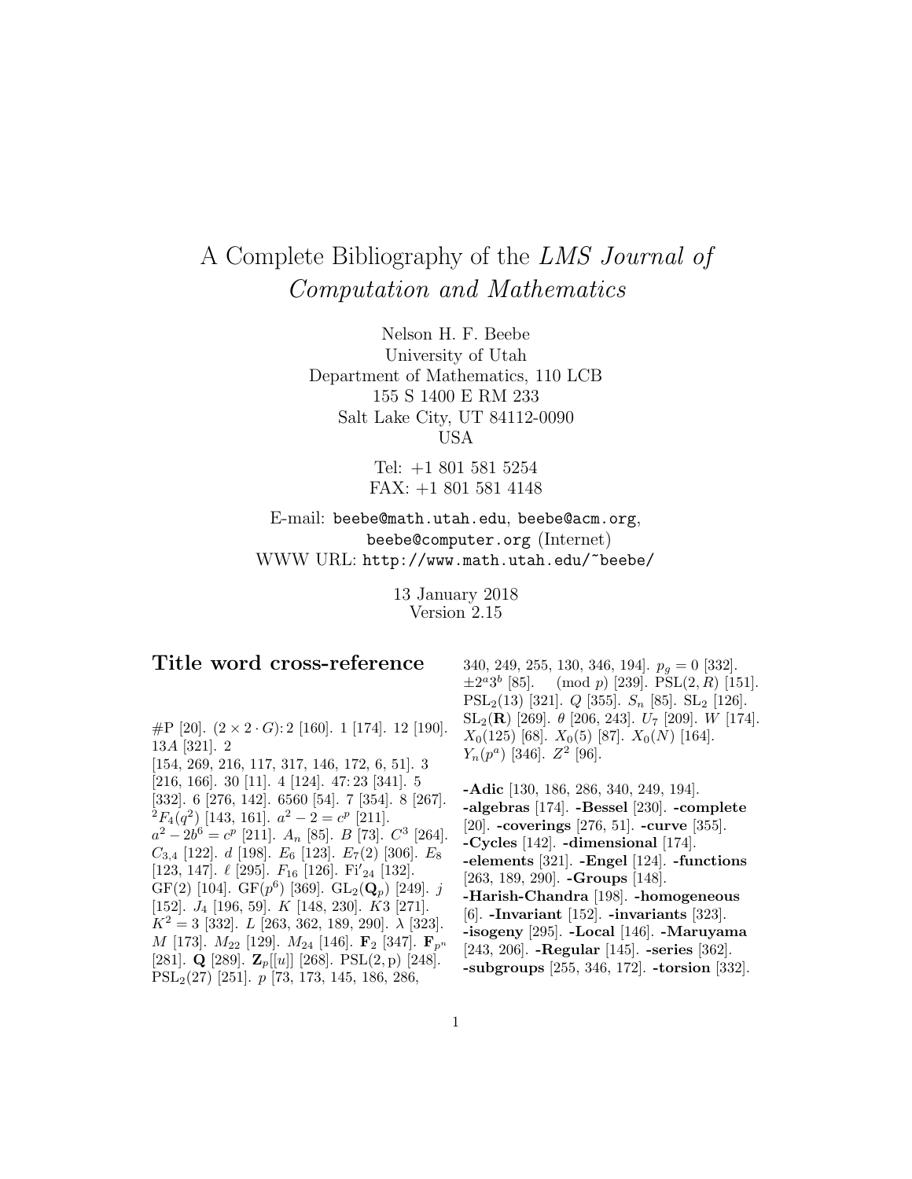# A Complete Bibliography of the *LMS Journal of Computation and Mathematics*

Nelson H. F. Beebe
University of Utah
Department of Mathematics, 110 LCB
155 S 1400 E RM 233
Salt Lake City, UT 84112-0090
USA

Tel: +1 801 581 5254
FAX: +1 801 581 4148

E-mail: `beebe@math.utah.edu`, `beebe@acm.org`, `beebe@computer.org` (Internet)
WWW URL: `http://www.math.utah.edu/~beebe/`

13 January 2018
Version 2.15

## Title word cross-reference

#P [20]. $(2 \times 2 \cdot G){:}2$ [160]. 1 [174]. 12 [190]. $13A$ [321]. 2 [154, 269, 216, 117, 317, 146, 172, 6, 51]. 3 [216, 166]. 30 [11]. 4 [124]. 47:23 [341]. 5 [332]. 6 [276, 142]. 6560 [54]. 7 [354]. 8 [267]. ${}^2F_4(q^2)$ [143, 161]. $a^2 - 2 = c^p$ [211]. $a^2 - 2b^6 = c^p$ [211]. $A_n$ [85]. $B$ [73]. $C^3$ [264]. $C_{3,4}$ [122]. $d$ [198]. $E_6$ [123]. $E_7(2)$ [306]. $E_8$ [123, 147]. $\ell$ [295]. $F_{16}$ [126]. $\mathrm{Fi}'_{24}$ [132]. GF(2) [104]. GF($p^6$) [369]. $\mathrm{GL}_2(\mathbf{Q}_p)$ [249]. $j$ [152]. $J_4$ [196, 59]. $K$ [148, 230]. $K3$ [271]. $K^2 = 3$ [332]. $L$ [263, 362, 189, 290]. $\lambda$ [323]. $M$ [173]. $M_{22}$ [129]. $M_{24}$ [146]. $\mathbf{F}_2$ [347]. $\mathbf{F}_{p^n}$ [281]. $\mathbf{Q}$ [289]. $\mathbf{Z}_p[[u]]$ [268]. PSL(2, p) [248]. $\mathrm{PSL}_2(27)$ [251]. $p$ [73, 173, 145, 186, 286, 340, 249, 255, 130, 346, 194]. $p_g = 0$ [332]. $\pm 2^a 3^b$ [85]. $\pmod p$ [239]. $\mathrm{PSL}(2, R)$ [151]. $\mathrm{PSL}_2(13)$ [321]. $Q$ [355]. $S_n$ [85]. $\mathrm{SL}_2$ [126]. $\mathrm{SL}_2(\mathbf{R})$ [269]. $\theta$ [206, 243]. $U_7$ [209]. $W$ [174]. $X_0(125)$ [68]. $X_0(5)$ [87]. $X_0(N)$ [164]. $Y_n(p^a)$ [346]. $Z^2$ [96].

**-Adic** [130, 186, 286, 340, 249, 194]. **-algebras** [174]. **-Bessel** [230]. **-complete** [20]. **-coverings** [276, 51]. **-curve** [355]. **-Cycles** [142]. **-dimensional** [174]. **-elements** [321]. **-Engel** [124]. **-functions** [263, 189, 290]. **-Groups** [148]. **-Harish-Chandra** [198]. **-homogeneous** [6]. **-Invariant** [152]. **-invariants** [323]. **-isogeny** [295]. **-Local** [146]. **-Maruyama** [243, 206]. **-Regular** [145]. **-series** [362]. **-subgroups** [255, 346, 172]. **-torsion** [332].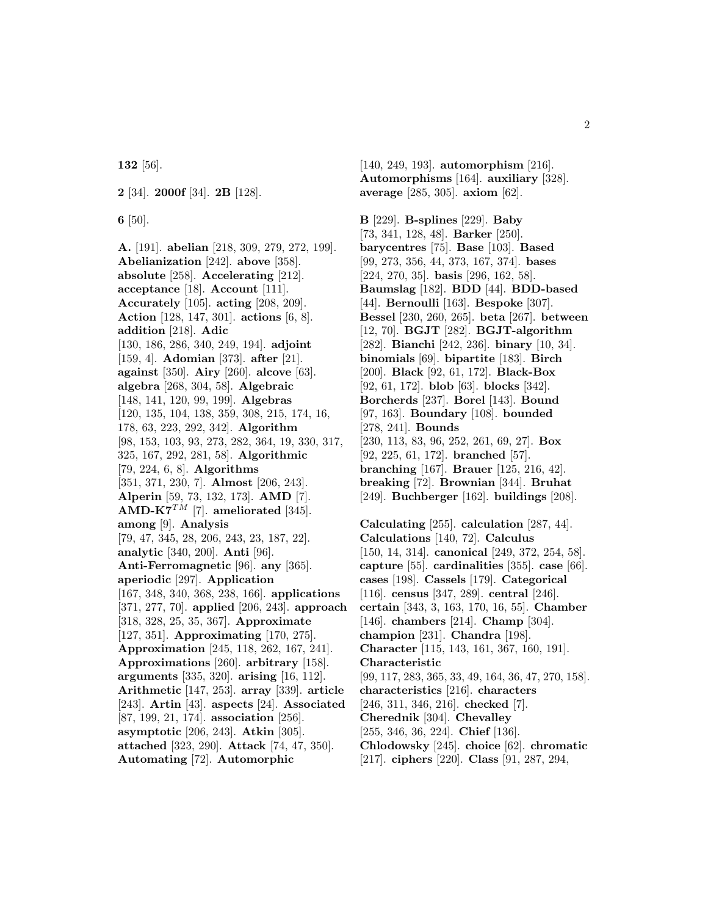**132** [56].

**2** [34]. **2000f** [34]. **2B** [128].

**6** [50].

**A.** [191]. **abelian** [218, 309, 279, 272, 199]. **Abelianization** [242]. **above** [358]. **absolute** [258]. **Accelerating** [212]. **acceptance** [18]. **Account** [111]. **Accurately** [105]. **acting** [208, 209]. **Action** [128, 147, 301]. **actions** [6, 8]. **addition** [218]. **Adic** [130, 186, 286, 340, 249, 194]. **adjoint** [159, 4]. **Adomian** [373]. **after** [21]. **against** [350]. **Airy** [260]. **alcove** [63]. **algebra** [268, 304, 58]. **Algebraic** [148, 141, 120, 99, 199]. **Algebras** [120, 135, 104, 138, 359, 308, 215, 174, 16, 178, 63, 223, 292, 342]. **Algorithm** [98, 153, 103, 93, 273, 282, 364, 19, 330, 317, 325, 167, 292, 281, 58]. **Algorithmic** [79, 224, 6, 8]. **Algorithms** [351, 371, 230, 7]. **Almost** [206, 243]. **Alperin** [59, 73, 132, 173]. **AMD** [7]. **AMD-K7**$^{TM}$ [7]. **ameliorated** [345]. **among** [9]. **Analysis** [79, 47, 345, 28, 206, 243, 23, 187, 22]. **analytic** [340, 200]. **Anti** [96]. **Anti-Ferromagnetic** [96]. **any** [365]. **aperiodic** [297]. **Application** [167, 348, 340, 368, 238, 166]. **applications** [371, 277, 70]. **applied** [206, 243]. **approach** [318, 328, 25, 35, 367]. **Approximate** [127, 351]. **Approximating** [170, 275]. **Approximation** [245, 118, 262, 167, 241]. **Approximations** [260]. **arbitrary** [158]. **arguments** [335, 320]. **arising** [16, 112]. **Arithmetic** [147, 253]. **array** [339]. **article** [243]. **Artin** [43]. **aspects** [24]. **Associated** [87, 199, 21, 174]. **association** [256]. **asymptotic** [206, 243]. **Atkin** [305]. **attached** [323, 290]. **Attack** [74, 47, 350]. **Automating** [72]. **Automorphic** [140, 249, 193]. **automorphism** [216]. **Automorphisms** [164]. **auxiliary** [328]. **average** [285, 305]. **axiom** [62].

**B** [229]. **B-splines** [229]. **Baby** [73, 341, 128, 48]. **Barker** [250]. **barycentres** [75]. **Base** [103]. **Based** [99, 273, 356, 44, 373, 167, 374]. **bases** [224, 270, 35]. **basis** [296, 162, 58]. **Baumslag** [182]. **BDD** [44]. **BDD-based** [44]. **Bernoulli** [163]. **Bespoke** [307]. **Bessel** [230, 260, 265]. **beta** [267]. **between** [12, 70]. **BGJT** [282]. **BGJT-algorithm** [282]. **Bianchi** [242, 236]. **binary** [10, 34]. **binomials** [69]. **bipartite** [183]. **Birch** [200]. **Black** [92, 61, 172]. **Black-Box** [92, 61, 172]. **blob** [63]. **blocks** [342]. **Borcherds** [237]. **Borel** [143]. **Bound** [97, 163]. **Boundary** [108]. **bounded** [278, 241]. **Bounds** [230, 113, 83, 96, 252, 261, 69, 27]. **Box** [92, 225, 61, 172]. **branched** [57]. **branching** [167]. **Brauer** [125, 216, 42]. **breaking** [72]. **Brownian** [344]. **Bruhat** [249]. **Buchberger** [162]. **buildings** [208].

**Calculating** [255]. **calculation** [287, 44]. **Calculations** [140, 72]. **Calculus** [150, 14, 314]. **canonical** [249, 372, 254, 58]. **capture** [55]. **cardinalities** [355]. **case** [66]. **cases** [198]. **Cassels** [179]. **Categorical** [116]. **census** [347, 289]. **central** [246]. **certain** [343, 3, 163, 170, 16, 55]. **Chamber** [146]. **chambers** [214]. **Champ** [304]. **champion** [231]. **Chandra** [198]. **Character** [115, 143, 161, 367, 160, 191]. **Characteristic** [99, 117, 283, 365, 33, 49, 164, 36, 47, 270, 158]. **characteristics** [216]. **characters** [246, 311, 346, 216]. **checked** [7]. **Cherednik** [304]. **Chevalley** [255, 346, 36, 224]. **Chief** [136]. **Chlodowsky** [245]. **choice** [62]. **chromatic** [217]. **ciphers** [220]. **Class** [91, 287, 294,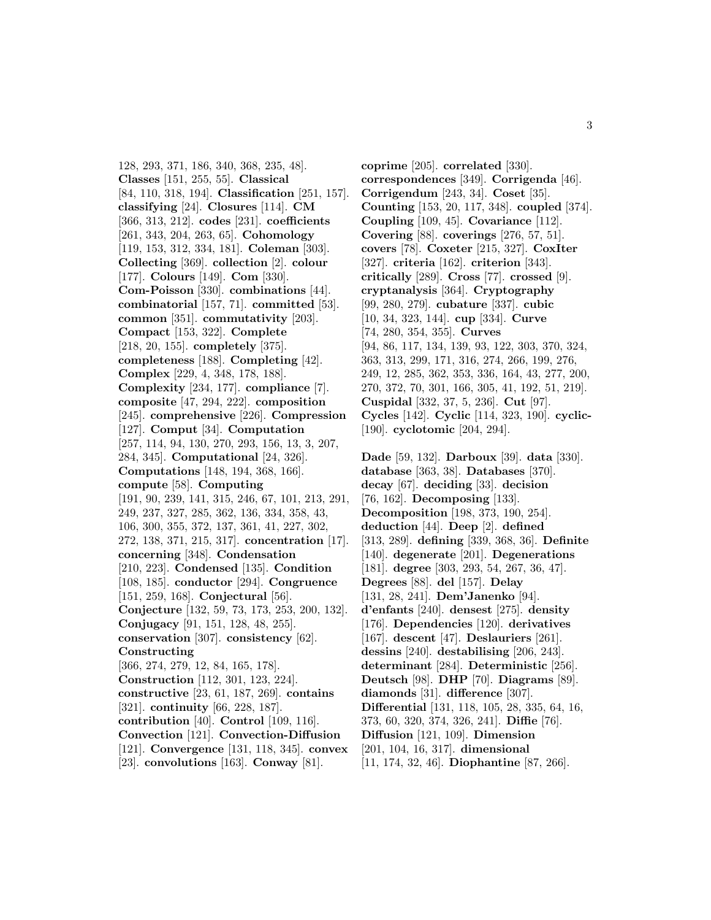128, 293, 371, 186, 340, 368, 235, 48]. **Classes** [151, 255, 55]. **Classical** [84, 110, 318, 194]. **Classification** [251, 157]. **classifying** [24]. **Closures** [114]. **CM** [366, 313, 212]. **codes** [231]. **coefficients** [261, 343, 204, 263, 65]. **Cohomology** [119, 153, 312, 334, 181]. **Coleman** [303]. **Collecting** [369]. **collection** [2]. **colour** [177]. **Colours** [149]. **Com** [330]. **Com-Poisson** [330]. **combinations** [44]. **combinatorial** [157, 71]. **committed** [53]. **common** [351]. **commutativity** [203]. **Compact** [153, 322]. **Complete** [218, 20, 155]. **completely** [375]. **completeness** [188]. **Completing** [42]. **Complex** [229, 4, 348, 178, 188]. **Complexity** [234, 177]. **compliance** [7]. **composite** [47, 294, 222]. **composition** [245]. **comprehensive** [226]. **Compression** [127]. **Comput** [34]. **Computation** [257, 114, 94, 130, 270, 293, 156, 13, 3, 207, 284, 345]. **Computational** [24, 326]. **Computations** [148, 194, 368, 166]. **compute** [58]. **Computing** [191, 90, 239, 141, 315, 246, 67, 101, 213, 291, 249, 237, 327, 285, 362, 136, 334, 358, 43, 106, 300, 355, 372, 137, 361, 41, 227, 302, 272, 138, 371, 215, 317]. **concentration** [17]. **concerning** [348]. **Condensation** [210, 223]. **Condensed** [135]. **Condition** [108, 185]. **conductor** [294]. **Congruence** [151, 259, 168]. **Conjectural** [56]. **Conjecture** [132, 59, 73, 173, 253, 200, 132]. **Conjugacy** [91, 151, 128, 48, 255]. **conservation** [307]. **consistency** [62]. **Constructing** [366, 274, 279, 12, 84, 165, 178]. **Construction** [112, 301, 123, 224]. **constructive** [23, 61, 187, 269]. **contains** [321]. **continuity** [66, 228, 187]. **contribution** [40]. **Control** [109, 116]. **Convection** [121]. **Convection-Diffusion** [121]. **Convergence** [131, 118, 345]. **convex** [23]. **convolutions** [163]. **Conway** [81].

**coprime** [205]. **correlated** [330]. **correspondences** [349]. **Corrigenda** [46]. **Corrigendum** [243, 34]. **Coset** [35]. **Counting** [153, 20, 117, 348]. **coupled** [374]. **Coupling** [109, 45]. **Covariance** [112]. **Covering** [88]. **coverings** [276, 57, 51]. **covers** [78]. **Coxeter** [215, 327]. **CoxIter** [327]. **criteria** [162]. **criterion** [343]. **critically** [289]. **Cross** [77]. **crossed** [9]. **cryptanalysis** [364]. **Cryptography** [99, 280, 279]. **cubature** [337]. **cubic** [10, 34, 323, 144]. **cup** [334]. **Curve** [74, 280, 354, 355]. **Curves** [94, 86, 117, 134, 139, 93, 122, 303, 370, 324, 363, 313, 299, 171, 316, 274, 266, 199, 276, 249, 12, 285, 362, 353, 336, 164, 43, 277, 200, 270, 372, 70, 301, 166, 305, 41, 192, 51, 219]. **Cuspidal** [332, 37, 5, 236]. **Cut** [97]. **Cycles** [142]. **Cyclic** [114, 323, 190]. **cyclic-** [190]. **cyclotomic** [204, 294].

**Dade** [59, 132]. **Darboux** [39]. **data** [330]. **database** [363, 38]. **Databases** [370]. **decay** [67]. **deciding** [33]. **decision** [76, 162]. **Decomposing** [133]. **Decomposition** [198, 373, 190, 254]. **deduction** [44]. **Deep** [2]. **defined** [313, 289]. **defining** [339, 368, 36]. **Definite** [140]. **degenerate** [201]. **Degenerations** [181]. **degree** [303, 293, 54, 267, 36, 47]. **Degrees** [88]. **del** [157]. **Delay** [131, 28, 241]. **Dem'Janenko** [94]. **d'enfants** [240]. **densest** [275]. **density** [176]. **Dependencies** [120]. **derivatives** [167]. **descent** [47]. **Deslauriers** [261]. **dessins** [240]. **destabilising** [206, 243]. **determinant** [284]. **Deterministic** [256]. **Deutsch** [98]. **DHP** [70]. **Diagrams** [89]. **diamonds** [31]. **difference** [307]. **Differential** [131, 118, 105, 28, 335, 64, 16, 373, 60, 320, 374, 326, 241]. **Diffie** [76]. **Diffusion** [121, 109]. **Dimension** [201, 104, 16, 317]. **dimensional** [11, 174, 32, 46]. **Diophantine** [87, 266].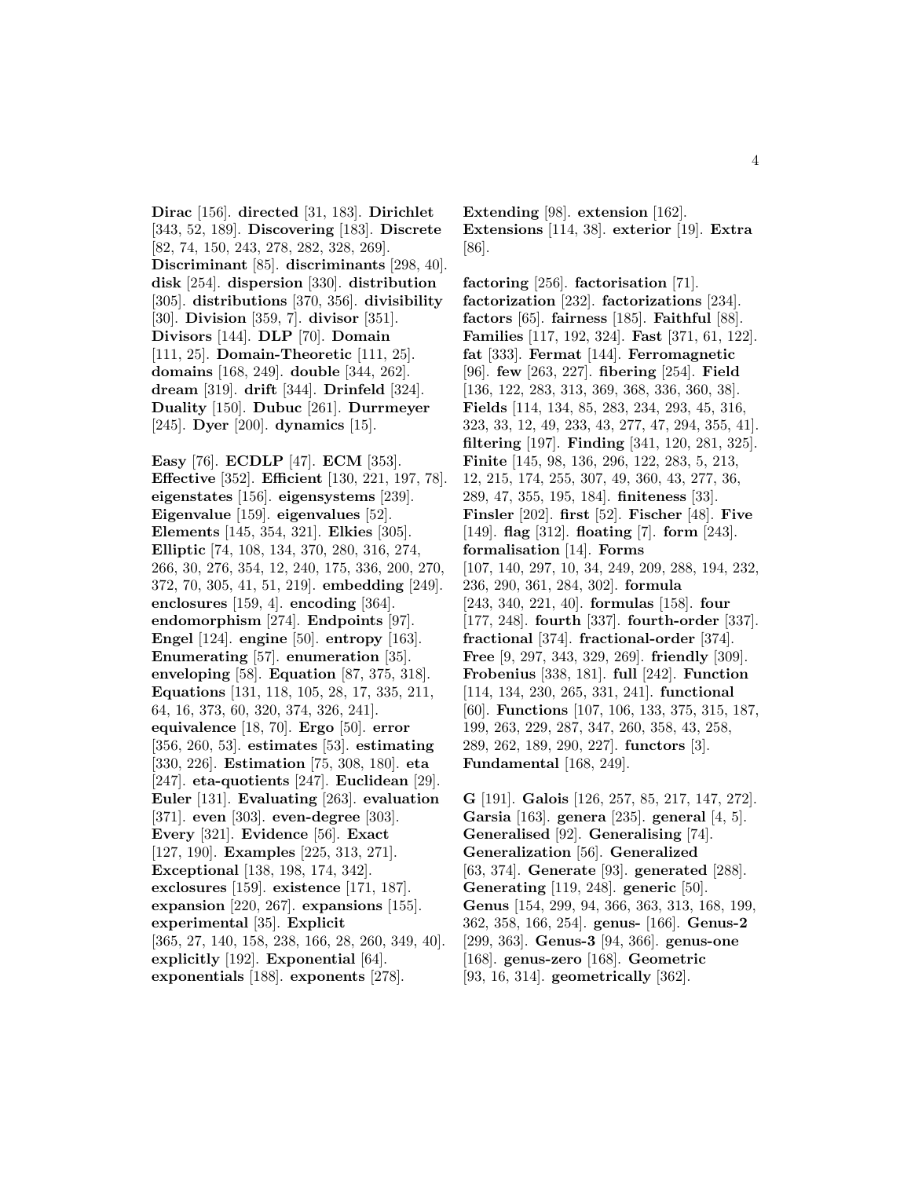**Dirac** [156]. **directed** [31, 183]. **Dirichlet** [343, 52, 189]. **Discovering** [183]. **Discrete** [82, 74, 150, 243, 278, 282, 328, 269]. **Discriminant** [85]. **discriminants** [298, 40]. **disk** [254]. **dispersion** [330]. **distribution** [305]. **distributions** [370, 356]. **divisibility** [30]. **Division** [359, 7]. **divisor** [351]. **Divisors** [144]. **DLP** [70]. **Domain** [111, 25]. **Domain-Theoretic** [111, 25]. **domains** [168, 249]. **double** [344, 262]. **dream** [319]. **drift** [344]. **Drinfeld** [324]. **Duality** [150]. **Dubuc** [261]. **Durrmeyer** [245]. **Dyer** [200]. **dynamics** [15].

**Easy** [76]. **ECDLP** [47]. **ECM** [353]. **Effective** [352]. **Efficient** [130, 221, 197, 78]. **eigenstates** [156]. **eigensystems** [239]. **Eigenvalue** [159]. **eigenvalues** [52]. **Elements** [145, 354, 321]. **Elkies** [305]. **Elliptic** [74, 108, 134, 370, 280, 316, 274, 266, 30, 276, 354, 12, 240, 175, 336, 200, 270, 372, 70, 305, 41, 51, 219]. **embedding** [249]. **enclosures** [159, 4]. **encoding** [364]. **endomorphism** [274]. **Endpoints** [97]. **Engel** [124]. **engine** [50]. **entropy** [163]. **Enumerating** [57]. **enumeration** [35]. **enveloping** [58]. **Equation** [87, 375, 318]. **Equations** [131, 118, 105, 28, 17, 335, 211, 64, 16, 373, 60, 320, 374, 326, 241]. **equivalence** [18, 70]. **Ergo** [50]. **error** [356, 260, 53]. **estimates** [53]. **estimating** [330, 226]. **Estimation** [75, 308, 180]. **eta** [247]. **eta-quotients** [247]. **Euclidean** [29]. **Euler** [131]. **Evaluating** [263]. **evaluation** [371]. **even** [303]. **even-degree** [303]. **Every** [321]. **Evidence** [56]. **Exact** [127, 190]. **Examples** [225, 313, 271]. **Exceptional** [138, 198, 174, 342]. **exclosures** [159]. **existence** [171, 187]. **expansion** [220, 267]. **expansions** [155]. **experimental** [35]. **Explicit** [365, 27, 140, 158, 238, 166, 28, 260, 349, 40]. **explicitly** [192]. **Exponential** [64]. **exponentials** [188]. **exponents** [278].

**Extending** [98]. **extension** [162]. **Extensions** [114, 38]. **exterior** [19]. **Extra** [86].

**factoring** [256]. **factorisation** [71]. **factorization** [232]. **factorizations** [234]. **factors** [65]. **fairness** [185]. **Faithful** [88]. **Families** [117, 192, 324]. **Fast** [371, 61, 122]. **fat** [333]. **Fermat** [144]. **Ferromagnetic** [96]. **few** [263, 227]. **fibering** [254]. **Field** [136, 122, 283, 313, 369, 368, 336, 360, 38]. **Fields** [114, 134, 85, 283, 234, 293, 45, 316, 323, 33, 12, 49, 233, 43, 277, 47, 294, 355, 41]. **filtering** [197]. **Finding** [341, 120, 281, 325]. **Finite** [145, 98, 136, 296, 122, 283, 5, 213, 12, 215, 174, 255, 307, 49, 360, 43, 277, 36, 289, 47, 355, 195, 184]. **finiteness** [33]. **Finsler** [202]. **first** [52]. **Fischer** [48]. **Five** [149]. **flag** [312]. **floating** [7]. **form** [243]. **formalisation** [14]. **Forms** [107, 140, 297, 10, 34, 249, 209, 288, 194, 232, 236, 290, 361, 284, 302]. **formula** [243, 340, 221, 40]. **formulas** [158]. **four** [177, 248]. **fourth** [337]. **fourth-order** [337]. **fractional** [374]. **fractional-order** [374]. **Free** [9, 297, 343, 329, 269]. **friendly** [309]. **Frobenius** [338, 181]. **full** [242]. **Function** [114, 134, 230, 265, 331, 241]. **functional** [60]. **Functions** [107, 106, 133, 375, 315, 187, 199, 263, 229, 287, 347, 260, 358, 43, 258, 289, 262, 189, 290, 227]. **functors** [3]. **Fundamental** [168, 249].

**G** [191]. **Galois** [126, 257, 85, 217, 147, 272]. **Garsia** [163]. **genera** [235]. **general** [4, 5]. **Generalised** [92]. **Generalising** [74]. **Generalization** [56]. **Generalized** [63, 374]. **Generate** [93]. **generated** [288]. **Generating** [119, 248]. **generic** [50]. **Genus** [154, 299, 94, 366, 363, 313, 168, 199, 362, 358, 166, 254]. **genus-** [166]. **Genus-2** [299, 363]. **Genus-3** [94, 366]. **genus-one** [168]. **genus-zero** [168]. **Geometric** [93, 16, 314]. **geometrically** [362].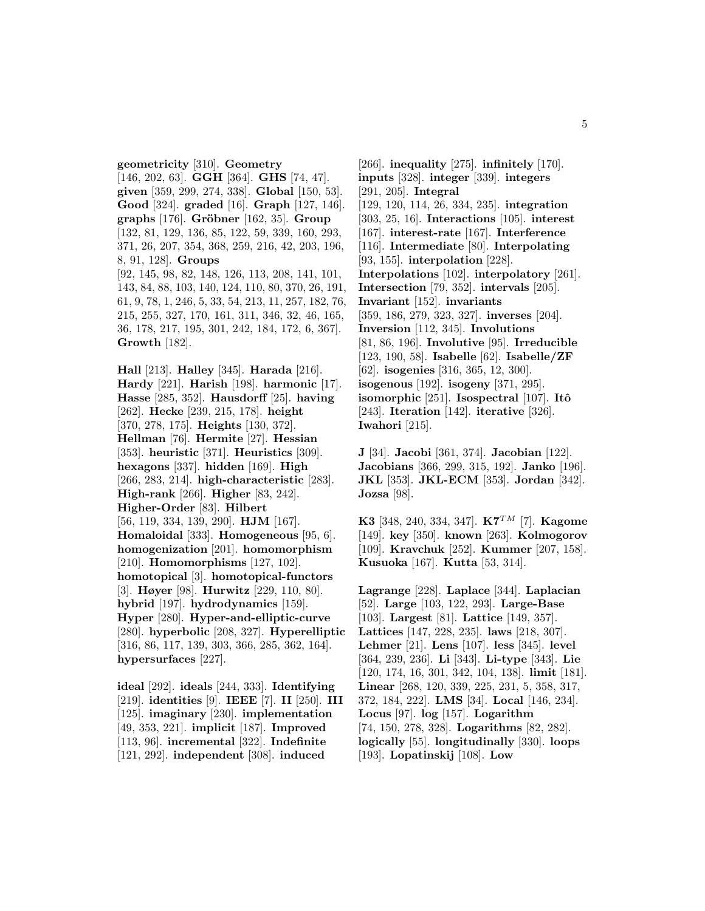**geometricity** [310]. **Geometry** [146, 202, 63]. **GGH** [364]. **GHS** [74, 47]. **given** [359, 299, 274, 338]. **Global** [150, 53]. **Good** [324]. **graded** [16]. **Graph** [127, 146]. **graphs** [176]. **Gröbner** [162, 35]. **Group** [132, 81, 129, 136, 85, 122, 59, 339, 160, 293, 371, 26, 207, 354, 368, 259, 216, 42, 203, 196, 8, 91, 128]. **Groups** [92, 145, 98, 82, 148, 126, 113, 208, 141, 101, 143, 84, 88, 103, 140, 124, 110, 80, 370, 26, 191, 61, 9, 78, 1, 246, 5, 33, 54, 213, 11, 257, 182, 76, 215, 255, 327, 170, 161, 311, 346, 32, 46, 165, 36, 178, 217, 195, 301, 242, 184, 172, 6, 367]. **Growth** [182].

**Hall** [213]. **Halley** [345]. **Harada** [216]. **Hardy** [221]. **Harish** [198]. **harmonic** [17]. **Hasse** [285, 352]. **Hausdorff** [25]. **having** [262]. **Hecke** [239, 215, 178]. **height** [370, 278, 175]. **Heights** [130, 372]. **Hellman** [76]. **Hermite** [27]. **Hessian** [353]. **heuristic** [371]. **Heuristics** [309]. **hexagons** [337]. **hidden** [169]. **High** [266, 283, 214]. **high-characteristic** [283]. **High-rank** [266]. **Higher** [83, 242]. **Higher-Order** [83]. **Hilbert** [56, 119, 334, 139, 290]. **HJM** [167]. **Homaloidal** [333]. **Homogeneous** [95, 6]. **homogenization** [201]. **homomorphism** [210]. **Homomorphisms** [127, 102]. **homotopical** [3]. **homotopical-functors** [3]. **Høyer** [98]. **Hurwitz** [229, 110, 80]. **hybrid** [197]. **hydrodynamics** [159]. **Hyper** [280]. **Hyper-and-elliptic-curve** [280]. **hyperbolic** [208, 327]. **Hyperelliptic** [316, 86, 117, 139, 303, 366, 285, 362, 164]. **hypersurfaces** [227].

**ideal** [292]. **ideals** [244, 333]. **Identifying** [219]. **identities** [9]. **IEEE** [7]. **II** [250]. **III** [125]. **imaginary** [230]. **implementation** [49, 353, 221]. **implicit** [187]. **Improved** [113, 96]. **incremental** [322]. **Indefinite** [121, 292]. **independent** [308]. **induced** [266]. **inequality** [275]. **infinitely** [170]. **inputs** [328]. **integer** [339]. **integers** [291, 205]. **Integral** [129, 120, 114, 26, 334, 235]. **integration** [303, 25, 16]. **Interactions** [105]. **interest** [167]. **interest-rate** [167]. **Interference** [116]. **Intermediate** [80]. **Interpolating** [93, 155]. **interpolation** [228]. **Interpolations** [102]. **interpolatory** [261]. **Intersection** [79, 352]. **intervals** [205]. **Invariant** [152]. **invariants** [359, 186, 279, 323, 327]. **inverses** [204]. **Inversion** [112, 345]. **Involutions** [81, 86, 196]. **Involutive** [95]. **Irreducible** [123, 190, 58]. **Isabelle** [62]. **Isabelle/ZF** [62]. **isogenies** [316, 365, 12, 300]. **isogenous** [192]. **isogeny** [371, 295]. **isomorphic** [251]. **Isospectral** [107]. **Itô** [243]. **Iteration** [142]. **iterative** [326]. **Iwahori** [215].

**J** [34]. **Jacobi** [361, 374]. **Jacobian** [122]. **Jacobians** [366, 299, 315, 192]. **Janko** [196]. **JKL** [353]. **JKL-ECM** [353]. **Jordan** [342]. **Jozsa** [98].

**K3** [348, 240, 334, 347]. **K7**$^{TM}$ [7]. **Kagome** [149]. **key** [350]. **known** [263]. **Kolmogorov** [109]. **Kravchuk** [252]. **Kummer** [207, 158]. **Kusuoka** [167]. **Kutta** [53, 314].

**Lagrange** [228]. **Laplace** [344]. **Laplacian** [52]. **Large** [103, 122, 293]. **Large-Base** [103]. **Largest** [81]. **Lattice** [149, 357]. **Lattices** [147, 228, 235]. **laws** [218, 307]. **Lehmer** [21]. **Lens** [107]. **less** [345]. **level** [364, 239, 236]. **Li** [343]. **Li-type** [343]. **Lie** [120, 174, 16, 301, 342, 104, 138]. **limit** [181]. **Linear** [268, 120, 339, 225, 231, 5, 358, 317, 372, 184, 222]. **LMS** [34]. **Local** [146, 234]. **Locus** [97]. **log** [157]. **Logarithm** [74, 150, 278, 328]. **Logarithms** [82, 282]. **logically** [55]. **longitudinally** [330]. **loops** [193]. **Lopatinskij** [108]. **Low**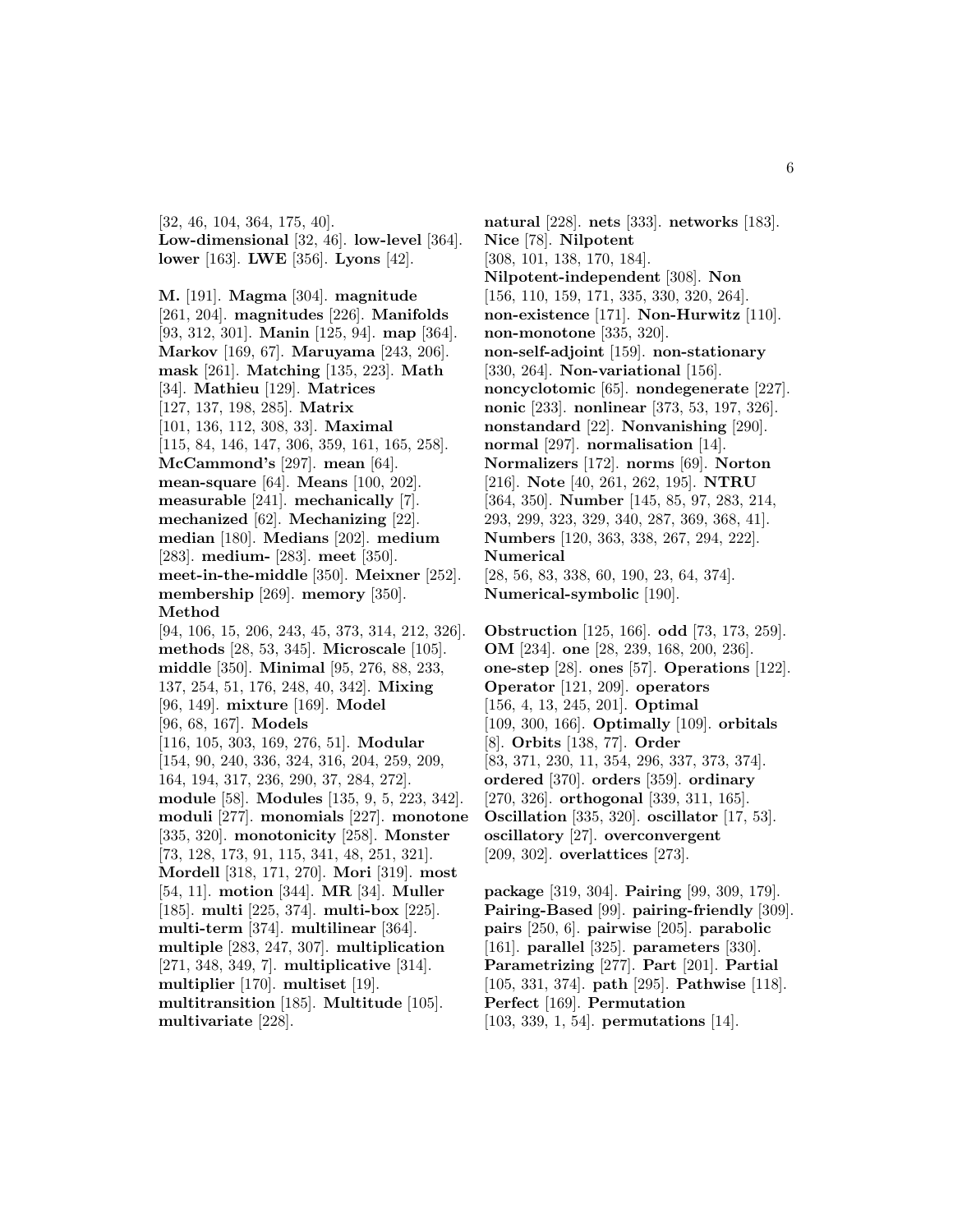[32, 46, 104, 364, 175, 40]. **Low-dimensional** [32, 46]. **low-level** [364]. **lower** [163]. **LWE** [356]. **Lyons** [42].

**M.** [191]. **Magma** [304]. **magnitude** [261, 204]. **magnitudes** [226]. **Manifolds** [93, 312, 301]. **Manin** [125, 94]. **map** [364]. **Markov** [169, 67]. **Maruyama** [243, 206]. **mask** [261]. **Matching** [135, 223]. **Math** [34]. **Mathieu** [129]. **Matrices** [127, 137, 198, 285]. **Matrix** [101, 136, 112, 308, 33]. **Maximal** [115, 84, 146, 147, 306, 359, 161, 165, 258]. **McCammond's** [297]. **mean** [64]. **mean-square** [64]. **Means** [100, 202]. **measurable** [241]. **mechanically** [7]. **mechanized** [62]. **Mechanizing** [22]. **median** [180]. **Medians** [202]. **medium** [283]. **medium-** [283]. **meet** [350]. **meet-in-the-middle** [350]. **Meixner** [252]. **membership** [269]. **memory** [350]. **Method** [94, 106, 15, 206, 243, 45, 373, 314, 212, 326]. **methods** [28, 53, 345]. **Microscale** [105]. **middle** [350]. **Minimal** [95, 276, 88, 233, 137, 254, 51, 176, 248, 40, 342]. **Mixing** [96, 149]. **mixture** [169]. **Model** [96, 68, 167]. **Models** [116, 105, 303, 169, 276, 51]. **Modular** [154, 90, 240, 336, 324, 316, 204, 259, 209, 164, 194, 317, 236, 290, 37, 284, 272]. **module** [58]. **Modules** [135, 9, 5, 223, 342]. **moduli** [277]. **monomials** [227]. **monotone** [335, 320]. **monotonicity** [258]. **Monster** [73, 128, 173, 91, 115, 341, 48, 251, 321]. **Mordell** [318, 171, 270]. **Mori** [319]. **most** [54, 11]. **motion** [344]. **MR** [34]. **Muller** [185]. **multi** [225, 374]. **multi-box** [225]. **multi-term** [374]. **multilinear** [364]. **multiple** [283, 247, 307]. **multiplication** [271, 348, 349, 7]. **multiplicative** [314]. **multiplier** [170]. **multiset** [19]. **multitransition** [185]. **Multitude** [105]. **multivariate** [228].

**natural** [228]. **nets** [333]. **networks** [183]. **Nice** [78]. **Nilpotent** [308, 101, 138, 170, 184]. **Nilpotent-independent** [308]. **Non** [156, 110, 159, 171, 335, 330, 320, 264]. **non-existence** [171]. **Non-Hurwitz** [110]. **non-monotone** [335, 320]. **non-self-adjoint** [159]. **non-stationary** [330, 264]. **Non-variational** [156]. **noncyclotomic** [65]. **nondegenerate** [227]. **nonic** [233]. **nonlinear** [373, 53, 197, 326]. **nonstandard** [22]. **Nonvanishing** [290]. **normal** [297]. **normalisation** [14]. **Normalizers** [172]. **norms** [69]. **Norton** [216]. **Note** [40, 261, 262, 195]. **NTRU** [364, 350]. **Number** [145, 85, 97, 283, 214, 293, 299, 323, 329, 340, 287, 369, 368, 41]. **Numbers** [120, 363, 338, 267, 294, 222]. **Numerical** [28, 56, 83, 338, 60, 190, 23, 64, 374]. **Numerical-symbolic** [190].

**Obstruction** [125, 166]. **odd** [73, 173, 259]. **OM** [234]. **one** [28, 239, 168, 200, 236]. **one-step** [28]. **ones** [57]. **Operations** [122]. **Operator** [121, 209]. **operators** [156, 4, 13, 245, 201]. **Optimal** [109, 300, 166]. **Optimally** [109]. **orbitals** [8]. **Orbits** [138, 77]. **Order** [83, 371, 230, 11, 354, 296, 337, 373, 374]. **ordered** [370]. **orders** [359]. **ordinary** [270, 326]. **orthogonal** [339, 311, 165]. **Oscillation** [335, 320]. **oscillator** [17, 53]. **oscillatory** [27]. **overconvergent** [209, 302]. **overlattices** [273].

**package** [319, 304]. **Pairing** [99, 309, 179]. **Pairing-Based** [99]. **pairing-friendly** [309]. **pairs** [250, 6]. **pairwise** [205]. **parabolic** [161]. **parallel** [325]. **parameters** [330]. **Parametrizing** [277]. **Part** [201]. **Partial** [105, 331, 374]. **path** [295]. **Pathwise** [118]. **Perfect** [169]. **Permutation** [103, 339, 1, 54]. **permutations** [14].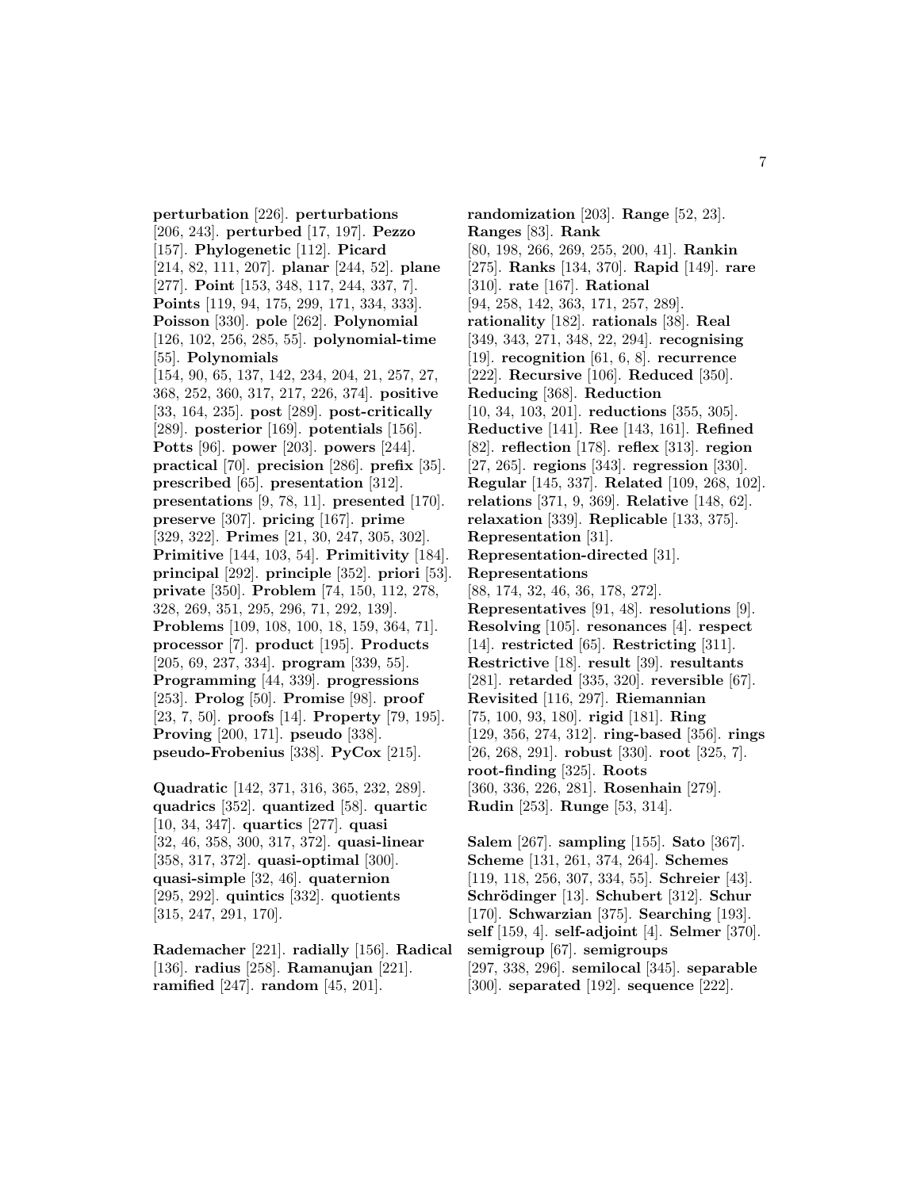**perturbation** [226]. **perturbations** [206, 243]. **perturbed** [17, 197]. **Pezzo** [157]. **Phylogenetic** [112]. **Picard** [214, 82, 111, 207]. **planar** [244, 52]. **plane** [277]. **Point** [153, 348, 117, 244, 337, 7]. **Points** [119, 94, 175, 299, 171, 334, 333]. **Poisson** [330]. **pole** [262]. **Polynomial** [126, 102, 256, 285, 55]. **polynomial-time** [55]. **Polynomials** [154, 90, 65, 137, 142, 234, 204, 21, 257, 27, 368, 252, 360, 317, 217, 226, 374]. **positive** [33, 164, 235]. **post** [289]. **post-critically** [289]. **posterior** [169]. **potentials** [156]. **Potts** [96]. **power** [203]. **powers** [244]. **practical** [70]. **precision** [286]. **prefix** [35]. **prescribed** [65]. **presentation** [312]. **presentations** [9, 78, 11]. **presented** [170]. **preserve** [307]. **pricing** [167]. **prime** [329, 322]. **Primes** [21, 30, 247, 305, 302]. **Primitive** [144, 103, 54]. **Primitivity** [184]. **principal** [292]. **principle** [352]. **priori** [53]. **private** [350]. **Problem** [74, 150, 112, 278, 328, 269, 351, 295, 296, 71, 292, 139]. **Problems** [109, 108, 100, 18, 159, 364, 71]. **processor** [7]. **product** [195]. **Products** [205, 69, 237, 334]. **program** [339, 55]. **Programming** [44, 339]. **progressions** [253]. **Prolog** [50]. **Promise** [98]. **proof** [23, 7, 50]. **proofs** [14]. **Property** [79, 195]. **Proving** [200, 171]. **pseudo** [338]. **pseudo-Frobenius** [338]. **PyCox** [215].

**Quadratic** [142, 371, 316, 365, 232, 289]. **quadrics** [352]. **quantized** [58]. **quartic** [10, 34, 347]. **quartics** [277]. **quasi** [32, 46, 358, 300, 317, 372]. **quasi-linear** [358, 317, 372]. **quasi-optimal** [300]. **quasi-simple** [32, 46]. **quaternion** [295, 292]. **quintics** [332]. **quotients** [315, 247, 291, 170].

**Rademacher** [221]. **radially** [156]. **Radical** [136]. **radius** [258]. **Ramanujan** [221]. **ramified** [247]. **random** [45, 201]. **randomization** [203]. **Range** [52, 23]. **Ranges** [83]. **Rank** [80, 198, 266, 269, 255, 200, 41]. **Rankin** [275]. **Ranks** [134, 370]. **Rapid** [149]. **rare** [310]. **rate** [167]. **Rational** [94, 258, 142, 363, 171, 257, 289]. **rationality** [182]. **rationals** [38]. **Real** [349, 343, 271, 348, 22, 294]. **recognising** [19]. **recognition** [61, 6, 8]. **recurrence** [222]. **Recursive** [106]. **Reduced** [350]. **Reducing** [368]. **Reduction** [10, 34, 103, 201]. **reductions** [355, 305]. **Reductive** [141]. **Ree** [143, 161]. **Refined** [82]. **reflection** [178]. **reflex** [313]. **region** [27, 265]. **regions** [343]. **regression** [330]. **Regular** [145, 337]. **Related** [109, 268, 102]. **relations** [371, 9, 369]. **Relative** [148, 62]. **relaxation** [339]. **Replicable** [133, 375]. **Representation** [31]. **Representation-directed** [31]. **Representations** [88, 174, 32, 46, 36, 178, 272]. **Representatives** [91, 48]. **resolutions** [9]. **Resolving** [105]. **resonances** [4]. **respect** [14]. **restricted** [65]. **Restricting** [311]. **Restrictive** [18]. **result** [39]. **resultants** [281]. **retarded** [335, 320]. **reversible** [67]. **Revisited** [116, 297]. **Riemannian** [75, 100, 93, 180]. **rigid** [181]. **Ring** [129, 356, 274, 312]. **ring-based** [356]. **rings** [26, 268, 291]. **robust** [330]. **root** [325, 7]. **root-finding** [325]. **Roots** [360, 336, 226, 281]. **Rosenhain** [279]. **Rudin** [253]. **Runge** [53, 314].

**Salem** [267]. **sampling** [155]. **Sato** [367]. **Scheme** [131, 261, 374, 264]. **Schemes** [119, 118, 256, 307, 334, 55]. **Schreier** [43]. **Schrödinger** [13]. **Schubert** [312]. **Schur** [170]. **Schwarzian** [375]. **Searching** [193]. **self** [159, 4]. **self-adjoint** [4]. **Selmer** [370]. **semigroup** [67]. **semigroups** [297, 338, 296]. **semilocal** [345]. **separable** [300]. **separated** [192]. **sequence** [222].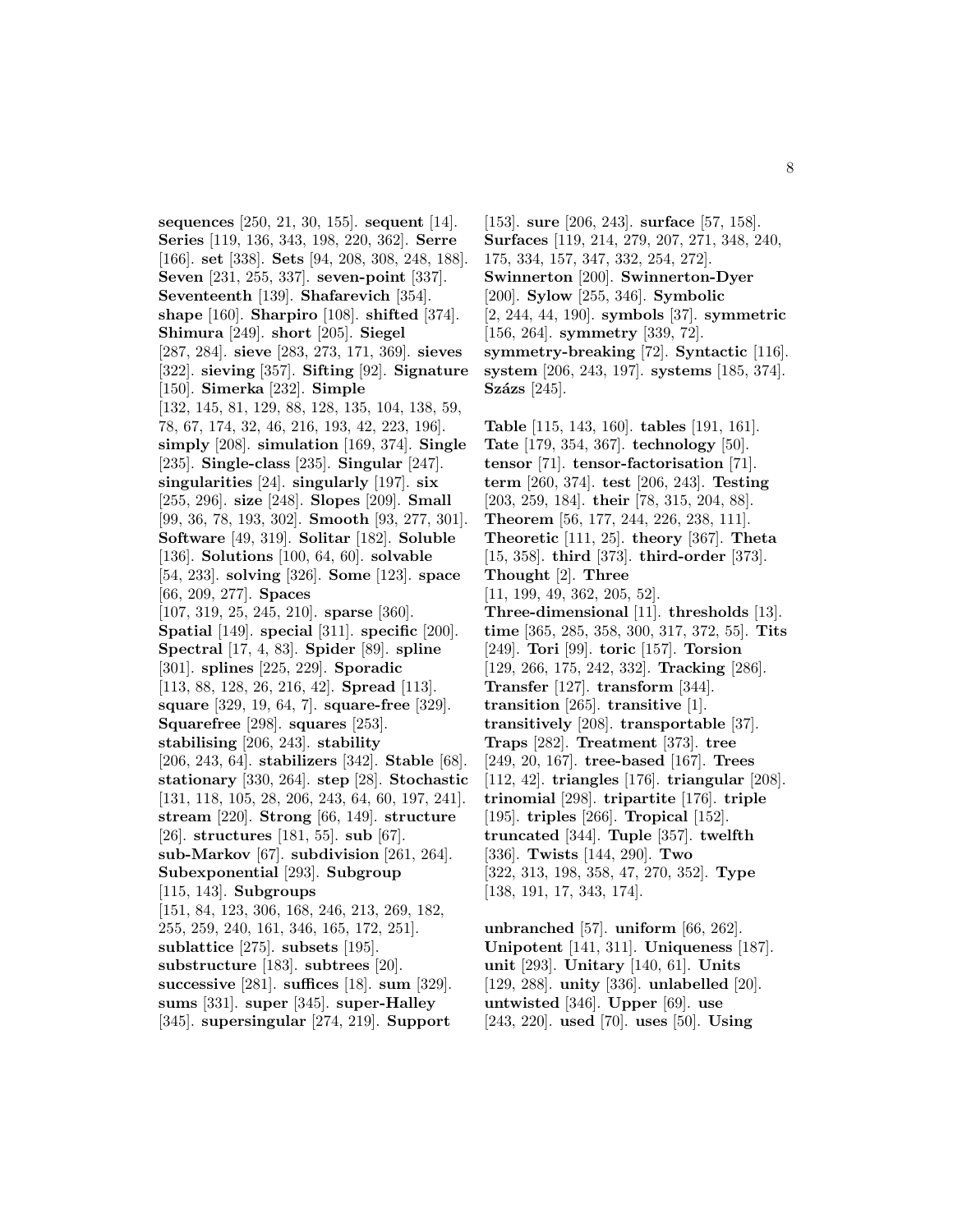**sequences** [250, 21, 30, 155]. **sequent** [14]. **Series** [119, 136, 343, 198, 220, 362]. **Serre** [166]. **set** [338]. **Sets** [94, 208, 308, 248, 188]. **Seven** [231, 255, 337]. **seven-point** [337]. **Seventeenth** [139]. **Shafarevich** [354]. **shape** [160]. **Sharpiro** [108]. **shifted** [374]. **Shimura** [249]. **short** [205]. **Siegel** [287, 284]. **sieve** [283, 273, 171, 369]. **sieves** [322]. **sieving** [357]. **Sifting** [92]. **Signature** [150]. **Simerka** [232]. **Simple** [132, 145, 81, 129, 88, 128, 135, 104, 138, 59, 78, 67, 174, 32, 46, 216, 193, 42, 223, 196]. **simply** [208]. **simulation** [169, 374]. **Single** [235]. **Single-class** [235]. **Singular** [247]. **singularities** [24]. **singularly** [197]. **six** [255, 296]. **size** [248]. **Slopes** [209]. **Small** [99, 36, 78, 193, 302]. **Smooth** [93, 277, 301]. **Software** [49, 319]. **Solitar** [182]. **Soluble** [136]. **Solutions** [100, 64, 60]. **solvable** [54, 233]. **solving** [326]. **Some** [123]. **space** [66, 209, 277]. **Spaces** [107, 319, 25, 245, 210]. **sparse** [360]. **Spatial** [149]. **special** [311]. **specific** [200]. **Spectral** [17, 4, 83]. **Spider** [89]. **spline** [301]. **splines** [225, 229]. **Sporadic** [113, 88, 128, 26, 216, 42]. **Spread** [113]. **square** [329, 19, 64, 7]. **square-free** [329]. **Squarefree** [298]. **squares** [253]. **stabilising** [206, 243]. **stability** [206, 243, 64]. **stabilizers** [342]. **Stable** [68]. **stationary** [330, 264]. **step** [28]. **Stochastic** [131, 118, 105, 28, 206, 243, 64, 60, 197, 241]. **stream** [220]. **Strong** [66, 149]. **structure** [26]. **structures** [181, 55]. **sub** [67]. **sub-Markov** [67]. **subdivision** [261, 264]. **Subexponential** [293]. **Subgroup** [115, 143]. **Subgroups** [151, 84, 123, 306, 168, 246, 213, 269, 182, 255, 259, 240, 161, 346, 165, 172, 251]. **sublattice** [275]. **subsets** [195]. **substructure** [183]. **subtrees** [20]. **successive** [281]. **suffices** [18]. **sum** [329]. **sums** [331]. **super** [345]. **super-Halley** [345]. **supersingular** [274, 219]. **Support** [153]. **sure** [206, 243]. **surface** [57, 158]. **Surfaces** [119, 214, 279, 207, 271, 348, 240, 175, 334, 157, 347, 332, 254, 272]. **Swinnerton** [200]. **Swinnerton-Dyer** [200]. **Sylow** [255, 346]. **Symbolic** [2, 244, 44, 190]. **symbols** [37]. **symmetric** [156, 264]. **symmetry** [339, 72]. **symmetry-breaking** [72]. **Syntactic** [116]. **system** [206, 243, 197]. **systems** [185, 374]. **Százs** [245].

**Table** [115, 143, 160]. **tables** [191, 161]. **Tate** [179, 354, 367]. **technology** [50]. **tensor** [71]. **tensor-factorisation** [71]. **term** [260, 374]. **test** [206, 243]. **Testing** [203, 259, 184]. **their** [78, 315, 204, 88]. **Theorem** [56, 177, 244, 226, 238, 111]. **Theoretic** [111, 25]. **theory** [367]. **Theta** [15, 358]. **third** [373]. **third-order** [373]. **Thought** [2]. **Three** [11, 199, 49, 362, 205, 52]. **Three-dimensional** [11]. **thresholds** [13]. **time** [365, 285, 358, 300, 317, 372, 55]. **Tits** [249]. **Tori** [99]. **toric** [157]. **Torsion** [129, 266, 175, 242, 332]. **Tracking** [286]. **Transfer** [127]. **transform** [344]. **transition** [265]. **transitive** [1]. **transitively** [208]. **transportable** [37]. **Traps** [282]. **Treatment** [373]. **tree** [249, 20, 167]. **tree-based** [167]. **Trees** [112, 42]. **triangles** [176]. **triangular** [208]. **trinomial** [298]. **tripartite** [176]. **triple** [195]. **triples** [266]. **Tropical** [152]. **truncated** [344]. **Tuple** [357]. **twelfth** [336]. **Twists** [144, 290]. **Two** [322, 313, 198, 358, 47, 270, 352]. **Type** [138, 191, 17, 343, 174].

**unbranched** [57]. **uniform** [66, 262]. **Unipotent** [141, 311]. **Uniqueness** [187]. **unit** [293]. **Unitary** [140, 61]. **Units** [129, 288]. **unity** [336]. **unlabelled** [20]. **untwisted** [346]. **Upper** [69]. **use** [243, 220]. **used** [70]. **uses** [50]. **Using**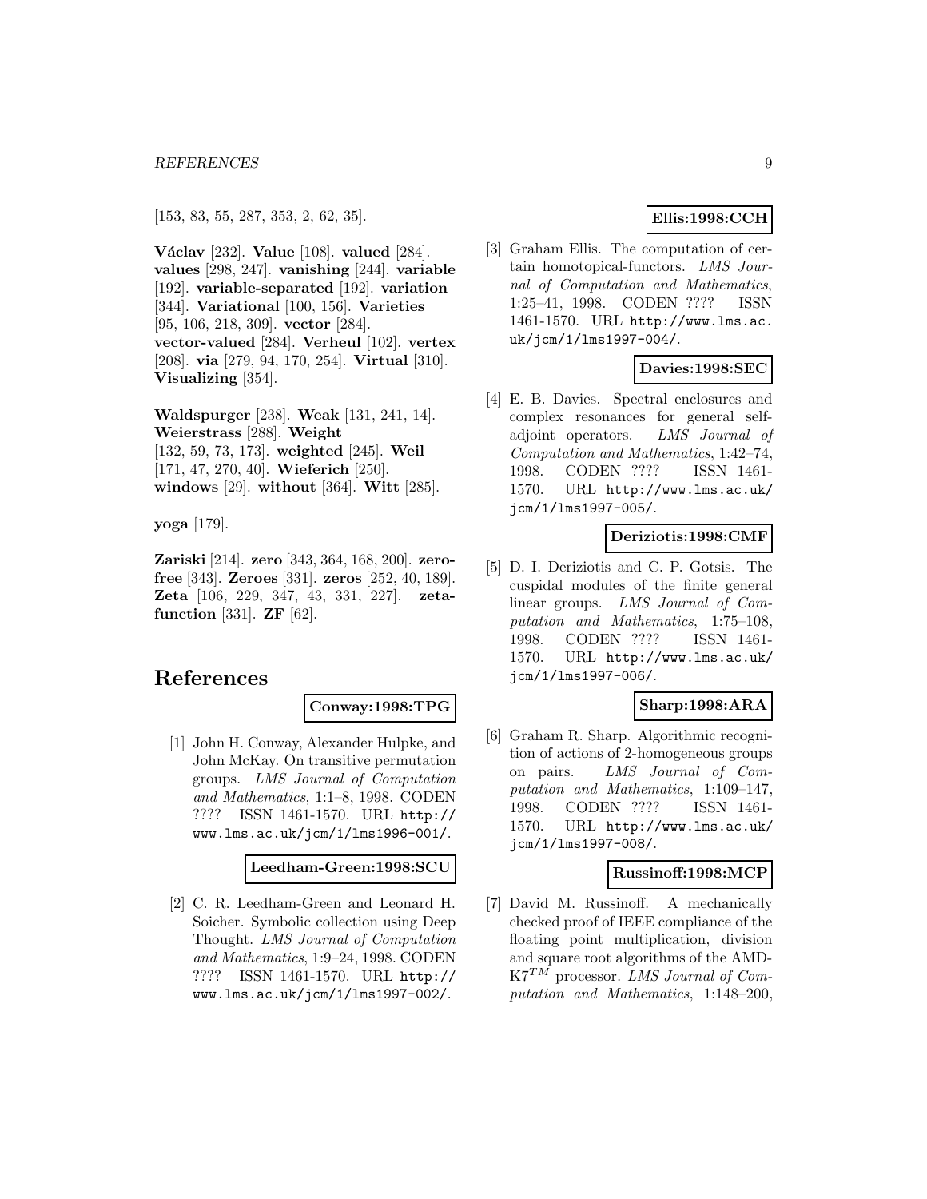[153, 83, 55, 287, 353, 2, 62, 35].

**Václav** [232]. **Value** [108]. **valued** [284]. **values** [298, 247]. **vanishing** [244]. **variable** [192]. **variable-separated** [192]. **variation** [344]. **Variational** [100, 156]. **Varieties** [95, 106, 218, 309]. **vector** [284]. **vector-valued** [284]. **Verheul** [102]. **vertex** [208]. **via** [279, 94, 170, 254]. **Virtual** [310]. **Visualizing** [354].

**Waldspurger** [238]. **Weak** [131, 241, 14]. **Weierstrass** [288]. **Weight** [132, 59, 73, 173]. **weighted** [245]. **Weil** [171, 47, 270, 40]. **Wieferich** [250]. **windows** [29]. **without** [364]. **Witt** [285].

**yoga** [179].

**Zariski** [214]. **zero** [343, 364, 168, 200]. **zero-free** [343]. **Zeroes** [331]. **zeros** [252, 40, 189]. **Zeta** [106, 229, 347, 43, 331, 227]. **zeta-function** [331]. **ZF** [62].

# References

**Conway:1998:TPG**

[1] John H. Conway, Alexander Hulpke, and John McKay. On transitive permutation groups. *LMS Journal of Computation and Mathematics*, 1:1–8, 1998. CODEN ???? ISSN 1461-1570. URL http://www.lms.ac.uk/jcm/1/lms1996-001/.

**Leedham-Green:1998:SCU**

[2] C. R. Leedham-Green and Leonard H. Soicher. Symbolic collection using Deep Thought. *LMS Journal of Computation and Mathematics*, 1:9–24, 1998. CODEN ???? ISSN 1461-1570. URL http://www.lms.ac.uk/jcm/1/lms1997-002/.

**Ellis:1998:CCH**

[3] Graham Ellis. The computation of certain homotopical-functors. *LMS Journal of Computation and Mathematics*, 1:25–41, 1998. CODEN ???? ISSN 1461-1570. URL http://www.lms.ac.uk/jcm/1/lms1997-004/.

**Davies:1998:SEC**

[4] E. B. Davies. Spectral enclosures and complex resonances for general self-adjoint operators. *LMS Journal of Computation and Mathematics*, 1:42–74, 1998. CODEN ???? ISSN 1461-1570. URL http://www.lms.ac.uk/jcm/1/lms1997-005/.

**Deriziotis:1998:CMF**

[5] D. I. Deriziotis and C. P. Gotsis. The cuspidal modules of the finite general linear groups. *LMS Journal of Computation and Mathematics*, 1:75–108, 1998. CODEN ???? ISSN 1461-1570. URL http://www.lms.ac.uk/jcm/1/lms1997-006/.

**Sharp:1998:ARA**

[6] Graham R. Sharp. Algorithmic recognition of actions of 2-homogeneous groups on pairs. *LMS Journal of Computation and Mathematics*, 1:109–147, 1998. CODEN ???? ISSN 1461-1570. URL http://www.lms.ac.uk/jcm/1/lms1997-008/.

**Russinoff:1998:MCP**

[7] David M. Russinoff. A mechanically checked proof of IEEE compliance of the floating point multiplication, division and square root algorithms of the AMD-K7$^{TM}$ processor. *LMS Journal of Computation and Mathematics*, 1:148–200,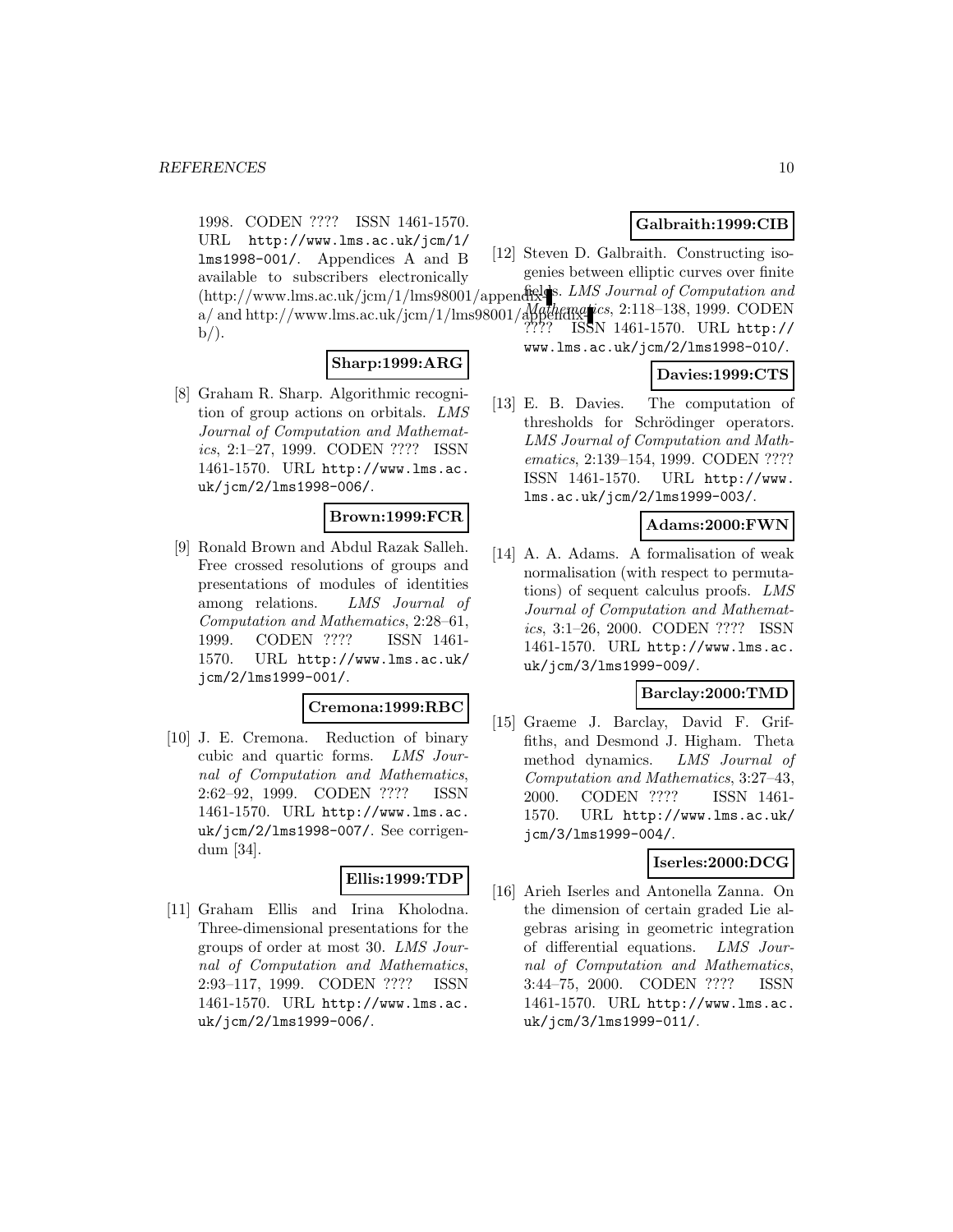1998. CODEN ???? ISSN 1461-1570. URL http://www.lms.ac.uk/jcm/1/lms1998-001/. Appendices A and B available to subscribers electronically (http://www.lms.ac.uk/jcm/1/lms98001/appendix-a/ and http://www.lms.ac.uk/jcm/1/lms98001/appendix-b/).

**Sharp:1999:ARG**

[8] Graham R. Sharp. Algorithmic recognition of group actions on orbitals. *LMS Journal of Computation and Mathematics*, 2:1–27, 1999. CODEN ???? ISSN 1461-1570. URL http://www.lms.ac.uk/jcm/2/lms1998-006/.

**Brown:1999:FCR**

[9] Ronald Brown and Abdul Razak Salleh. Free crossed resolutions of groups and presentations of modules of identities among relations. *LMS Journal of Computation and Mathematics*, 2:28–61, 1999. CODEN ???? ISSN 1461-1570. URL http://www.lms.ac.uk/jcm/2/lms1999-001/.

**Cremona:1999:RBC**

[10] J. E. Cremona. Reduction of binary cubic and quartic forms. *LMS Journal of Computation and Mathematics*, 2:62–92, 1999. CODEN ???? ISSN 1461-1570. URL http://www.lms.ac.uk/jcm/2/lms1998-007/. See corrigendum [34].

**Ellis:1999:TDP**

[11] Graham Ellis and Irina Kholodna. Three-dimensional presentations for the groups of order at most 30. *LMS Journal of Computation and Mathematics*, 2:93–117, 1999. CODEN ???? ISSN 1461-1570. URL http://www.lms.ac.uk/jcm/2/lms1999-006/.

**Galbraith:1999:CIB**

[12] Steven D. Galbraith. Constructing isogenies between elliptic curves over finite fields. *LMS Journal of Computation and Mathematics*, 2:118–138, 1999. CODEN ???? ISSN 1461-1570. URL http://www.lms.ac.uk/jcm/2/lms1998-010/.

**Davies:1999:CTS**

[13] E. B. Davies. The computation of thresholds for Schrödinger operators. *LMS Journal of Computation and Mathematics*, 2:139–154, 1999. CODEN ???? ISSN 1461-1570. URL http://www.lms.ac.uk/jcm/2/lms1999-003/.

**Adams:2000:FWN**

[14] A. A. Adams. A formalisation of weak normalisation (with respect to permutations) of sequent calculus proofs. *LMS Journal of Computation and Mathematics*, 3:1–26, 2000. CODEN ???? ISSN 1461-1570. URL http://www.lms.ac.uk/jcm/3/lms1999-009/.

**Barclay:2000:TMD**

[15] Graeme J. Barclay, David F. Griffiths, and Desmond J. Higham. Theta method dynamics. *LMS Journal of Computation and Mathematics*, 3:27–43, 2000. CODEN ???? ISSN 1461-1570. URL http://www.lms.ac.uk/jcm/3/lms1999-004/.

**Iserles:2000:DCG**

[16] Arieh Iserles and Antonella Zanna. On the dimension of certain graded Lie algebras arising in geometric integration of differential equations. *LMS Journal of Computation and Mathematics*, 3:44–75, 2000. CODEN ???? ISSN 1461-1570. URL http://www.lms.ac.uk/jcm/3/lms1999-011/.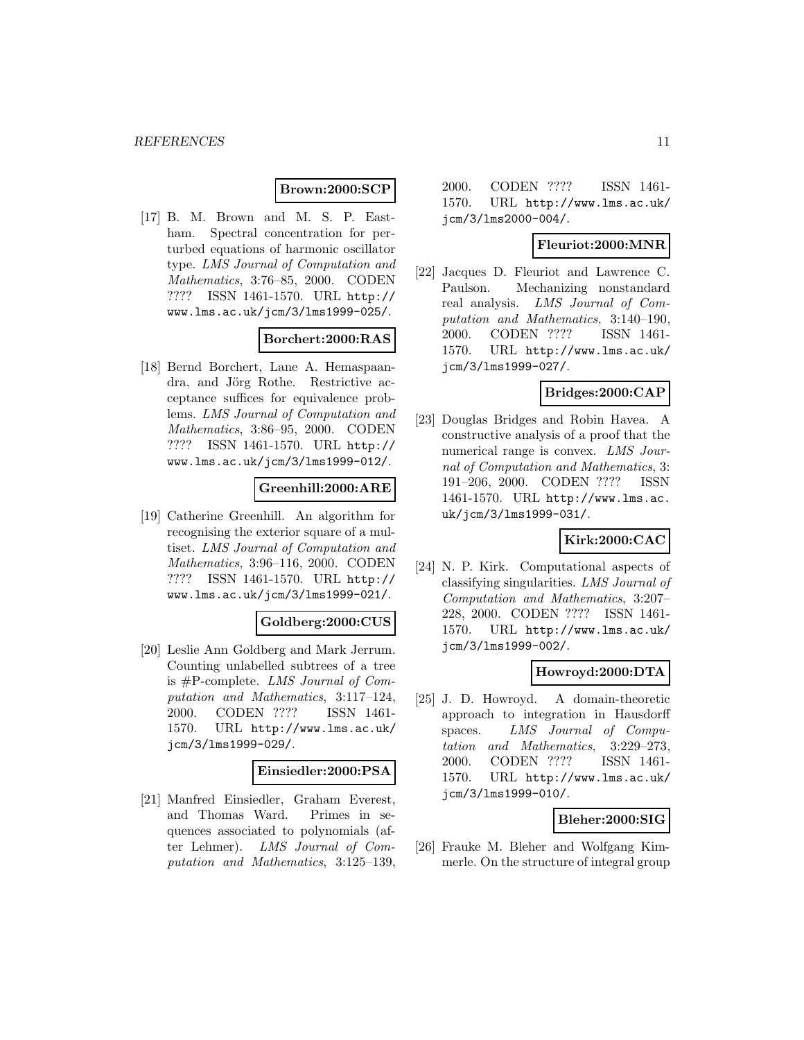**Brown:2000:SCP**

[17] B. M. Brown and M. S. P. Eastham. Spectral concentration for perturbed equations of harmonic oscillator type. *LMS Journal of Computation and Mathematics*, 3:76–85, 2000. CODEN ???? ISSN 1461-1570. URL http://www.lms.ac.uk/jcm/3/lms1999-025/.

**Borchert:2000:RAS**

[18] Bernd Borchert, Lane A. Hemaspaandra, and Jörg Rothe. Restrictive acceptance suffices for equivalence problems. *LMS Journal of Computation and Mathematics*, 3:86–95, 2000. CODEN ???? ISSN 1461-1570. URL http://www.lms.ac.uk/jcm/3/lms1999-012/.

**Greenhill:2000:ARE**

[19] Catherine Greenhill. An algorithm for recognising the exterior square of a multiset. *LMS Journal of Computation and Mathematics*, 3:96–116, 2000. CODEN ???? ISSN 1461-1570. URL http://www.lms.ac.uk/jcm/3/lms1999-021/.

**Goldberg:2000:CUS**

[20] Leslie Ann Goldberg and Mark Jerrum. Counting unlabelled subtrees of a tree is #P-complete. *LMS Journal of Computation and Mathematics*, 3:117–124, 2000. CODEN ???? ISSN 1461-1570. URL http://www.lms.ac.uk/jcm/3/lms1999-029/.

**Einsiedler:2000:PSA**

[21] Manfred Einsiedler, Graham Everest, and Thomas Ward. Primes in sequences associated to polynomials (after Lehmer). *LMS Journal of Computation and Mathematics*, 3:125–139, 2000. CODEN ???? ISSN 1461-1570. URL http://www.lms.ac.uk/jcm/3/lms2000-004/.

**Fleuriot:2000:MNR**

[22] Jacques D. Fleuriot and Lawrence C. Paulson. Mechanizing nonstandard real analysis. *LMS Journal of Computation and Mathematics*, 3:140–190, 2000. CODEN ???? ISSN 1461-1570. URL http://www.lms.ac.uk/jcm/3/lms1999-027/.

**Bridges:2000:CAP**

[23] Douglas Bridges and Robin Havea. A constructive analysis of a proof that the numerical range is convex. *LMS Journal of Computation and Mathematics*, 3: 191–206, 2000. CODEN ???? ISSN 1461-1570. URL http://www.lms.ac.uk/jcm/3/lms1999-031/.

**Kirk:2000:CAC**

[24] N. P. Kirk. Computational aspects of classifying singularities. *LMS Journal of Computation and Mathematics*, 3:207–228, 2000. CODEN ???? ISSN 1461-1570. URL http://www.lms.ac.uk/jcm/3/lms1999-002/.

**Howroyd:2000:DTA**

[25] J. D. Howroyd. A domain-theoretic approach to integration in Hausdorff spaces. *LMS Journal of Computation and Mathematics*, 3:229–273, 2000. CODEN ???? ISSN 1461-1570. URL http://www.lms.ac.uk/jcm/3/lms1999-010/.

**Bleher:2000:SIG**

[26] Frauke M. Bleher and Wolfgang Kimmerle. On the structure of integral group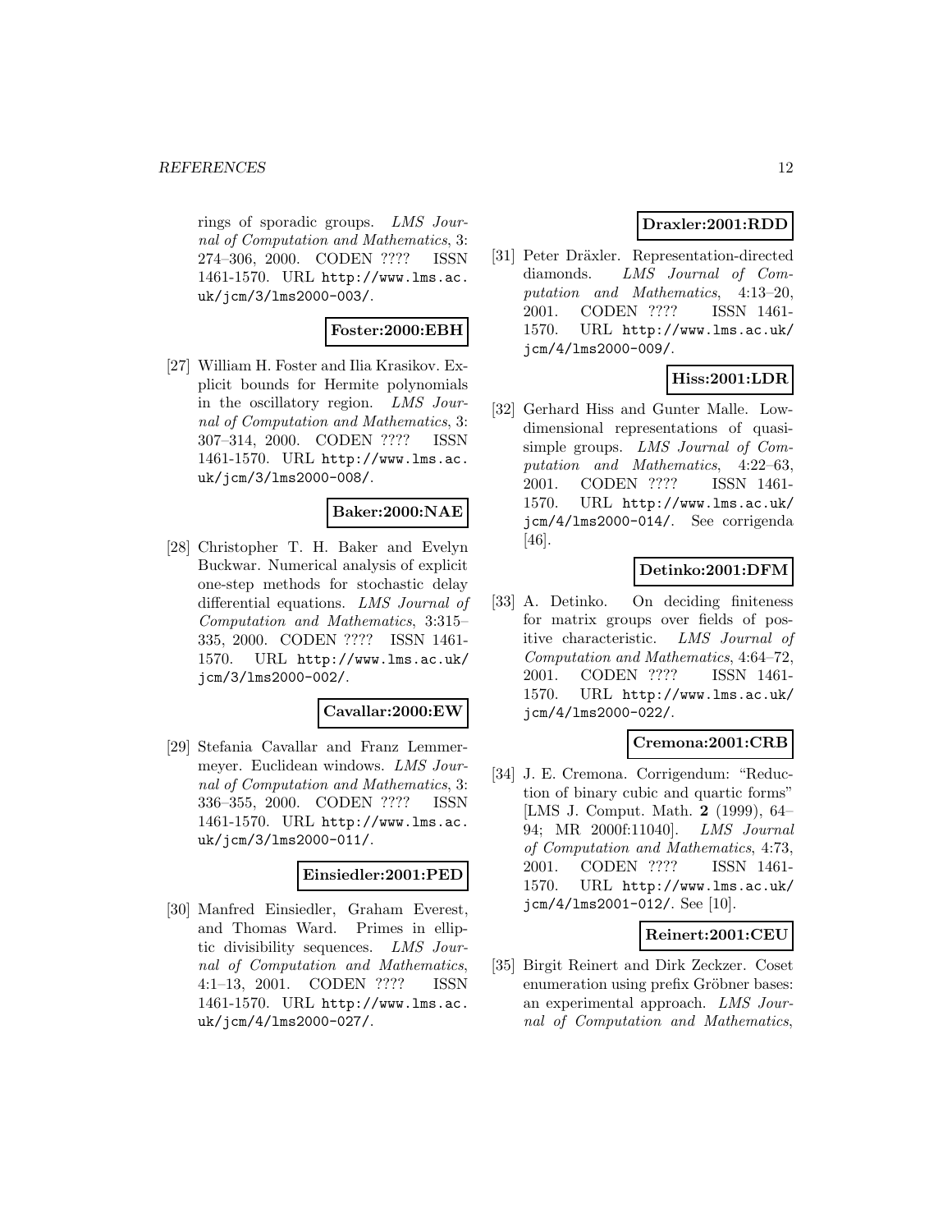rings of sporadic groups. *LMS Journal of Computation and Mathematics*, 3: 274–306, 2000. CODEN ???? ISSN 1461-1570. URL http://www.lms.ac.uk/jcm/3/lms2000-003/.

**Foster:2000:EBH**

[27] William H. Foster and Ilia Krasikov. Explicit bounds for Hermite polynomials in the oscillatory region. *LMS Journal of Computation and Mathematics*, 3: 307–314, 2000. CODEN ???? ISSN 1461-1570. URL http://www.lms.ac.uk/jcm/3/lms2000-008/.

**Baker:2000:NAE**

[28] Christopher T. H. Baker and Evelyn Buckwar. Numerical analysis of explicit one-step methods for stochastic delay differential equations. *LMS Journal of Computation and Mathematics*, 3:315–335, 2000. CODEN ???? ISSN 1461-1570. URL http://www.lms.ac.uk/jcm/3/lms2000-002/.

**Cavallar:2000:EW**

[29] Stefania Cavallar and Franz Lemmermeyer. Euclidean windows. *LMS Journal of Computation and Mathematics*, 3: 336–355, 2000. CODEN ???? ISSN 1461-1570. URL http://www.lms.ac.uk/jcm/3/lms2000-011/.

**Einsiedler:2001:PED**

[30] Manfred Einsiedler, Graham Everest, and Thomas Ward. Primes in elliptic divisibility sequences. *LMS Journal of Computation and Mathematics*, 4:1–13, 2001. CODEN ???? ISSN 1461-1570. URL http://www.lms.ac.uk/jcm/4/lms2000-027/.

**Draxler:2001:RDD**

[31] Peter Dräxler. Representation-directed diamonds. *LMS Journal of Computation and Mathematics*, 4:13–20, 2001. CODEN ???? ISSN 1461-1570. URL http://www.lms.ac.uk/jcm/4/lms2000-009/.

**Hiss:2001:LDR**

[32] Gerhard Hiss and Gunter Malle. Low-dimensional representations of quasi-simple groups. *LMS Journal of Computation and Mathematics*, 4:22–63, 2001. CODEN ???? ISSN 1461-1570. URL http://www.lms.ac.uk/jcm/4/lms2000-014/. See corrigenda [46].

**Detinko:2001:DFM**

[33] A. Detinko. On deciding finiteness for matrix groups over fields of positive characteristic. *LMS Journal of Computation and Mathematics*, 4:64–72, 2001. CODEN ???? ISSN 1461-1570. URL http://www.lms.ac.uk/jcm/4/lms2000-022/.

**Cremona:2001:CRB**

[34] J. E. Cremona. Corrigendum: "Reduction of binary cubic and quartic forms" [LMS J. Comput. Math. **2** (1999), 64–94; MR 2000f:11040]. *LMS Journal of Computation and Mathematics*, 4:73, 2001. CODEN ???? ISSN 1461-1570. URL http://www.lms.ac.uk/jcm/4/lms2001-012/. See [10].

**Reinert:2001:CEU**

[35] Birgit Reinert and Dirk Zeckzer. Coset enumeration using prefix Gröbner bases: an experimental approach. *LMS Journal of Computation and Mathematics*,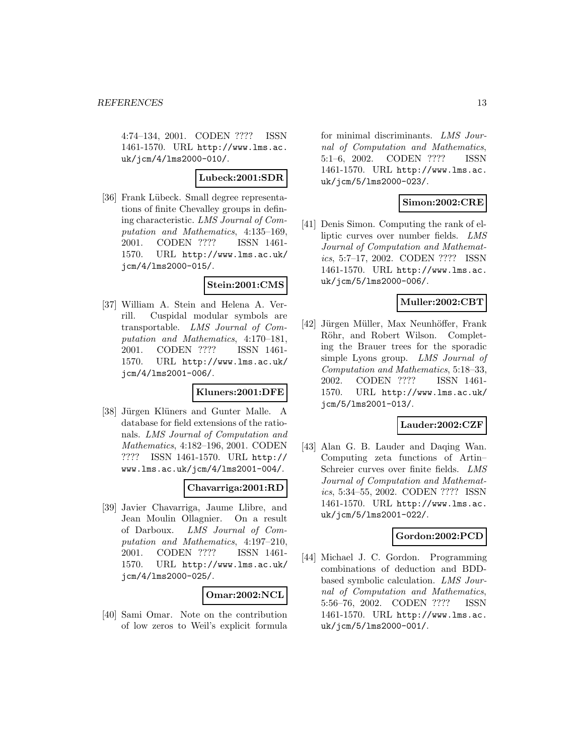4:74–134, 2001. CODEN ???? ISSN 1461-1570. URL http://www.lms.ac.uk/jcm/4/lms2000-010/.

**Lubeck:2001:SDR**

[36] Frank Lübeck. Small degree representations of finite Chevalley groups in defining characteristic. *LMS Journal of Computation and Mathematics*, 4:135–169, 2001. CODEN ???? ISSN 1461-1570. URL http://www.lms.ac.uk/jcm/4/lms2000-015/.

**Stein:2001:CMS**

[37] William A. Stein and Helena A. Verrill. Cuspidal modular symbols are transportable. *LMS Journal of Computation and Mathematics*, 4:170–181, 2001. CODEN ???? ISSN 1461-1570. URL http://www.lms.ac.uk/jcm/4/lms2001-006/.

**Kluners:2001:DFE**

[38] Jürgen Klüners and Gunter Malle. A database for field extensions of the rationals. *LMS Journal of Computation and Mathematics*, 4:182–196, 2001. CODEN ???? ISSN 1461-1570. URL http://www.lms.ac.uk/jcm/4/lms2001-004/.

**Chavarriga:2001:RD**

[39] Javier Chavarriga, Jaume Llibre, and Jean Moulin Ollagnier. On a result of Darboux. *LMS Journal of Computation and Mathematics*, 4:197–210, 2001. CODEN ???? ISSN 1461-1570. URL http://www.lms.ac.uk/jcm/4/lms2000-025/.

**Omar:2002:NCL**

[40] Sami Omar. Note on the contribution of low zeros to Weil's explicit formula for minimal discriminants. *LMS Journal of Computation and Mathematics*, 5:1–6, 2002. CODEN ???? ISSN 1461-1570. URL http://www.lms.ac.uk/jcm/5/lms2000-023/.

**Simon:2002:CRE**

[41] Denis Simon. Computing the rank of elliptic curves over number fields. *LMS Journal of Computation and Mathematics*, 5:7–17, 2002. CODEN ???? ISSN 1461-1570. URL http://www.lms.ac.uk/jcm/5/lms2000-006/.

**Muller:2002:CBT**

[42] Jürgen Müller, Max Neunhöffer, Frank Röhr, and Robert Wilson. Completing the Brauer trees for the sporadic simple Lyons group. *LMS Journal of Computation and Mathematics*, 5:18–33, 2002. CODEN ???? ISSN 1461-1570. URL http://www.lms.ac.uk/jcm/5/lms2001-013/.

**Lauder:2002:CZF**

[43] Alan G. B. Lauder and Daqing Wan. Computing zeta functions of Artin–Schreier curves over finite fields. *LMS Journal of Computation and Mathematics*, 5:34–55, 2002. CODEN ???? ISSN 1461-1570. URL http://www.lms.ac.uk/jcm/5/lms2001-022/.

**Gordon:2002:PCD**

[44] Michael J. C. Gordon. Programming combinations of deduction and BDD-based symbolic calculation. *LMS Journal of Computation and Mathematics*, 5:56–76, 2002. CODEN ???? ISSN 1461-1570. URL http://www.lms.ac.uk/jcm/5/lms2000-001/.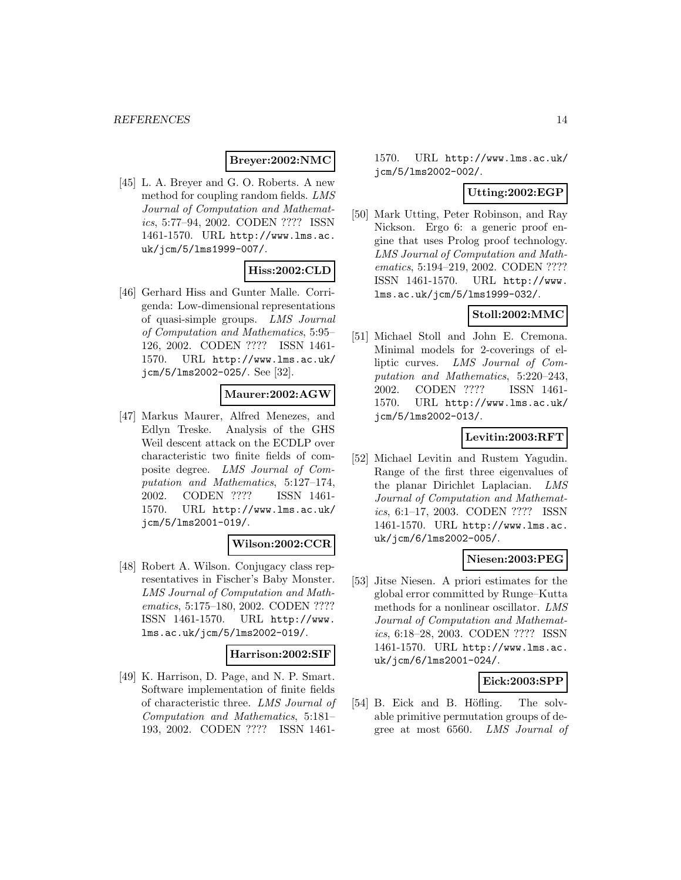**Breyer:2002:NMC**

[45] L. A. Breyer and G. O. Roberts. A new method for coupling random fields. *LMS Journal of Computation and Mathematics*, 5:77–94, 2002. CODEN ???? ISSN 1461-1570. URL http://www.lms.ac.uk/jcm/5/lms1999-007/.

**Hiss:2002:CLD**

[46] Gerhard Hiss and Gunter Malle. Corrigenda: Low-dimensional representations of quasi-simple groups. *LMS Journal of Computation and Mathematics*, 5:95–126, 2002. CODEN ???? ISSN 1461-1570. URL http://www.lms.ac.uk/jcm/5/lms2002-025/. See [32].

**Maurer:2002:AGW**

[47] Markus Maurer, Alfred Menezes, and Edlyn Treske. Analysis of the GHS Weil descent attack on the ECDLP over characteristic two finite fields of composite degree. *LMS Journal of Computation and Mathematics*, 5:127–174, 2002. CODEN ???? ISSN 1461-1570. URL http://www.lms.ac.uk/jcm/5/lms2001-019/.

**Wilson:2002:CCR**

[48] Robert A. Wilson. Conjugacy class representatives in Fischer's Baby Monster. *LMS Journal of Computation and Mathematics*, 5:175–180, 2002. CODEN ???? ISSN 1461-1570. URL http://www.lms.ac.uk/jcm/5/lms2002-019/.

**Harrison:2002:SIF**

[49] K. Harrison, D. Page, and N. P. Smart. Software implementation of finite fields of characteristic three. *LMS Journal of Computation and Mathematics*, 5:181–193, 2002. CODEN ???? ISSN 1461-1570. URL http://www.lms.ac.uk/jcm/5/lms2002-002/.

**Utting:2002:EGP**

[50] Mark Utting, Peter Robinson, and Ray Nickson. Ergo 6: a generic proof engine that uses Prolog proof technology. *LMS Journal of Computation and Mathematics*, 5:194–219, 2002. CODEN ???? ISSN 1461-1570. URL http://www.lms.ac.uk/jcm/5/lms1999-032/.

**Stoll:2002:MMC**

[51] Michael Stoll and John E. Cremona. Minimal models for 2-coverings of elliptic curves. *LMS Journal of Computation and Mathematics*, 5:220–243, 2002. CODEN ???? ISSN 1461-1570. URL http://www.lms.ac.uk/jcm/5/lms2002-013/.

**Levitin:2003:RFT**

[52] Michael Levitin and Rustem Yagudin. Range of the first three eigenvalues of the planar Dirichlet Laplacian. *LMS Journal of Computation and Mathematics*, 6:1–17, 2003. CODEN ???? ISSN 1461-1570. URL http://www.lms.ac.uk/jcm/6/lms2002-005/.

**Niesen:2003:PEG**

[53] Jitse Niesen. A priori estimates for the global error committed by Runge–Kutta methods for a nonlinear oscillator. *LMS Journal of Computation and Mathematics*, 6:18–28, 2003. CODEN ???? ISSN 1461-1570. URL http://www.lms.ac.uk/jcm/6/lms2001-024/.

**Eick:2003:SPP**

[54] B. Eick and B. Höfling. The solvable primitive permutation groups of degree at most 6560. *LMS Journal of*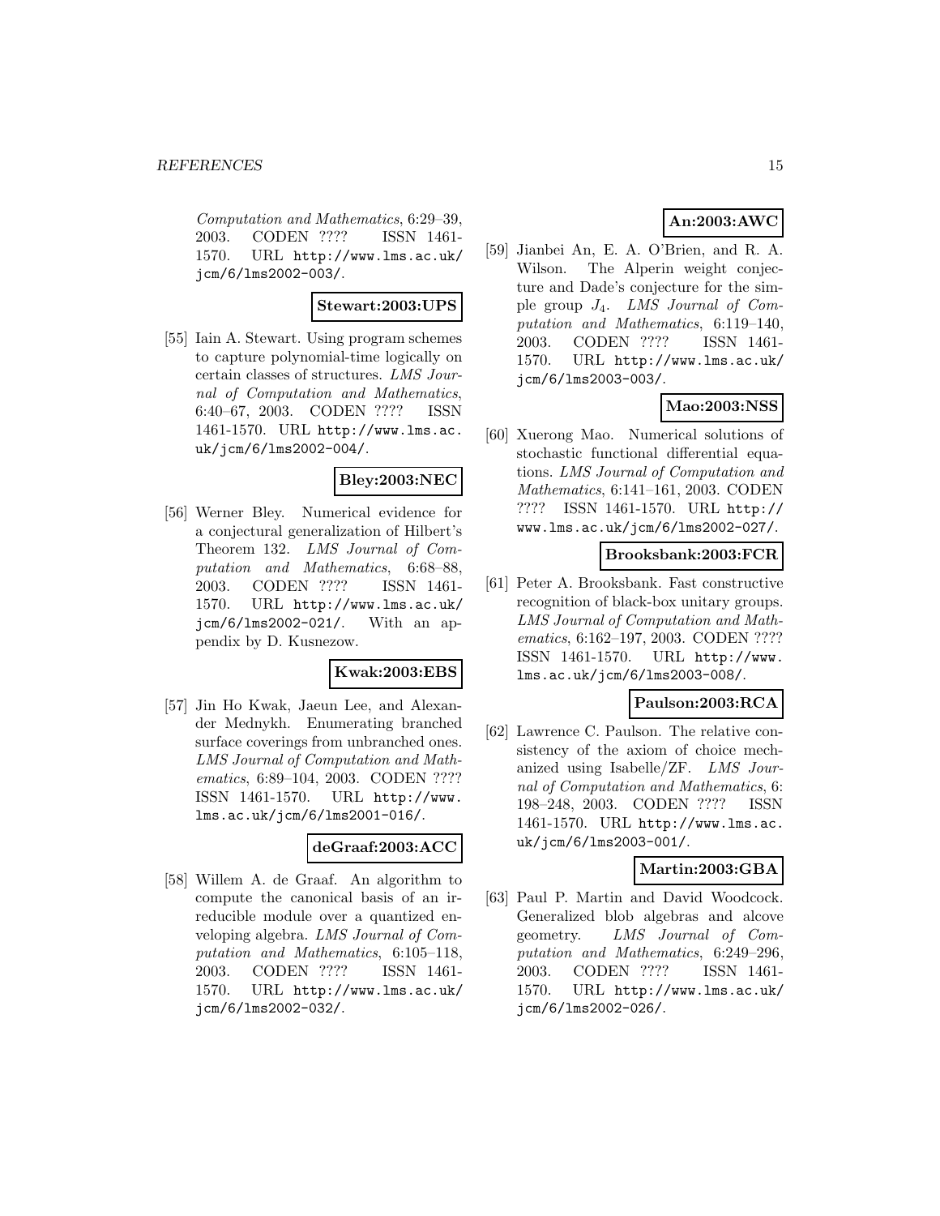*Computation and Mathematics*, 6:29–39, 2003. CODEN ???? ISSN 1461-1570. URL http://www.lms.ac.uk/jcm/6/lms2002-003/.

**Stewart:2003:UPS**

[55] Iain A. Stewart. Using program schemes to capture polynomial-time logically on certain classes of structures. *LMS Journal of Computation and Mathematics*, 6:40–67, 2003. CODEN ???? ISSN 1461-1570. URL http://www.lms.ac.uk/jcm/6/lms2002-004/.

**Bley:2003:NEC**

[56] Werner Bley. Numerical evidence for a conjectural generalization of Hilbert's Theorem 132. *LMS Journal of Computation and Mathematics*, 6:68–88, 2003. CODEN ???? ISSN 1461-1570. URL http://www.lms.ac.uk/jcm/6/lms2002-021/. With an appendix by D. Kusnezow.

**Kwak:2003:EBS**

[57] Jin Ho Kwak, Jaeun Lee, and Alexander Mednykh. Enumerating branched surface coverings from unbranched ones. *LMS Journal of Computation and Mathematics*, 6:89–104, 2003. CODEN ???? ISSN 1461-1570. URL http://www.lms.ac.uk/jcm/6/lms2001-016/.

**deGraaf:2003:ACC**

[58] Willem A. de Graaf. An algorithm to compute the canonical basis of an irreducible module over a quantized enveloping algebra. *LMS Journal of Computation and Mathematics*, 6:105–118, 2003. CODEN ???? ISSN 1461-1570. URL http://www.lms.ac.uk/jcm/6/lms2002-032/.

**An:2003:AWC**

[59] Jianbei An, E. A. O'Brien, and R. A. Wilson. The Alperin weight conjecture and Dade's conjecture for the simple group $J_4$. *LMS Journal of Computation and Mathematics*, 6:119–140, 2003. CODEN ???? ISSN 1461-1570. URL http://www.lms.ac.uk/jcm/6/lms2003-003/.

**Mao:2003:NSS**

[60] Xuerong Mao. Numerical solutions of stochastic functional differential equations. *LMS Journal of Computation and Mathematics*, 6:141–161, 2003. CODEN ???? ISSN 1461-1570. URL http://www.lms.ac.uk/jcm/6/lms2002-027/.

**Brooksbank:2003:FCR**

[61] Peter A. Brooksbank. Fast constructive recognition of black-box unitary groups. *LMS Journal of Computation and Mathematics*, 6:162–197, 2003. CODEN ???? ISSN 1461-1570. URL http://www.lms.ac.uk/jcm/6/lms2003-008/.

**Paulson:2003:RCA**

[62] Lawrence C. Paulson. The relative consistency of the axiom of choice mechanized using Isabelle/ZF. *LMS Journal of Computation and Mathematics*, 6:198–248, 2003. CODEN ???? ISSN 1461-1570. URL http://www.lms.ac.uk/jcm/6/lms2003-001/.

**Martin:2003:GBA**

[63] Paul P. Martin and David Woodcock. Generalized blob algebras and alcove geometry. *LMS Journal of Computation and Mathematics*, 6:249–296, 2003. CODEN ???? ISSN 1461-1570. URL http://www.lms.ac.uk/jcm/6/lms2002-026/.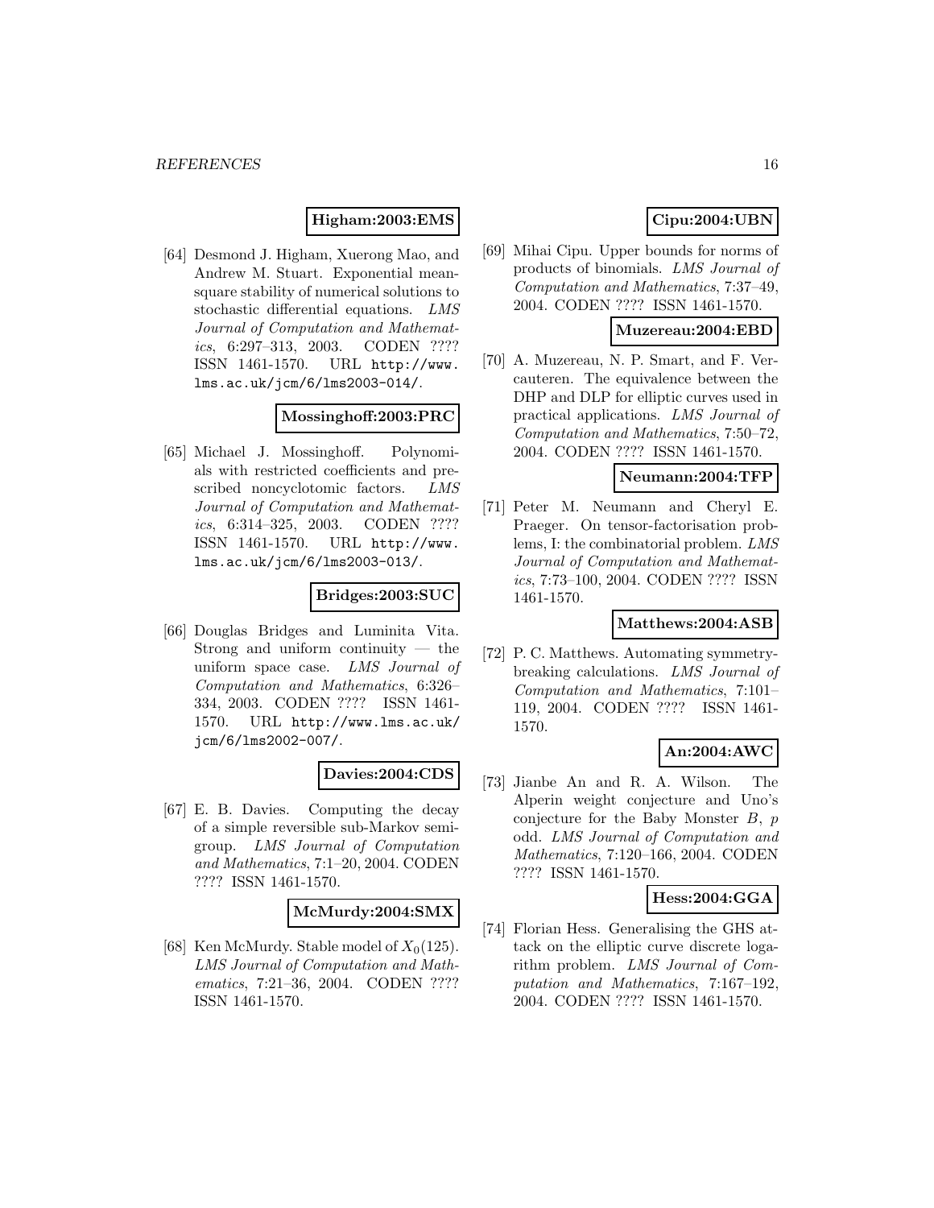**Higham:2003:EMS**

[64] Desmond J. Higham, Xuerong Mao, and Andrew M. Stuart. Exponential mean-square stability of numerical solutions to stochastic differential equations. *LMS Journal of Computation and Mathematics*, 6:297–313, 2003. CODEN ???? ISSN 1461-1570. URL http://www.lms.ac.uk/jcm/6/lms2003-014/.

**Mossinghoff:2003:PRC**

[65] Michael J. Mossinghoff. Polynomials with restricted coefficients and prescribed noncyclotomic factors. *LMS Journal of Computation and Mathematics*, 6:314–325, 2003. CODEN ???? ISSN 1461-1570. URL http://www.lms.ac.uk/jcm/6/lms2003-013/.

**Bridges:2003:SUC**

[66] Douglas Bridges and Luminita Vita. Strong and uniform continuity — the uniform space case. *LMS Journal of Computation and Mathematics*, 6:326–334, 2003. CODEN ???? ISSN 1461-1570. URL http://www.lms.ac.uk/jcm/6/lms2002-007/.

**Davies:2004:CDS**

[67] E. B. Davies. Computing the decay of a simple reversible sub-Markov semigroup. *LMS Journal of Computation and Mathematics*, 7:1–20, 2004. CODEN ???? ISSN 1461-1570.

**McMurdy:2004:SMX**

[68] Ken McMurdy. Stable model of $X_0(125)$. *LMS Journal of Computation and Mathematics*, 7:21–36, 2004. CODEN ???? ISSN 1461-1570.

**Cipu:2004:UBN**

[69] Mihai Cipu. Upper bounds for norms of products of binomials. *LMS Journal of Computation and Mathematics*, 7:37–49, 2004. CODEN ???? ISSN 1461-1570.

**Muzereau:2004:EBD**

[70] A. Muzereau, N. P. Smart, and F. Vercauteren. The equivalence between the DHP and DLP for elliptic curves used in practical applications. *LMS Journal of Computation and Mathematics*, 7:50–72, 2004. CODEN ???? ISSN 1461-1570.

**Neumann:2004:TFP**

[71] Peter M. Neumann and Cheryl E. Praeger. On tensor-factorisation problems, I: the combinatorial problem. *LMS Journal of Computation and Mathematics*, 7:73–100, 2004. CODEN ???? ISSN 1461-1570.

**Matthews:2004:ASB**

[72] P. C. Matthews. Automating symmetry-breaking calculations. *LMS Journal of Computation and Mathematics*, 7:101–119, 2004. CODEN ???? ISSN 1461-1570.

**An:2004:AWC**

[73] Jianbe An and R. A. Wilson. The Alperin weight conjecture and Uno's conjecture for the Baby Monster $B$, $p$ odd. *LMS Journal of Computation and Mathematics*, 7:120–166, 2004. CODEN ???? ISSN 1461-1570.

**Hess:2004:GGA**

[74] Florian Hess. Generalising the GHS attack on the elliptic curve discrete logarithm problem. *LMS Journal of Computation and Mathematics*, 7:167–192, 2004. CODEN ???? ISSN 1461-1570.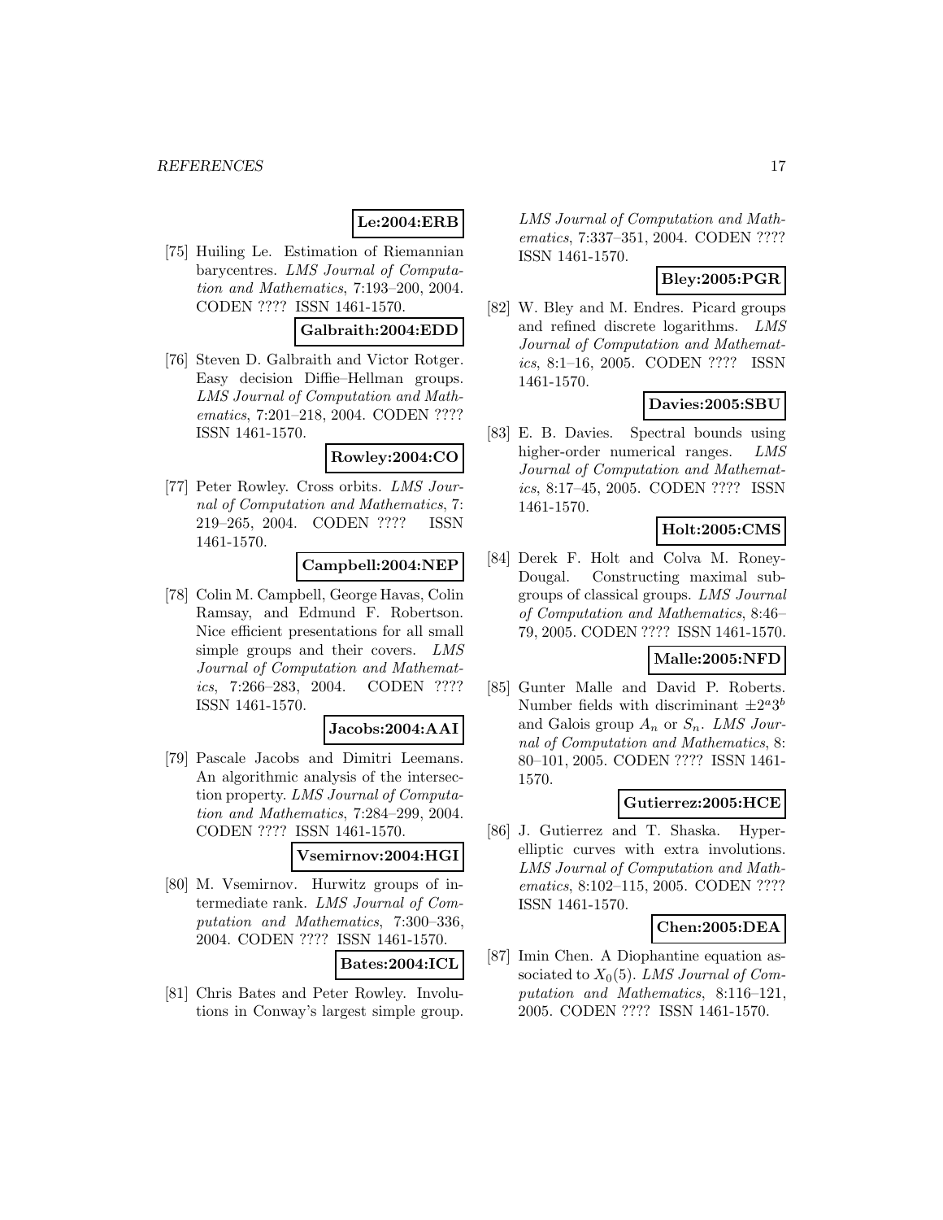**Le:2004:ERB**

[75] Huiling Le. Estimation of Riemannian barycentres. *LMS Journal of Computation and Mathematics*, 7:193–200, 2004. CODEN ???? ISSN 1461-1570.

**Galbraith:2004:EDD**

[76] Steven D. Galbraith and Victor Rotger. Easy decision Diffie–Hellman groups. *LMS Journal of Computation and Mathematics*, 7:201–218, 2004. CODEN ???? ISSN 1461-1570.

**Rowley:2004:CO**

[77] Peter Rowley. Cross orbits. *LMS Journal of Computation and Mathematics*, 7: 219–265, 2004. CODEN ???? ISSN 1461-1570.

**Campbell:2004:NEP**

[78] Colin M. Campbell, George Havas, Colin Ramsay, and Edmund F. Robertson. Nice efficient presentations for all small simple groups and their covers. *LMS Journal of Computation and Mathematics*, 7:266–283, 2004. CODEN ???? ISSN 1461-1570.

**Jacobs:2004:AAI**

[79] Pascale Jacobs and Dimitri Leemans. An algorithmic analysis of the intersection property. *LMS Journal of Computation and Mathematics*, 7:284–299, 2004. CODEN ???? ISSN 1461-1570.

**Vsemirnov:2004:HGI**

[80] M. Vsemirnov. Hurwitz groups of intermediate rank. *LMS Journal of Computation and Mathematics*, 7:300–336, 2004. CODEN ???? ISSN 1461-1570.

**Bates:2004:ICL**

[81] Chris Bates and Peter Rowley. Involutions in Conway's largest simple group. *LMS Journal of Computation and Mathematics*, 7:337–351, 2004. CODEN ???? ISSN 1461-1570.

**Bley:2005:PGR**

[82] W. Bley and M. Endres. Picard groups and refined discrete logarithms. *LMS Journal of Computation and Mathematics*, 8:1–16, 2005. CODEN ???? ISSN 1461-1570.

**Davies:2005:SBU**

[83] E. B. Davies. Spectral bounds using higher-order numerical ranges. *LMS Journal of Computation and Mathematics*, 8:17–45, 2005. CODEN ???? ISSN 1461-1570.

**Holt:2005:CMS**

[84] Derek F. Holt and Colva M. Roney-Dougal. Constructing maximal subgroups of classical groups. *LMS Journal of Computation and Mathematics*, 8:46–79, 2005. CODEN ???? ISSN 1461-1570.

**Malle:2005:NFD**

[85] Gunter Malle and David P. Roberts. Number fields with discriminant $\pm 2^a 3^b$ and Galois group $A_n$ or $S_n$. *LMS Journal of Computation and Mathematics*, 8: 80–101, 2005. CODEN ???? ISSN 1461-1570.

**Gutierrez:2005:HCE**

[86] J. Gutierrez and T. Shaska. Hyperelliptic curves with extra involutions. *LMS Journal of Computation and Mathematics*, 8:102–115, 2005. CODEN ???? ISSN 1461-1570.

**Chen:2005:DEA**

[87] Imin Chen. A Diophantine equation associated to $X_0(5)$. *LMS Journal of Computation and Mathematics*, 8:116–121, 2005. CODEN ???? ISSN 1461-1570.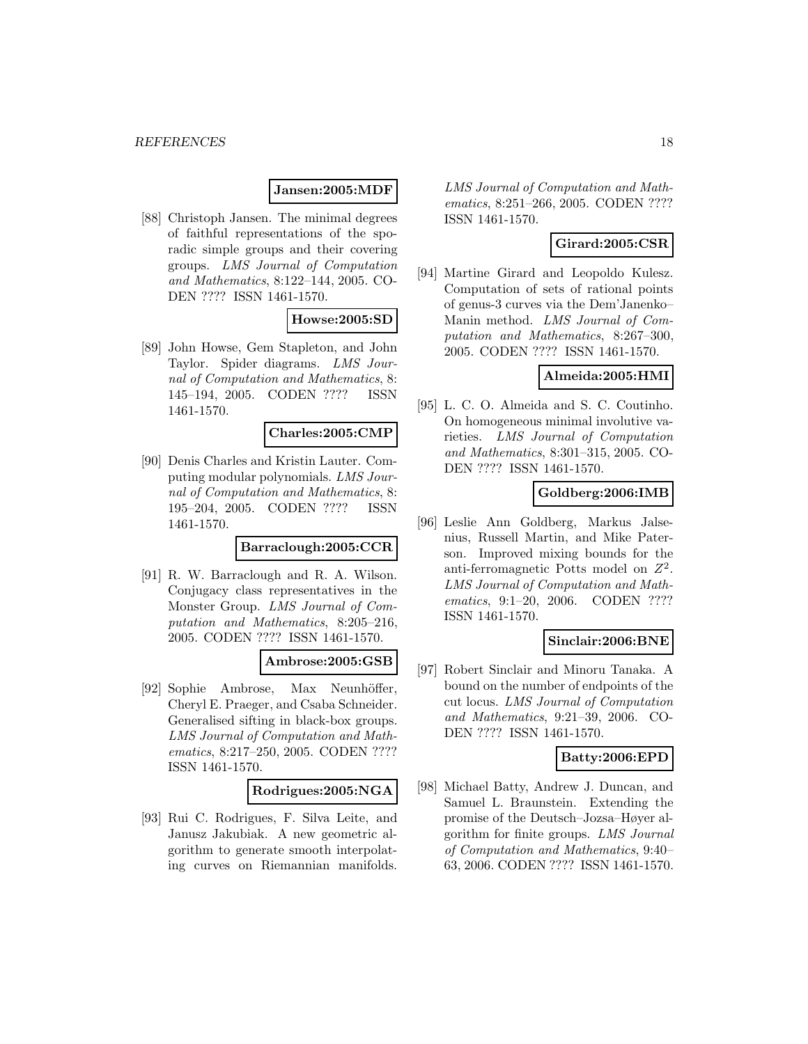**Jansen:2005:MDF**

[88] Christoph Jansen. The minimal degrees of faithful representations of the sporadic simple groups and their covering groups. *LMS Journal of Computation and Mathematics*, 8:122–144, 2005. CODEN ???? ISSN 1461-1570.

**Howse:2005:SD**

[89] John Howse, Gem Stapleton, and John Taylor. Spider diagrams. *LMS Journal of Computation and Mathematics*, 8: 145–194, 2005. CODEN ???? ISSN 1461-1570.

**Charles:2005:CMP**

[90] Denis Charles and Kristin Lauter. Computing modular polynomials. *LMS Journal of Computation and Mathematics*, 8: 195–204, 2005. CODEN ???? ISSN 1461-1570.

**Barraclough:2005:CCR**

[91] R. W. Barraclough and R. A. Wilson. Conjugacy class representatives in the Monster Group. *LMS Journal of Computation and Mathematics*, 8:205–216, 2005. CODEN ???? ISSN 1461-1570.

**Ambrose:2005:GSB**

[92] Sophie Ambrose, Max Neunhöffer, Cheryl E. Praeger, and Csaba Schneider. Generalised sifting in black-box groups. *LMS Journal of Computation and Mathematics*, 8:217–250, 2005. CODEN ???? ISSN 1461-1570.

**Rodrigues:2005:NGA**

[93] Rui C. Rodrigues, F. Silva Leite, and Janusz Jakubiak. A new geometric algorithm to generate smooth interpolating curves on Riemannian manifolds. *LMS Journal of Computation and Mathematics*, 8:251–266, 2005. CODEN ???? ISSN 1461-1570.

**Girard:2005:CSR**

[94] Martine Girard and Leopoldo Kulesz. Computation of sets of rational points of genus-3 curves via the Dem'Janenko–Manin method. *LMS Journal of Computation and Mathematics*, 8:267–300, 2005. CODEN ???? ISSN 1461-1570.

**Almeida:2005:HMI**

[95] L. C. O. Almeida and S. C. Coutinho. On homogeneous minimal involutive varieties. *LMS Journal of Computation and Mathematics*, 8:301–315, 2005. CODEN ???? ISSN 1461-1570.

**Goldberg:2006:IMB**

[96] Leslie Ann Goldberg, Markus Jalsenius, Russell Martin, and Mike Paterson. Improved mixing bounds for the anti-ferromagnetic Potts model on $Z^2$. *LMS Journal of Computation and Mathematics*, 9:1–20, 2006. CODEN ???? ISSN 1461-1570.

**Sinclair:2006:BNE**

[97] Robert Sinclair and Minoru Tanaka. A bound on the number of endpoints of the cut locus. *LMS Journal of Computation and Mathematics*, 9:21–39, 2006. CODEN ???? ISSN 1461-1570.

**Batty:2006:EPD**

[98] Michael Batty, Andrew J. Duncan, and Samuel L. Braunstein. Extending the promise of the Deutsch–Jozsa–Høyer algorithm for finite groups. *LMS Journal of Computation and Mathematics*, 9:40–63, 2006. CODEN ???? ISSN 1461-1570.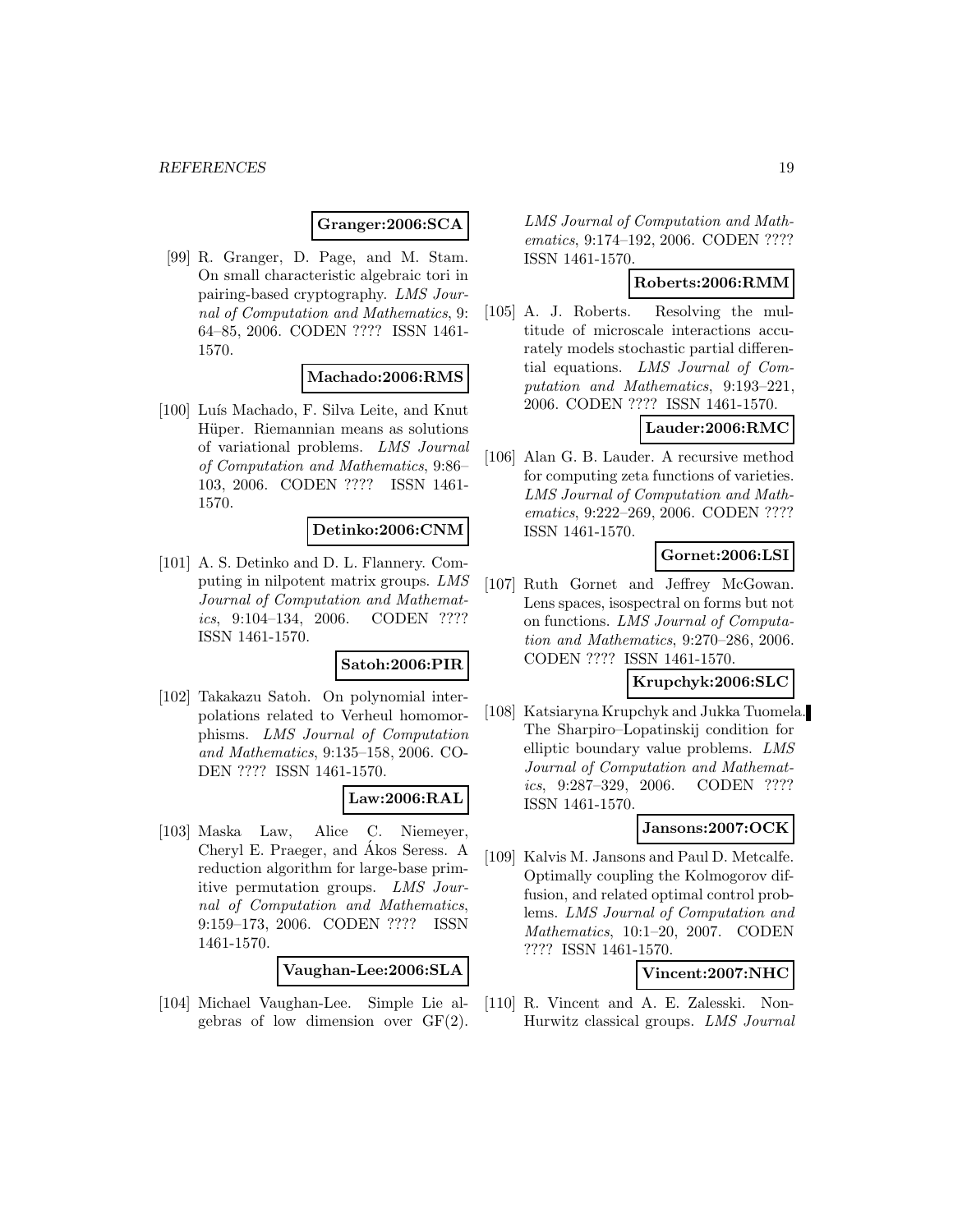**Granger:2006:SCA**

[99] R. Granger, D. Page, and M. Stam. On small characteristic algebraic tori in pairing-based cryptography. *LMS Journal of Computation and Mathematics*, 9: 64–85, 2006. CODEN ???? ISSN 1461-1570.

**Machado:2006:RMS**

[100] Luís Machado, F. Silva Leite, and Knut Hüper. Riemannian means as solutions of variational problems. *LMS Journal of Computation and Mathematics*, 9:86–103, 2006. CODEN ???? ISSN 1461-1570.

**Detinko:2006:CNM**

[101] A. S. Detinko and D. L. Flannery. Computing in nilpotent matrix groups. *LMS Journal of Computation and Mathematics*, 9:104–134, 2006. CODEN ???? ISSN 1461-1570.

**Satoh:2006:PIR**

[102] Takakazu Satoh. On polynomial interpolations related to Verheul homomorphisms. *LMS Journal of Computation and Mathematics*, 9:135–158, 2006. CODEN ???? ISSN 1461-1570.

**Law:2006:RAL**

[103] Maska Law, Alice C. Niemeyer, Cheryl E. Praeger, and Ákos Seress. A reduction algorithm for large-base primitive permutation groups. *LMS Journal of Computation and Mathematics*, 9:159–173, 2006. CODEN ???? ISSN 1461-1570.

**Vaughan-Lee:2006:SLA**

[104] Michael Vaughan-Lee. Simple Lie algebras of low dimension over GF(2). *LMS Journal of Computation and Mathematics*, 9:174–192, 2006. CODEN ???? ISSN 1461-1570.

**Roberts:2006:RMM**

[105] A. J. Roberts. Resolving the multitude of microscale interactions accurately models stochastic partial differential equations. *LMS Journal of Computation and Mathematics*, 9:193–221, 2006. CODEN ???? ISSN 1461-1570.

**Lauder:2006:RMC**

[106] Alan G. B. Lauder. A recursive method for computing zeta functions of varieties. *LMS Journal of Computation and Mathematics*, 9:222–269, 2006. CODEN ???? ISSN 1461-1570.

**Gornet:2006:LSI**

[107] Ruth Gornet and Jeffrey McGowan. Lens spaces, isospectral on forms but not on functions. *LMS Journal of Computation and Mathematics*, 9:270–286, 2006. CODEN ???? ISSN 1461-1570.

**Krupchyk:2006:SLC**

[108] Katsiaryna Krupchyk and Jukka Tuomela. The Sharpiro–Lopatinskij condition for elliptic boundary value problems. *LMS Journal of Computation and Mathematics*, 9:287–329, 2006. CODEN ???? ISSN 1461-1570.

**Jansons:2007:OCK**

[109] Kalvis M. Jansons and Paul D. Metcalfe. Optimally coupling the Kolmogorov diffusion, and related optimal control problems. *LMS Journal of Computation and Mathematics*, 10:1–20, 2007. CODEN ???? ISSN 1461-1570.

**Vincent:2007:NHC**

[110] R. Vincent and A. E. Zalesski. Non-Hurwitz classical groups. *LMS Journal*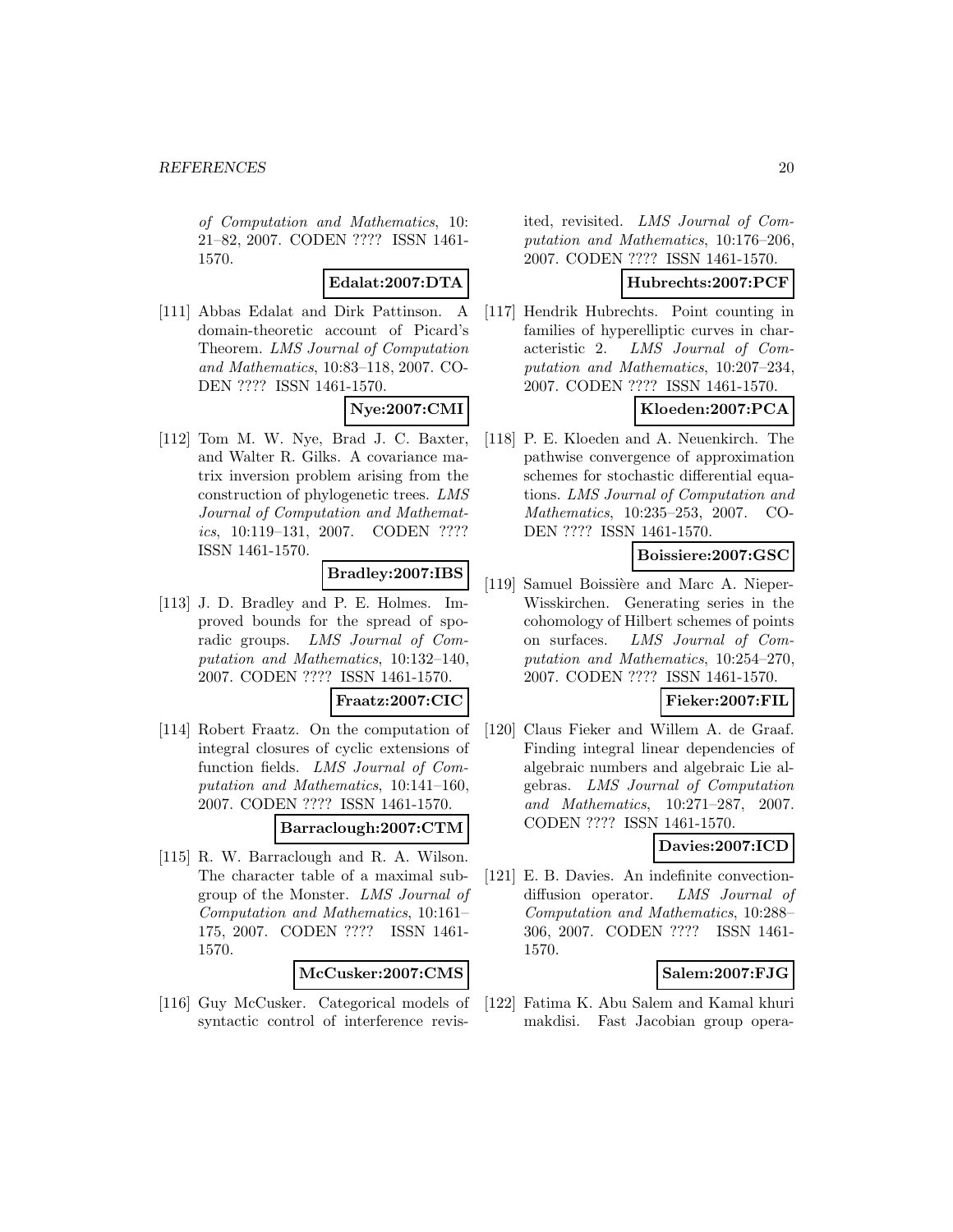*of Computation and Mathematics*, 10: 21–82, 2007. CODEN ???? ISSN 1461-1570.

**Edalat:2007:DTA**

[111] Abbas Edalat and Dirk Pattinson. A domain-theoretic account of Picard's Theorem. *LMS Journal of Computation and Mathematics*, 10:83–118, 2007. CODEN ???? ISSN 1461-1570.

**Nye:2007:CMI**

[112] Tom M. W. Nye, Brad J. C. Baxter, and Walter R. Gilks. A covariance matrix inversion problem arising from the construction of phylogenetic trees. *LMS Journal of Computation and Mathematics*, 10:119–131, 2007. CODEN ???? ISSN 1461-1570.

**Bradley:2007:IBS**

[113] J. D. Bradley and P. E. Holmes. Improved bounds for the spread of sporadic groups. *LMS Journal of Computation and Mathematics*, 10:132–140, 2007. CODEN ???? ISSN 1461-1570.

**Fraatz:2007:CIC**

[114] Robert Fraatz. On the computation of integral closures of cyclic extensions of function fields. *LMS Journal of Computation and Mathematics*, 10:141–160, 2007. CODEN ???? ISSN 1461-1570.

**Barraclough:2007:CTM**

[115] R. W. Barraclough and R. A. Wilson. The character table of a maximal subgroup of the Monster. *LMS Journal of Computation and Mathematics*, 10:161–175, 2007. CODEN ???? ISSN 1461-1570.

**McCusker:2007:CMS**

[116] Guy McCusker. Categorical models of syntactic control of interference revisited, revisited. *LMS Journal of Computation and Mathematics*, 10:176–206, 2007. CODEN ???? ISSN 1461-1570.

**Hubrechts:2007:PCF**

[117] Hendrik Hubrechts. Point counting in families of hyperelliptic curves in characteristic 2. *LMS Journal of Computation and Mathematics*, 10:207–234, 2007. CODEN ???? ISSN 1461-1570.

**Kloeden:2007:PCA**

[118] P. E. Kloeden and A. Neuenkirch. The pathwise convergence of approximation schemes for stochastic differential equations. *LMS Journal of Computation and Mathematics*, 10:235–253, 2007. CODEN ???? ISSN 1461-1570.

**Boissiere:2007:GSC**

[119] Samuel Boissière and Marc A. Nieper-Wisskirchen. Generating series in the cohomology of Hilbert schemes of points on surfaces. *LMS Journal of Computation and Mathematics*, 10:254–270, 2007. CODEN ???? ISSN 1461-1570.

**Fieker:2007:FIL**

[120] Claus Fieker and Willem A. de Graaf. Finding integral linear dependencies of algebraic numbers and algebraic Lie algebras. *LMS Journal of Computation and Mathematics*, 10:271–287, 2007. CODEN ???? ISSN 1461-1570.

**Davies:2007:ICD**

[121] E. B. Davies. An indefinite convection-diffusion operator. *LMS Journal of Computation and Mathematics*, 10:288–306, 2007. CODEN ???? ISSN 1461-1570.

**Salem:2007:FJG**

[122] Fatima K. Abu Salem and Kamal khuri makdisi. Fast Jacobian group opera-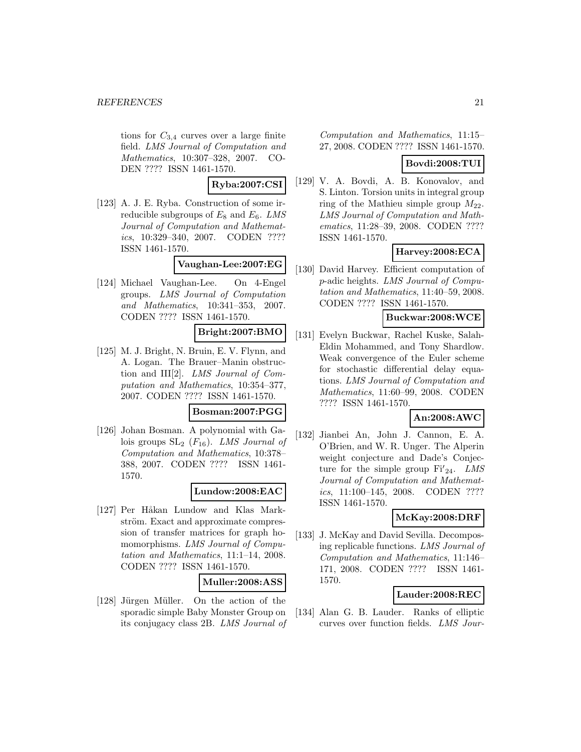tions for $C_{3,4}$ curves over a large finite field. *LMS Journal of Computation and Mathematics*, 10:307–328, 2007. CODEN ???? ISSN 1461-1570.

**Ryba:2007:CSI**

[123] A. J. E. Ryba. Construction of some irreducible subgroups of $E_8$ and $E_6$. *LMS Journal of Computation and Mathematics*, 10:329–340, 2007. CODEN ???? ISSN 1461-1570.

**Vaughan-Lee:2007:EG**

[124] Michael Vaughan-Lee. On 4-Engel groups. *LMS Journal of Computation and Mathematics*, 10:341–353, 2007. CODEN ???? ISSN 1461-1570.

**Bright:2007:BMO**

[125] M. J. Bright, N. Bruin, E. V. Flynn, and A. Logan. The Brauer–Manin obstruction and III[2]. *LMS Journal of Computation and Mathematics*, 10:354–377, 2007. CODEN ???? ISSN 1461-1570.

**Bosman:2007:PGG**

[126] Johan Bosman. A polynomial with Galois groups $\mathrm{SL}_2$ $(F_{16})$. *LMS Journal of Computation and Mathematics*, 10:378–388, 2007. CODEN ???? ISSN 1461-1570.

**Lundow:2008:EAC**

[127] Per Håkan Lundow and Klas Markström. Exact and approximate compression of transfer matrices for graph homomorphisms. *LMS Journal of Computation and Mathematics*, 11:1–14, 2008. CODEN ???? ISSN 1461-1570.

**Muller:2008:ASS**

[128] Jürgen Müller. On the action of the sporadic simple Baby Monster Group on its conjugacy class 2B. *LMS Journal of Computation and Mathematics*, 11:15–27, 2008. CODEN ???? ISSN 1461-1570.

**Bovdi:2008:TUI**

[129] V. A. Bovdi, A. B. Konovalov, and S. Linton. Torsion units in integral group ring of the Mathieu simple group $M_{22}$. *LMS Journal of Computation and Mathematics*, 11:28–39, 2008. CODEN ???? ISSN 1461-1570.

**Harvey:2008:ECA**

[130] David Harvey. Efficient computation of $p$-adic heights. *LMS Journal of Computation and Mathematics*, 11:40–59, 2008. CODEN ???? ISSN 1461-1570.

**Buckwar:2008:WCE**

[131] Evelyn Buckwar, Rachel Kuske, Salah-Eldin Mohammed, and Tony Shardlow. Weak convergence of the Euler scheme for stochastic differential delay equations. *LMS Journal of Computation and Mathematics*, 11:60–99, 2008. CODEN ???? ISSN 1461-1570.

**An:2008:AWC**

[132] Jianbei An, John J. Cannon, E. A. O'Brien, and W. R. Unger. The Alperin weight conjecture and Dade's Conjecture for the simple group $\mathrm{Fi}'_{24}$. *LMS Journal of Computation and Mathematics*, 11:100–145, 2008. CODEN ???? ISSN 1461-1570.

**McKay:2008:DRF**

[133] J. McKay and David Sevilla. Decomposing replicable functions. *LMS Journal of Computation and Mathematics*, 11:146–171, 2008. CODEN ???? ISSN 1461-1570.

**Lauder:2008:REC**

[134] Alan G. B. Lauder. Ranks of elliptic curves over function fields. *LMS Jour-*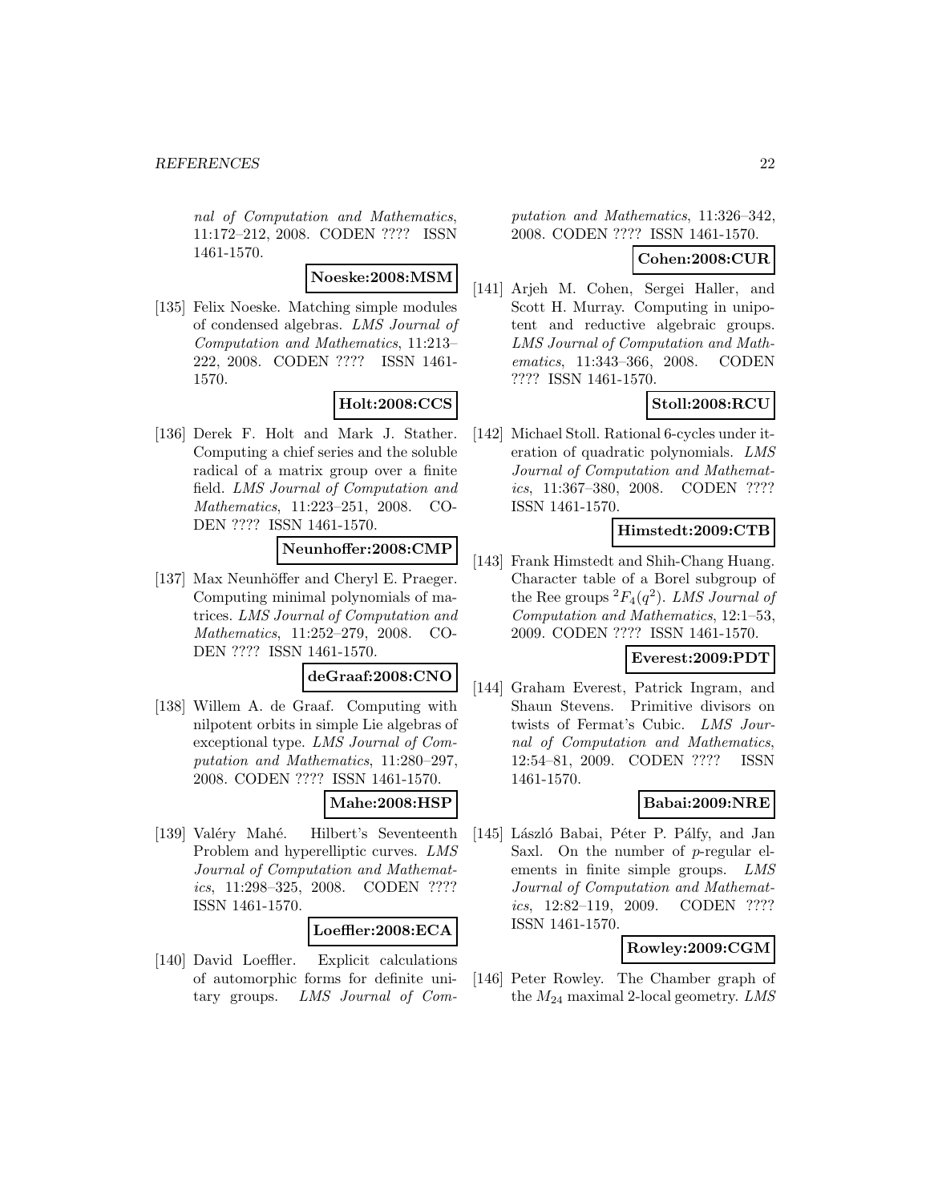nal of Computation and Mathematics, 11:172–212, 2008. CODEN ???? ISSN 1461-1570.

**Noeske:2008:MSM**

[135] Felix Noeske. Matching simple modules of condensed algebras. *LMS Journal of Computation and Mathematics*, 11:213–222, 2008. CODEN ???? ISSN 1461-1570.

**Holt:2008:CCS**

[136] Derek F. Holt and Mark J. Stather. Computing a chief series and the soluble radical of a matrix group over a finite field. *LMS Journal of Computation and Mathematics*, 11:223–251, 2008. CODEN ???? ISSN 1461-1570.

**Neunhoffer:2008:CMP**

[137] Max Neunhöffer and Cheryl E. Praeger. Computing minimal polynomials of matrices. *LMS Journal of Computation and Mathematics*, 11:252–279, 2008. CODEN ???? ISSN 1461-1570.

**deGraaf:2008:CNO**

[138] Willem A. de Graaf. Computing with nilpotent orbits in simple Lie algebras of exceptional type. *LMS Journal of Computation and Mathematics*, 11:280–297, 2008. CODEN ???? ISSN 1461-1570.

**Mahe:2008:HSP**

[139] Valéry Mahé. Hilbert's Seventeenth Problem and hyperelliptic curves. *LMS Journal of Computation and Mathematics*, 11:298–325, 2008. CODEN ???? ISSN 1461-1570.

**Loeffler:2008:ECA**

[140] David Loeffler. Explicit calculations of automorphic forms for definite unitary groups. *LMS Journal of Computation and Mathematics*, 11:326–342, 2008. CODEN ???? ISSN 1461-1570.

**Cohen:2008:CUR**

[141] Arjeh M. Cohen, Sergei Haller, and Scott H. Murray. Computing in unipotent and reductive algebraic groups. *LMS Journal of Computation and Mathematics*, 11:343–366, 2008. CODEN ???? ISSN 1461-1570.

**Stoll:2008:RCU**

[142] Michael Stoll. Rational 6-cycles under iteration of quadratic polynomials. *LMS Journal of Computation and Mathematics*, 11:367–380, 2008. CODEN ???? ISSN 1461-1570.

**Himstedt:2009:CTB**

[143] Frank Himstedt and Shih-Chang Huang. Character table of a Borel subgroup of the Ree groups ${}^2F_4(q^2)$. *LMS Journal of Computation and Mathematics*, 12:1–53, 2009. CODEN ???? ISSN 1461-1570.

**Everest:2009:PDT**

[144] Graham Everest, Patrick Ingram, and Shaun Stevens. Primitive divisors on twists of Fermat's Cubic. *LMS Journal of Computation and Mathematics*, 12:54–81, 2009. CODEN ???? ISSN 1461-1570.

**Babai:2009:NRE**

[145] László Babai, Péter P. Pálfy, and Jan Saxl. On the number of $p$-regular elements in finite simple groups. *LMS Journal of Computation and Mathematics*, 12:82–119, 2009. CODEN ???? ISSN 1461-1570.

**Rowley:2009:CGM**

[146] Peter Rowley. The Chamber graph of the $M_{24}$ maximal 2-local geometry. *LMS*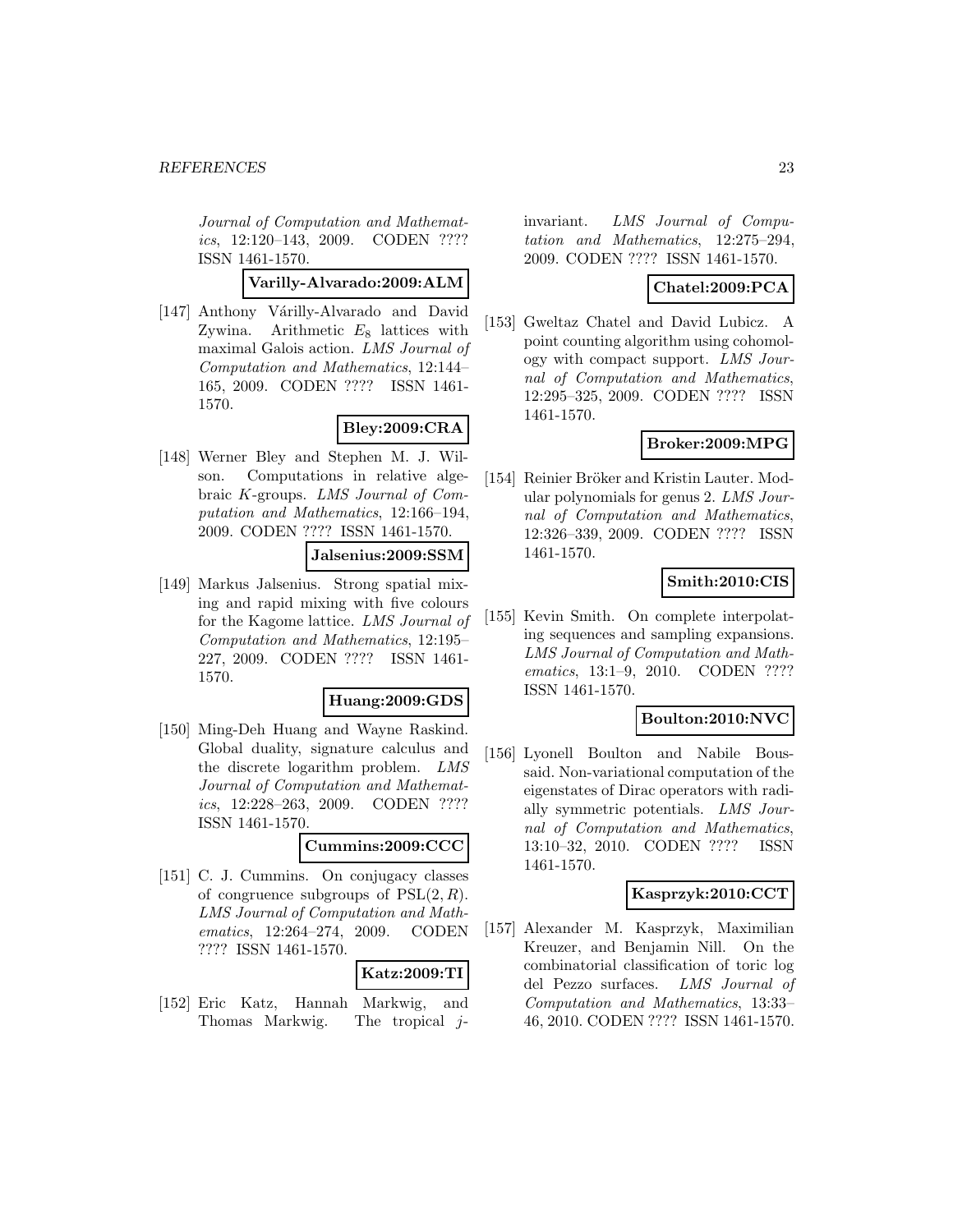*Journal of Computation and Mathematics*, 12:120–143, 2009. CODEN ???? ISSN 1461-1570.

**Varilly-Alvarado:2009:ALM**

[147] Anthony Várilly-Alvarado and David Zywina. Arithmetic $E_8$ lattices with maximal Galois action. *LMS Journal of Computation and Mathematics*, 12:144–165, 2009. CODEN ???? ISSN 1461-1570.

**Bley:2009:CRA**

[148] Werner Bley and Stephen M. J. Wilson. Computations in relative algebraic $K$-groups. *LMS Journal of Computation and Mathematics*, 12:166–194, 2009. CODEN ???? ISSN 1461-1570.

**Jalsenius:2009:SSM**

[149] Markus Jalsenius. Strong spatial mixing and rapid mixing with five colours for the Kagome lattice. *LMS Journal of Computation and Mathematics*, 12:195–227, 2009. CODEN ???? ISSN 1461-1570.

**Huang:2009:GDS**

[150] Ming-Deh Huang and Wayne Raskind. Global duality, signature calculus and the discrete logarithm problem. *LMS Journal of Computation and Mathematics*, 12:228–263, 2009. CODEN ???? ISSN 1461-1570.

**Cummins:2009:CCC**

[151] C. J. Cummins. On conjugacy classes of congruence subgroups of $\mathrm{PSL}(2, R)$. *LMS Journal of Computation and Mathematics*, 12:264–274, 2009. CODEN ???? ISSN 1461-1570.

**Katz:2009:TI**

[152] Eric Katz, Hannah Markwig, and Thomas Markwig. The tropical $j$-invariant. *LMS Journal of Computation and Mathematics*, 12:275–294, 2009. CODEN ???? ISSN 1461-1570.

**Chatel:2009:PCA**

[153] Gweltaz Chatel and David Lubicz. A point counting algorithm using cohomology with compact support. *LMS Journal of Computation and Mathematics*, 12:295–325, 2009. CODEN ???? ISSN 1461-1570.

**Broker:2009:MPG**

[154] Reinier Bröker and Kristin Lauter. Modular polynomials for genus 2. *LMS Journal of Computation and Mathematics*, 12:326–339, 2009. CODEN ???? ISSN 1461-1570.

**Smith:2010:CIS**

[155] Kevin Smith. On complete interpolating sequences and sampling expansions. *LMS Journal of Computation and Mathematics*, 13:1–9, 2010. CODEN ???? ISSN 1461-1570.

**Boulton:2010:NVC**

[156] Lyonell Boulton and Nabile Boussaid. Non-variational computation of the eigenstates of Dirac operators with radially symmetric potentials. *LMS Journal of Computation and Mathematics*, 13:10–32, 2010. CODEN ???? ISSN 1461-1570.

**Kasprzyk:2010:CCT**

[157] Alexander M. Kasprzyk, Maximilian Kreuzer, and Benjamin Nill. On the combinatorial classification of toric log del Pezzo surfaces. *LMS Journal of Computation and Mathematics*, 13:33–46, 2010. CODEN ???? ISSN 1461-1570.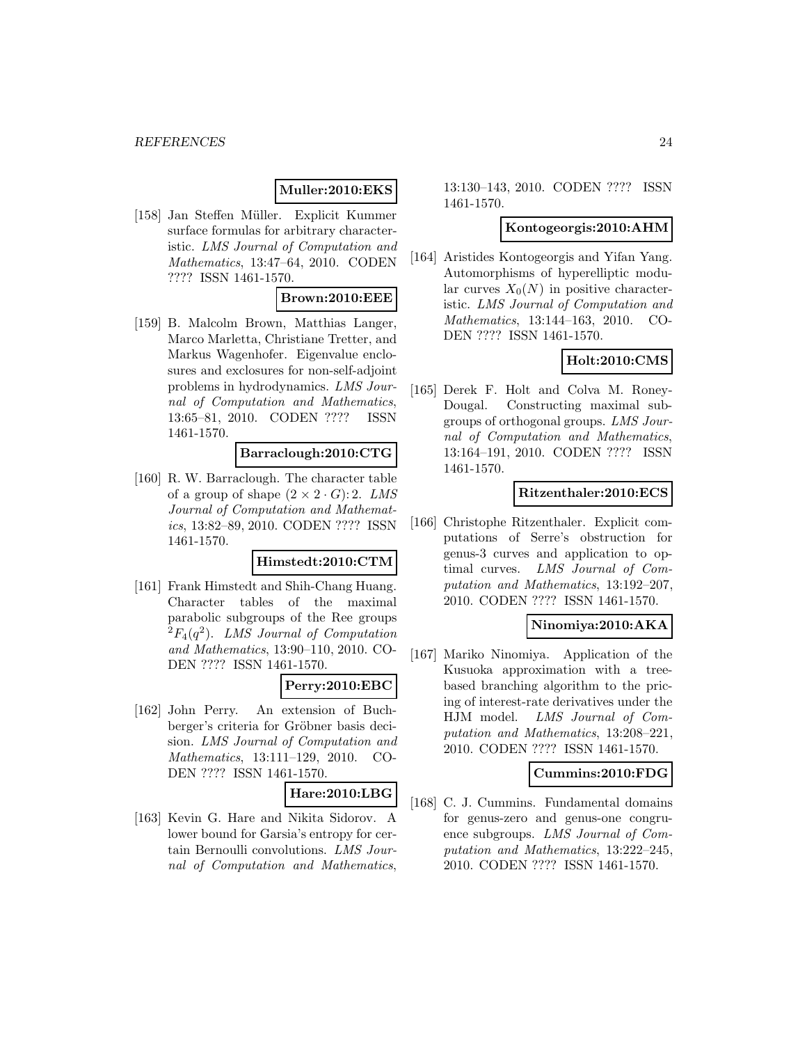**Muller:2010:EKS**

[158] Jan Steffen Müller. Explicit Kummer surface formulas for arbitrary characteristic. *LMS Journal of Computation and Mathematics*, 13:47–64, 2010. CODEN ???? ISSN 1461-1570.

**Brown:2010:EEE**

[159] B. Malcolm Brown, Matthias Langer, Marco Marletta, Christiane Tretter, and Markus Wagenhofer. Eigenvalue enclosures and exclosures for non-self-adjoint problems in hydrodynamics. *LMS Journal of Computation and Mathematics*, 13:65–81, 2010. CODEN ???? ISSN 1461-1570.

**Barraclough:2010:CTG**

[160] R. W. Barraclough. The character table of a group of shape $(2 \times 2 \cdot G){:}\,2$. *LMS Journal of Computation and Mathematics*, 13:82–89, 2010. CODEN ???? ISSN 1461-1570.

**Himstedt:2010:CTM**

[161] Frank Himstedt and Shih-Chang Huang. Character tables of the maximal parabolic subgroups of the Ree groups ${}^2F_4(q^2)$. *LMS Journal of Computation and Mathematics*, 13:90–110, 2010. CODEN ???? ISSN 1461-1570.

**Perry:2010:EBC**

[162] John Perry. An extension of Buchberger's criteria for Gröbner basis decision. *LMS Journal of Computation and Mathematics*, 13:111–129, 2010. CODEN ???? ISSN 1461-1570.

**Hare:2010:LBG**

[163] Kevin G. Hare and Nikita Sidorov. A lower bound for Garsia's entropy for certain Bernoulli convolutions. *LMS Journal of Computation and Mathematics*, 13:130–143, 2010. CODEN ???? ISSN 1461-1570.

**Kontogeorgis:2010:AHM**

[164] Aristides Kontogeorgis and Yifan Yang. Automorphisms of hyperelliptic modular curves $X_0(N)$ in positive characteristic. *LMS Journal of Computation and Mathematics*, 13:144–163, 2010. CODEN ???? ISSN 1461-1570.

**Holt:2010:CMS**

[165] Derek F. Holt and Colva M. Roney-Dougal. Constructing maximal subgroups of orthogonal groups. *LMS Journal of Computation and Mathematics*, 13:164–191, 2010. CODEN ???? ISSN 1461-1570.

**Ritzenthaler:2010:ECS**

[166] Christophe Ritzenthaler. Explicit computations of Serre's obstruction for genus-3 curves and application to optimal curves. *LMS Journal of Computation and Mathematics*, 13:192–207, 2010. CODEN ???? ISSN 1461-1570.

**Ninomiya:2010:AKA**

[167] Mariko Ninomiya. Application of the Kusuoka approximation with a tree-based branching algorithm to the pricing of interest-rate derivatives under the HJM model. *LMS Journal of Computation and Mathematics*, 13:208–221, 2010. CODEN ???? ISSN 1461-1570.

**Cummins:2010:FDG**

[168] C. J. Cummins. Fundamental domains for genus-zero and genus-one congruence subgroups. *LMS Journal of Computation and Mathematics*, 13:222–245, 2010. CODEN ???? ISSN 1461-1570.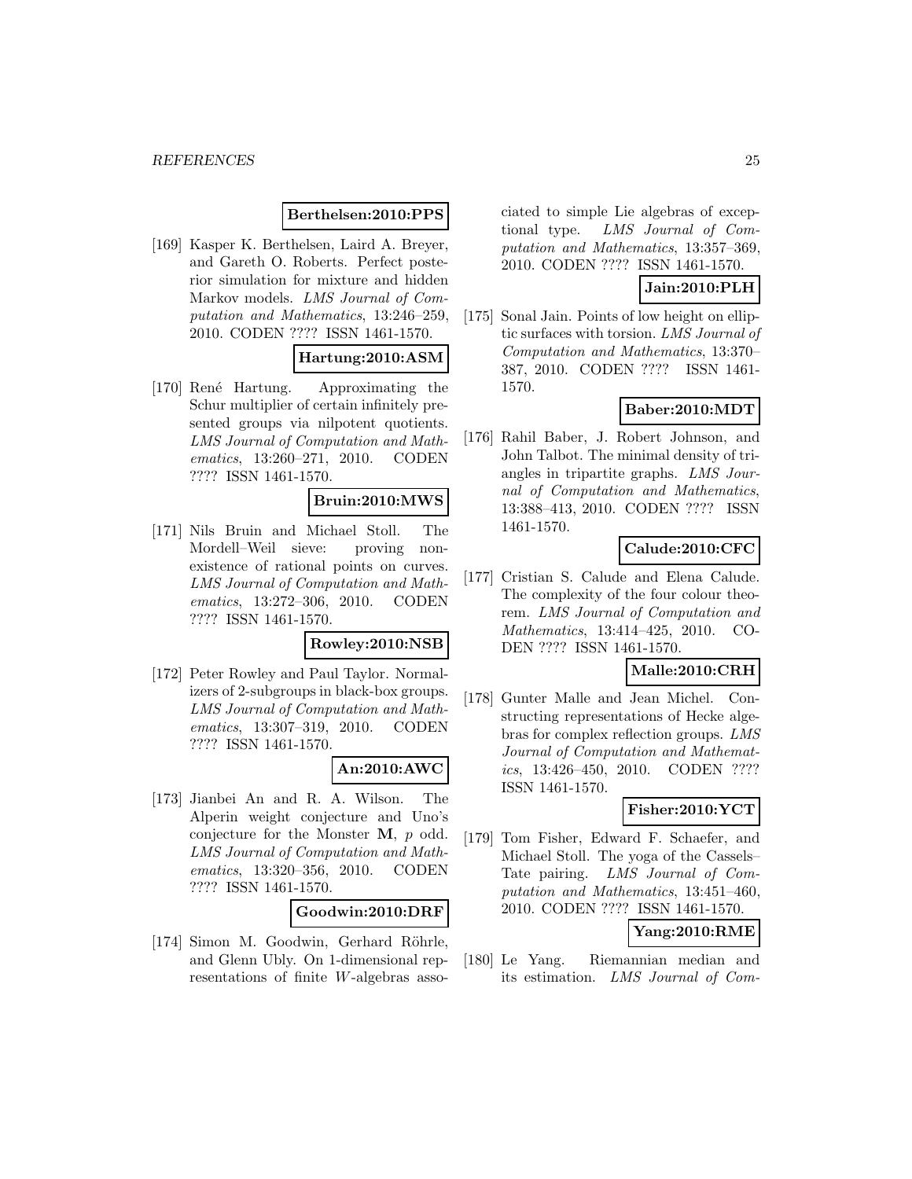**Berthelsen:2010:PPS**

[169] Kasper K. Berthelsen, Laird A. Breyer, and Gareth O. Roberts. Perfect posterior simulation for mixture and hidden Markov models. *LMS Journal of Computation and Mathematics*, 13:246–259, 2010. CODEN ???? ISSN 1461-1570.

**Hartung:2010:ASM**

[170] René Hartung. Approximating the Schur multiplier of certain infinitely presented groups via nilpotent quotients. *LMS Journal of Computation and Mathematics*, 13:260–271, 2010. CODEN ???? ISSN 1461-1570.

**Bruin:2010:MWS**

[171] Nils Bruin and Michael Stoll. The Mordell–Weil sieve: proving non-existence of rational points on curves. *LMS Journal of Computation and Mathematics*, 13:272–306, 2010. CODEN ???? ISSN 1461-1570.

**Rowley:2010:NSB**

[172] Peter Rowley and Paul Taylor. Normalizers of 2-subgroups in black-box groups. *LMS Journal of Computation and Mathematics*, 13:307–319, 2010. CODEN ???? ISSN 1461-1570.

**An:2010:AWC**

[173] Jianbei An and R. A. Wilson. The Alperin weight conjecture and Uno's conjecture for the Monster $\mathbf{M}$, $p$ odd. *LMS Journal of Computation and Mathematics*, 13:320–356, 2010. CODEN ???? ISSN 1461-1570.

**Goodwin:2010:DRF**

[174] Simon M. Goodwin, Gerhard Röhrle, and Glenn Ubly. On 1-dimensional representations of finite $W$-algebras associated to simple Lie algebras of exceptional type. *LMS Journal of Computation and Mathematics*, 13:357–369, 2010. CODEN ???? ISSN 1461-1570.

**Jain:2010:PLH**

[175] Sonal Jain. Points of low height on elliptic surfaces with torsion. *LMS Journal of Computation and Mathematics*, 13:370–387, 2010. CODEN ???? ISSN 1461-1570.

**Baber:2010:MDT**

[176] Rahil Baber, J. Robert Johnson, and John Talbot. The minimal density of triangles in tripartite graphs. *LMS Journal of Computation and Mathematics*, 13:388–413, 2010. CODEN ???? ISSN 1461-1570.

**Calude:2010:CFC**

[177] Cristian S. Calude and Elena Calude. The complexity of the four colour theorem. *LMS Journal of Computation and Mathematics*, 13:414–425, 2010. CODEN ???? ISSN 1461-1570.

**Malle:2010:CRH**

[178] Gunter Malle and Jean Michel. Constructing representations of Hecke algebras for complex reflection groups. *LMS Journal of Computation and Mathematics*, 13:426–450, 2010. CODEN ???? ISSN 1461-1570.

**Fisher:2010:YCT**

[179] Tom Fisher, Edward F. Schaefer, and Michael Stoll. The yoga of the Cassels–Tate pairing. *LMS Journal of Computation and Mathematics*, 13:451–460, 2010. CODEN ???? ISSN 1461-1570.

**Yang:2010:RME**

[180] Le Yang. Riemannian median and its estimation. *LMS Journal of Com-*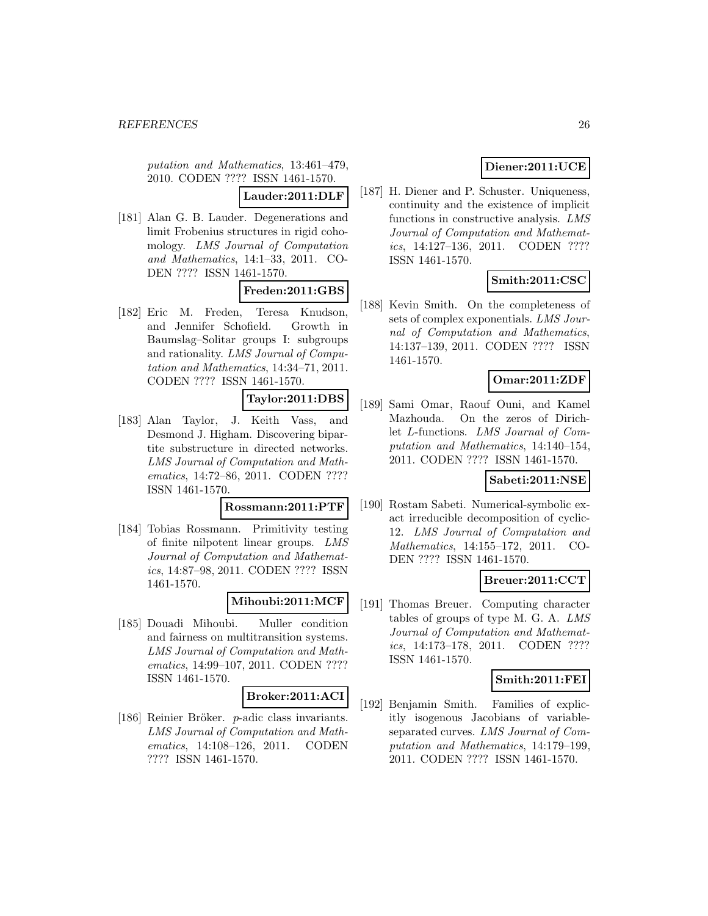putation and Mathematics*, 13:461–479, 2010. CODEN ???? ISSN 1461-1570.

**Lauder:2011:DLF**

[181] Alan G. B. Lauder. Degenerations and limit Frobenius structures in rigid cohomology. *LMS Journal of Computation and Mathematics*, 14:1–33, 2011. CODEN ???? ISSN 1461-1570.

**Freden:2011:GBS**

[182] Eric M. Freden, Teresa Knudson, and Jennifer Schofield. Growth in Baumslag–Solitar groups I: subgroups and rationality. *LMS Journal of Computation and Mathematics*, 14:34–71, 2011. CODEN ???? ISSN 1461-1570.

**Taylor:2011:DBS**

[183] Alan Taylor, J. Keith Vass, and Desmond J. Higham. Discovering bipartite substructure in directed networks. *LMS Journal of Computation and Mathematics*, 14:72–86, 2011. CODEN ???? ISSN 1461-1570.

**Rossmann:2011:PTF**

[184] Tobias Rossmann. Primitivity testing of finite nilpotent linear groups. *LMS Journal of Computation and Mathematics*, 14:87–98, 2011. CODEN ???? ISSN 1461-1570.

**Mihoubi:2011:MCF**

[185] Douadi Mihoubi. Muller condition and fairness on multitransition systems. *LMS Journal of Computation and Mathematics*, 14:99–107, 2011. CODEN ???? ISSN 1461-1570.

**Broker:2011:ACI**

[186] Reinier Bröker. $p$-adic class invariants. *LMS Journal of Computation and Mathematics*, 14:108–126, 2011. CODEN ???? ISSN 1461-1570.

**Diener:2011:UCE**

[187] H. Diener and P. Schuster. Uniqueness, continuity and the existence of implicit functions in constructive analysis. *LMS Journal of Computation and Mathematics*, 14:127–136, 2011. CODEN ???? ISSN 1461-1570.

**Smith:2011:CSC**

[188] Kevin Smith. On the completeness of sets of complex exponentials. *LMS Journal of Computation and Mathematics*, 14:137–139, 2011. CODEN ???? ISSN 1461-1570.

**Omar:2011:ZDF**

[189] Sami Omar, Raouf Ouni, and Kamel Mazhouda. On the zeros of Dirichlet $L$-functions. *LMS Journal of Computation and Mathematics*, 14:140–154, 2011. CODEN ???? ISSN 1461-1570.

**Sabeti:2011:NSE**

[190] Rostam Sabeti. Numerical-symbolic exact irreducible decomposition of cyclic-12. *LMS Journal of Computation and Mathematics*, 14:155–172, 2011. CODEN ???? ISSN 1461-1570.

**Breuer:2011:CCT**

[191] Thomas Breuer. Computing character tables of groups of type M. G. A. *LMS Journal of Computation and Mathematics*, 14:173–178, 2011. CODEN ???? ISSN 1461-1570.

**Smith:2011:FEI**

[192] Benjamin Smith. Families of explicitly isogenous Jacobians of variable-separated curves. *LMS Journal of Computation and Mathematics*, 14:179–199, 2011. CODEN ???? ISSN 1461-1570.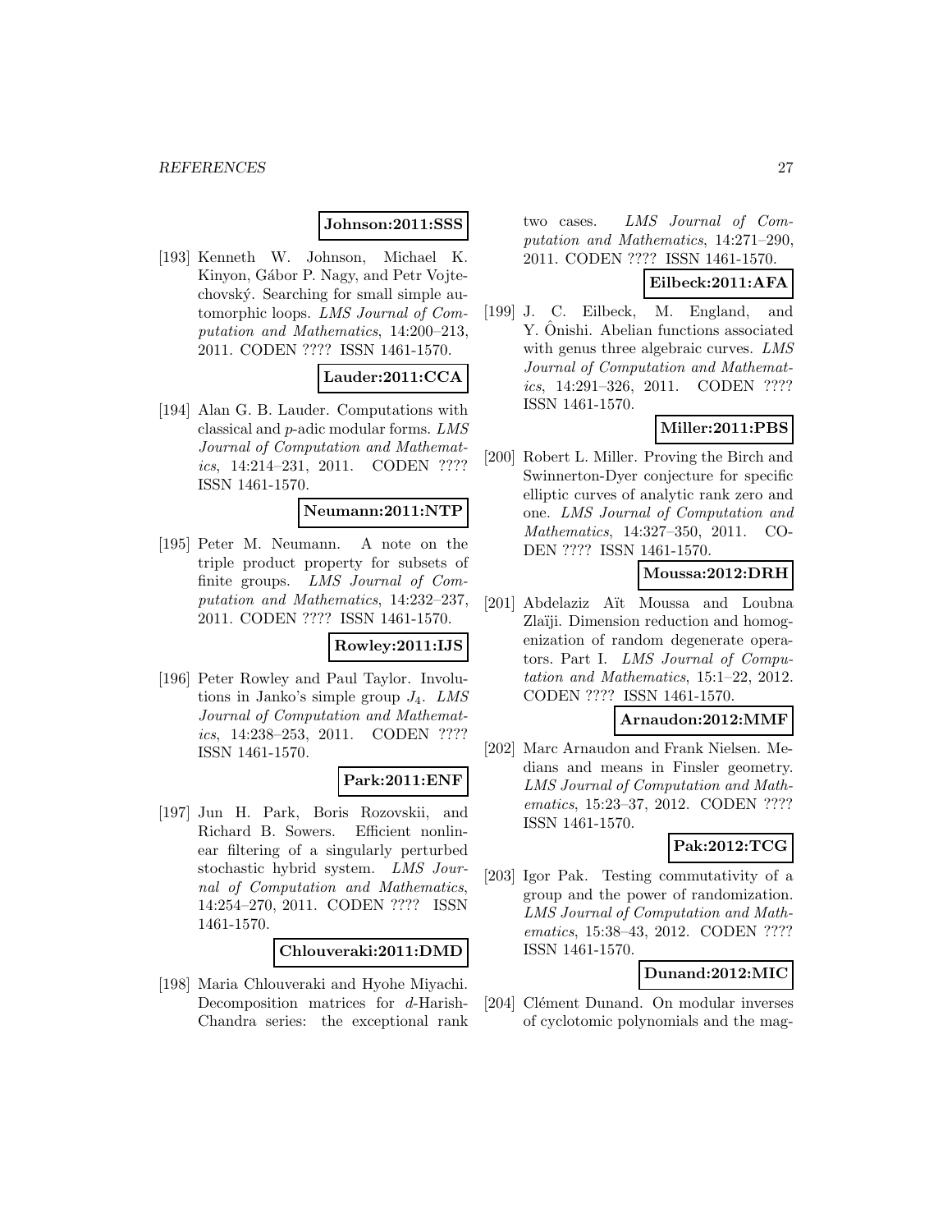**Johnson:2011:SSS**

[193] Kenneth W. Johnson, Michael K. Kinyon, Gábor P. Nagy, and Petr Vojtechovský. Searching for small simple automorphic loops. *LMS Journal of Computation and Mathematics*, 14:200–213, 2011. CODEN ???? ISSN 1461-1570.

**Lauder:2011:CCA**

[194] Alan G. B. Lauder. Computations with classical and $p$-adic modular forms. *LMS Journal of Computation and Mathematics*, 14:214–231, 2011. CODEN ???? ISSN 1461-1570.

**Neumann:2011:NTP**

[195] Peter M. Neumann. A note on the triple product property for subsets of finite groups. *LMS Journal of Computation and Mathematics*, 14:232–237, 2011. CODEN ???? ISSN 1461-1570.

**Rowley:2011:IJS**

[196] Peter Rowley and Paul Taylor. Involutions in Janko's simple group $J_4$. *LMS Journal of Computation and Mathematics*, 14:238–253, 2011. CODEN ???? ISSN 1461-1570.

**Park:2011:ENF**

[197] Jun H. Park, Boris Rozovskii, and Richard B. Sowers. Efficient nonlinear filtering of a singularly perturbed stochastic hybrid system. *LMS Journal of Computation and Mathematics*, 14:254–270, 2011. CODEN ???? ISSN 1461-1570.

**Chlouveraki:2011:DMD**

[198] Maria Chlouveraki and Hyohe Miyachi. Decomposition matrices for $d$-Harish-Chandra series: the exceptional rank two cases. *LMS Journal of Computation and Mathematics*, 14:271–290, 2011. CODEN ???? ISSN 1461-1570.

**Eilbeck:2011:AFA**

[199] J. C. Eilbeck, M. England, and Y. Ônishi. Abelian functions associated with genus three algebraic curves. *LMS Journal of Computation and Mathematics*, 14:291–326, 2011. CODEN ???? ISSN 1461-1570.

**Miller:2011:PBS**

[200] Robert L. Miller. Proving the Birch and Swinnerton-Dyer conjecture for specific elliptic curves of analytic rank zero and one. *LMS Journal of Computation and Mathematics*, 14:327–350, 2011. CODEN ???? ISSN 1461-1570.

**Moussa:2012:DRH**

[201] Abdelaziz Aït Moussa and Loubna Zlaïji. Dimension reduction and homogenization of random degenerate operators. Part I. *LMS Journal of Computation and Mathematics*, 15:1–22, 2012. CODEN ???? ISSN 1461-1570.

**Arnaudon:2012:MMF**

[202] Marc Arnaudon and Frank Nielsen. Medians and means in Finsler geometry. *LMS Journal of Computation and Mathematics*, 15:23–37, 2012. CODEN ???? ISSN 1461-1570.

**Pak:2012:TCG**

[203] Igor Pak. Testing commutativity of a group and the power of randomization. *LMS Journal of Computation and Mathematics*, 15:38–43, 2012. CODEN ???? ISSN 1461-1570.

**Dunand:2012:MIC**

[204] Clément Dunand. On modular inverses of cyclotomic polynomials and the mag-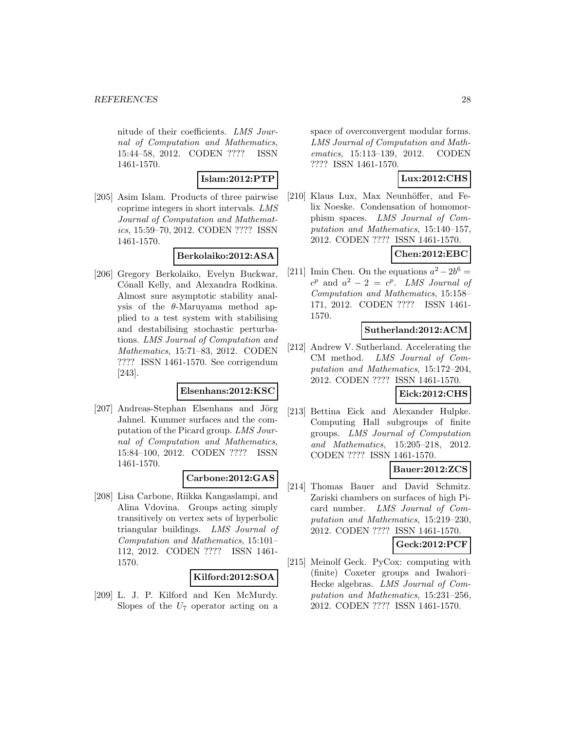nitude of their coefficients. *LMS Journal of Computation and Mathematics*, 15:44–58, 2012. CODEN ???? ISSN 1461-1570.

**Islam:2012:PTP**

[205] Asim Islam. Products of three pairwise coprime integers in short intervals. *LMS Journal of Computation and Mathematics*, 15:59–70, 2012. CODEN ???? ISSN 1461-1570.

**Berkolaiko:2012:ASA**

[206] Gregory Berkolaiko, Evelyn Buckwar, Cónall Kelly, and Alexandra Rodkina. Almost sure asymptotic stability analysis of the $\theta$-Maruyama method applied to a test system with stabilising and destabilising stochastic perturbations. *LMS Journal of Computation and Mathematics*, 15:71–83, 2012. CODEN ???? ISSN 1461-1570. See corrigendum [243].

**Elsenhans:2012:KSC**

[207] Andreas-Stephan Elsenhans and Jörg Jahnel. Kummer surfaces and the computation of the Picard group. *LMS Journal of Computation and Mathematics*, 15:84–100, 2012. CODEN ???? ISSN 1461-1570.

**Carbone:2012:GAS**

[208] Lisa Carbone, Riikka Kangaslampi, and Alina Vdovina. Groups acting simply transitively on vertex sets of hyperbolic triangular buildings. *LMS Journal of Computation and Mathematics*, 15:101–112, 2012. CODEN ???? ISSN 1461-1570.

**Kilford:2012:SOA**

[209] L. J. P. Kilford and Ken McMurdy. Slopes of the $U_7$ operator acting on a space of overconvergent modular forms. *LMS Journal of Computation and Mathematics*, 15:113–139, 2012. CODEN ???? ISSN 1461-1570.

**Lux:2012:CHS**

[210] Klaus Lux, Max Neunhöffer, and Felix Noeske. Condensation of homomorphism spaces. *LMS Journal of Computation and Mathematics*, 15:140–157, 2012. CODEN ???? ISSN 1461-1570.

**Chen:2012:EBC**

[211] Imin Chen. On the equations $a^2 - 2b^6 = c^p$ and $a^2 - 2 = c^p$. *LMS Journal of Computation and Mathematics*, 15:158–171, 2012. CODEN ???? ISSN 1461-1570.

**Sutherland:2012:ACM**

[212] Andrew V. Sutherland. Accelerating the CM method. *LMS Journal of Computation and Mathematics*, 15:172–204, 2012. CODEN ???? ISSN 1461-1570.

**Eick:2012:CHS**

[213] Bettina Eick and Alexander Hulpke. Computing Hall subgroups of finite groups. *LMS Journal of Computation and Mathematics*, 15:205–218, 2012. CODEN ???? ISSN 1461-1570.

**Bauer:2012:ZCS**

[214] Thomas Bauer and David Schmitz. Zariski chambers on surfaces of high Picard number. *LMS Journal of Computation and Mathematics*, 15:219–230, 2012. CODEN ???? ISSN 1461-1570.

**Geck:2012:PCF**

[215] Meinolf Geck. PyCox: computing with (finite) Coxeter groups and Iwahori–Hecke algebras. *LMS Journal of Computation and Mathematics*, 15:231–256, 2012. CODEN ???? ISSN 1461-1570.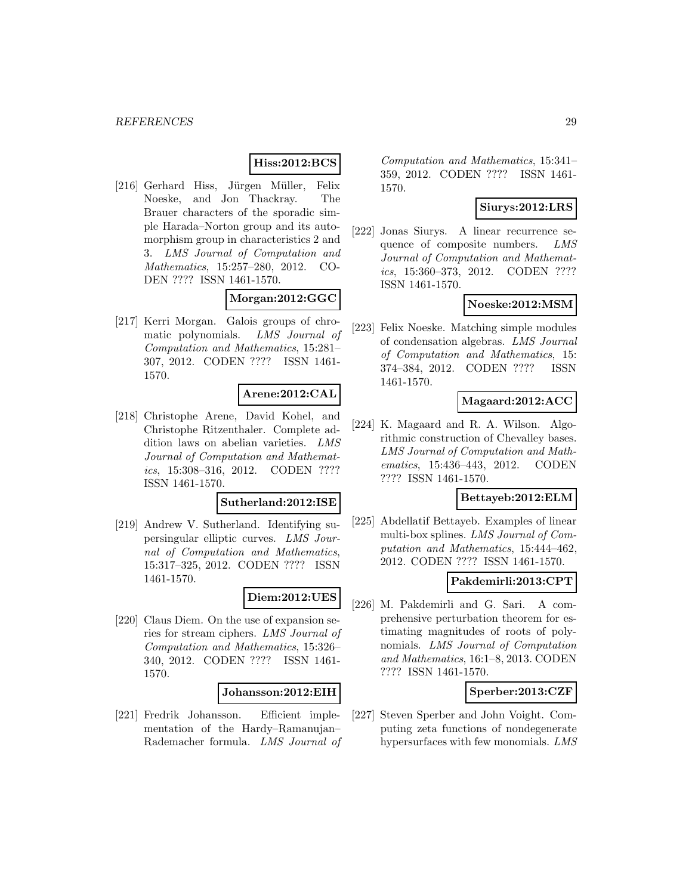**Hiss:2012:BCS**

[216] Gerhard Hiss, Jürgen Müller, Felix Noeske, and Jon Thackray. The Brauer characters of the sporadic simple Harada–Norton group and its automorphism group in characteristics 2 and 3. *LMS Journal of Computation and Mathematics*, 15:257–280, 2012. CODEN ???? ISSN 1461-1570.

**Morgan:2012:GGC**

[217] Kerri Morgan. Galois groups of chromatic polynomials. *LMS Journal of Computation and Mathematics*, 15:281–307, 2012. CODEN ???? ISSN 1461-1570.

**Arene:2012:CAL**

[218] Christophe Arene, David Kohel, and Christophe Ritzenthaler. Complete addition laws on abelian varieties. *LMS Journal of Computation and Mathematics*, 15:308–316, 2012. CODEN ???? ISSN 1461-1570.

**Sutherland:2012:ISE**

[219] Andrew V. Sutherland. Identifying supersingular elliptic curves. *LMS Journal of Computation and Mathematics*, 15:317–325, 2012. CODEN ???? ISSN 1461-1570.

**Diem:2012:UES**

[220] Claus Diem. On the use of expansion series for stream ciphers. *LMS Journal of Computation and Mathematics*, 15:326–340, 2012. CODEN ???? ISSN 1461-1570.

**Johansson:2012:EIH**

[221] Fredrik Johansson. Efficient implementation of the Hardy–Ramanujan–Rademacher formula. *LMS Journal of Computation and Mathematics*, 15:341–359, 2012. CODEN ???? ISSN 1461-1570.

**Siurys:2012:LRS**

[222] Jonas Siurys. A linear recurrence sequence of composite numbers. *LMS Journal of Computation and Mathematics*, 15:360–373, 2012. CODEN ???? ISSN 1461-1570.

**Noeske:2012:MSM**

[223] Felix Noeske. Matching simple modules of condensation algebras. *LMS Journal of Computation and Mathematics*, 15:374–384, 2012. CODEN ???? ISSN 1461-1570.

**Magaard:2012:ACC**

[224] K. Magaard and R. A. Wilson. Algorithmic construction of Chevalley bases. *LMS Journal of Computation and Mathematics*, 15:436–443, 2012. CODEN ???? ISSN 1461-1570.

**Bettayeb:2012:ELM**

[225] Abdellatif Bettayeb. Examples of linear multi-box splines. *LMS Journal of Computation and Mathematics*, 15:444–462, 2012. CODEN ???? ISSN 1461-1570.

**Pakdemirli:2013:CPT**

[226] M. Pakdemirli and G. Sari. A comprehensive perturbation theorem for estimating magnitudes of roots of polynomials. *LMS Journal of Computation and Mathematics*, 16:1–8, 2013. CODEN ???? ISSN 1461-1570.

**Sperber:2013:CZF**

[227] Steven Sperber and John Voight. Computing zeta functions of nondegenerate hypersurfaces with few monomials. *LMS*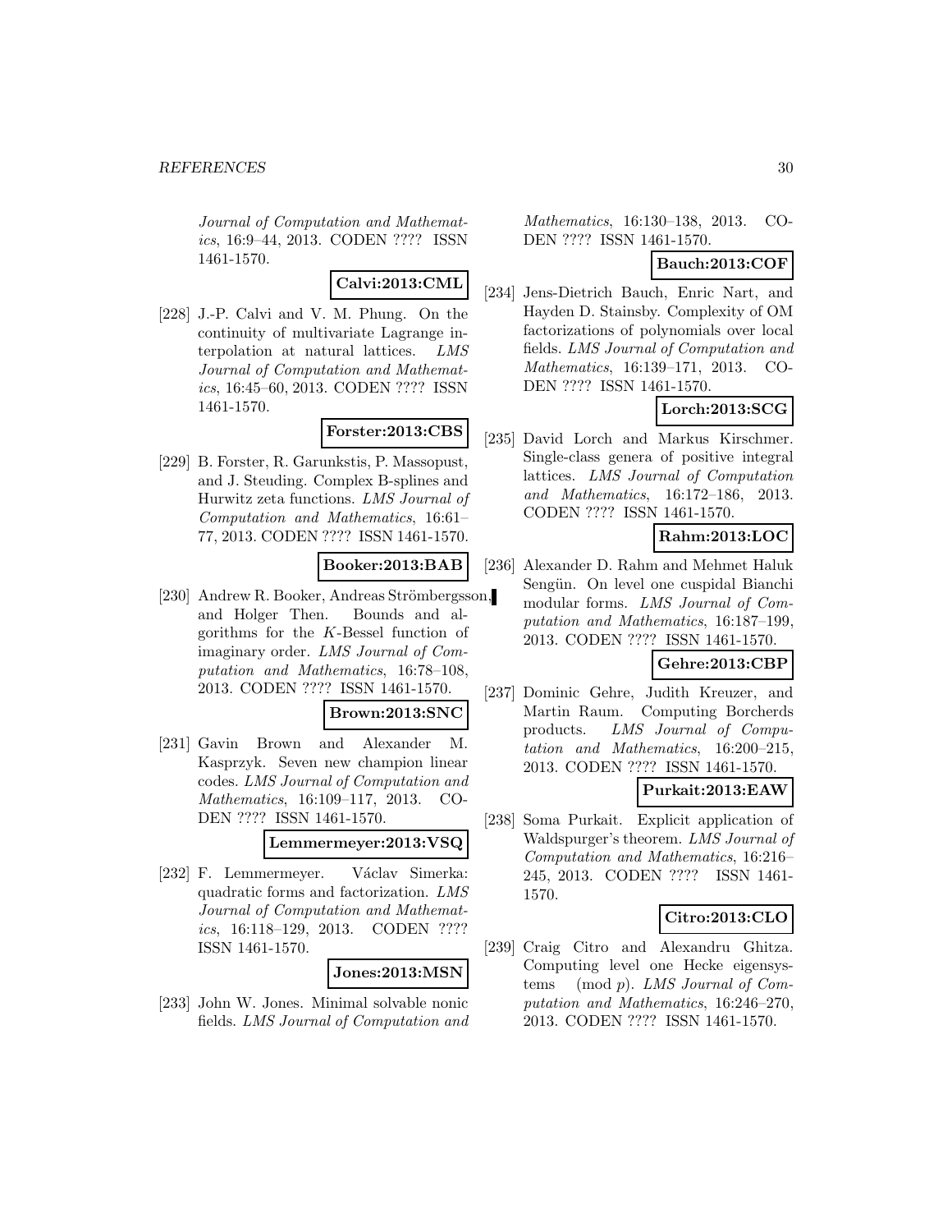*Journal of Computation and Mathematics*, 16:9–44, 2013. CODEN ???? ISSN 1461-1570.

**Calvi:2013:CML**

[228] J.-P. Calvi and V. M. Phung. On the continuity of multivariate Lagrange interpolation at natural lattices. *LMS Journal of Computation and Mathematics*, 16:45–60, 2013. CODEN ???? ISSN 1461-1570.

**Forster:2013:CBS**

[229] B. Forster, R. Garunkstis, P. Massopust, and J. Steuding. Complex B-splines and Hurwitz zeta functions. *LMS Journal of Computation and Mathematics*, 16:61–77, 2013. CODEN ???? ISSN 1461-1570.

**Booker:2013:BAB**

[230] Andrew R. Booker, Andreas Strömbergsson, and Holger Then. Bounds and algorithms for the $K$-Bessel function of imaginary order. *LMS Journal of Computation and Mathematics*, 16:78–108, 2013. CODEN ???? ISSN 1461-1570.

**Brown:2013:SNC**

[231] Gavin Brown and Alexander M. Kasprzyk. Seven new champion linear codes. *LMS Journal of Computation and Mathematics*, 16:109–117, 2013. CODEN ???? ISSN 1461-1570.

**Lemmermeyer:2013:VSQ**

[232] F. Lemmermeyer. Václav Simerka: quadratic forms and factorization. *LMS Journal of Computation and Mathematics*, 16:118–129, 2013. CODEN ???? ISSN 1461-1570.

**Jones:2013:MSN**

[233] John W. Jones. Minimal solvable nonic fields. *LMS Journal of Computation and Mathematics*, 16:130–138, 2013. CODEN ???? ISSN 1461-1570.

**Bauch:2013:COF**

[234] Jens-Dietrich Bauch, Enric Nart, and Hayden D. Stainsby. Complexity of OM factorizations of polynomials over local fields. *LMS Journal of Computation and Mathematics*, 16:139–171, 2013. CODEN ???? ISSN 1461-1570.

**Lorch:2013:SCG**

[235] David Lorch and Markus Kirschmer. Single-class genera of positive integral lattices. *LMS Journal of Computation and Mathematics*, 16:172–186, 2013. CODEN ???? ISSN 1461-1570.

**Rahm:2013:LOC**

[236] Alexander D. Rahm and Mehmet Haluk Sengün. On level one cuspidal Bianchi modular forms. *LMS Journal of Computation and Mathematics*, 16:187–199, 2013. CODEN ???? ISSN 1461-1570.

**Gehre:2013:CBP**

[237] Dominic Gehre, Judith Kreuzer, and Martin Raum. Computing Borcherds products. *LMS Journal of Computation and Mathematics*, 16:200–215, 2013. CODEN ???? ISSN 1461-1570.

**Purkait:2013:EAW**

[238] Soma Purkait. Explicit application of Waldspurger's theorem. *LMS Journal of Computation and Mathematics*, 16:216–245, 2013. CODEN ???? ISSN 1461-1570.

**Citro:2013:CLO**

[239] Craig Citro and Alexandru Ghitza. Computing level one Hecke eigensystems $\pmod{p}$. *LMS Journal of Computation and Mathematics*, 16:246–270, 2013. CODEN ???? ISSN 1461-1570.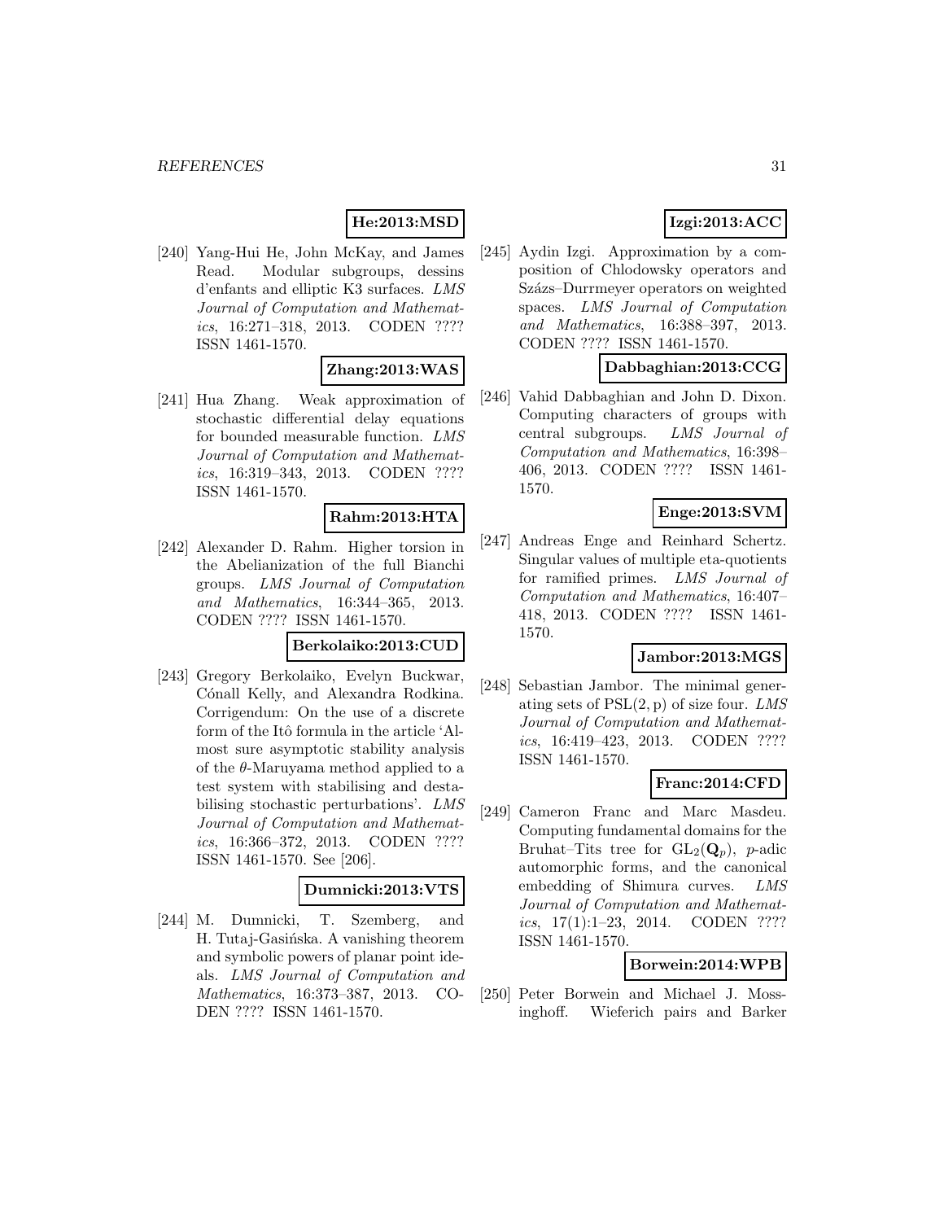**He:2013:MSD**

[240] Yang-Hui He, John McKay, and James Read. Modular subgroups, dessins d'enfants and elliptic K3 surfaces. *LMS Journal of Computation and Mathematics*, 16:271–318, 2013. CODEN ???? ISSN 1461-1570.

**Zhang:2013:WAS**

[241] Hua Zhang. Weak approximation of stochastic differential delay equations for bounded measurable function. *LMS Journal of Computation and Mathematics*, 16:319–343, 2013. CODEN ???? ISSN 1461-1570.

**Rahm:2013:HTA**

[242] Alexander D. Rahm. Higher torsion in the Abelianization of the full Bianchi groups. *LMS Journal of Computation and Mathematics*, 16:344–365, 2013. CODEN ???? ISSN 1461-1570.

**Berkolaiko:2013:CUD**

[243] Gregory Berkolaiko, Evelyn Buckwar, Cónall Kelly, and Alexandra Rodkina. Corrigendum: On the use of a discrete form of the Itô formula in the article 'Almost sure asymptotic stability analysis of the $\theta$-Maruyama method applied to a test system with stabilising and destabilising stochastic perturbations'. *LMS Journal of Computation and Mathematics*, 16:366–372, 2013. CODEN ???? ISSN 1461-1570. See [206].

**Dumnicki:2013:VTS**

[244] M. Dumnicki, T. Szemberg, and H. Tutaj-Gasińska. A vanishing theorem and symbolic powers of planar point ideals. *LMS Journal of Computation and Mathematics*, 16:373–387, 2013. CODEN ???? ISSN 1461-1570.

**Izgi:2013:ACC**

[245] Aydin Izgi. Approximation by a composition of Chlodowsky operators and Szász–Durrmeyer operators on weighted spaces. *LMS Journal of Computation and Mathematics*, 16:388–397, 2013. CODEN ???? ISSN 1461-1570.

**Dabbaghian:2013:CCG**

[246] Vahid Dabbaghian and John D. Dixon. Computing characters of groups with central subgroups. *LMS Journal of Computation and Mathematics*, 16:398–406, 2013. CODEN ???? ISSN 1461-1570.

**Enge:2013:SVM**

[247] Andreas Enge and Reinhard Schertz. Singular values of multiple eta-quotients for ramified primes. *LMS Journal of Computation and Mathematics*, 16:407–418, 2013. CODEN ???? ISSN 1461-1570.

**Jambor:2013:MGS**

[248] Sebastian Jambor. The minimal generating sets of $\mathrm{PSL}(2, \mathrm{p})$ of size four. *LMS Journal of Computation and Mathematics*, 16:419–423, 2013. CODEN ???? ISSN 1461-1570.

**Franc:2014:CFD**

[249] Cameron Franc and Marc Masdeu. Computing fundamental domains for the Bruhat–Tits tree for $\mathrm{GL}_2(\mathbf{Q}_p)$, $p$-adic automorphic forms, and the canonical embedding of Shimura curves. *LMS Journal of Computation and Mathematics*, 17(1):1–23, 2014. CODEN ???? ISSN 1461-1570.

**Borwein:2014:WPB**

[250] Peter Borwein and Michael J. Mossinghoff. Wieferich pairs and Barker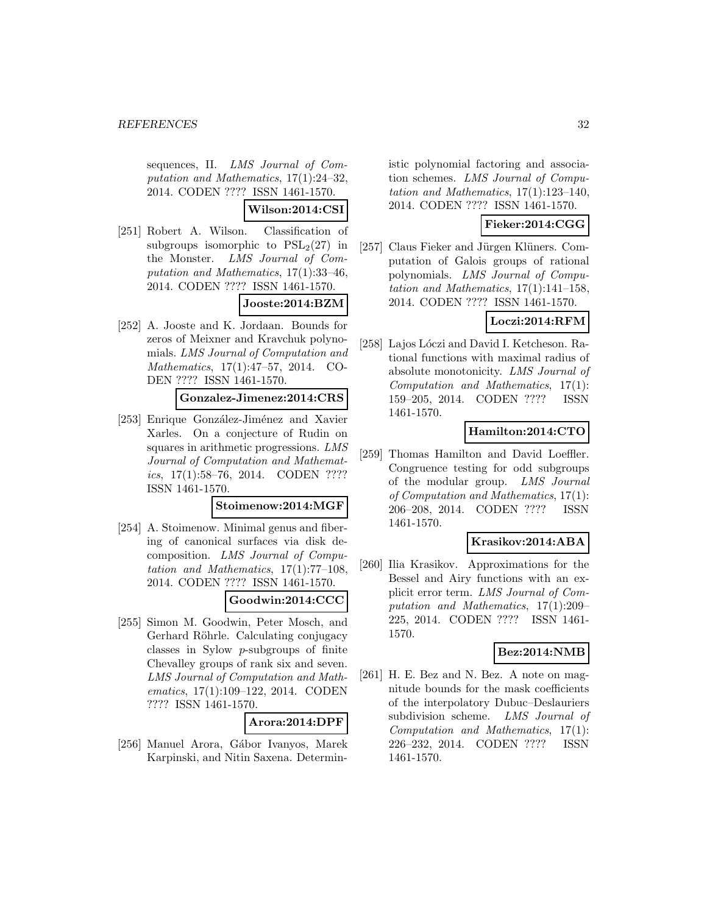sequences, II. *LMS Journal of Computation and Mathematics*, 17(1):24–32, 2014. CODEN ???? ISSN 1461-1570.

**Wilson:2014:CSI**

[251] Robert A. Wilson. Classification of subgroups isomorphic to $\mathrm{PSL}_2(27)$ in the Monster. *LMS Journal of Computation and Mathematics*, 17(1):33–46, 2014. CODEN ???? ISSN 1461-1570.

**Jooste:2014:BZM**

[252] A. Jooste and K. Jordaan. Bounds for zeros of Meixner and Kravchuk polynomials. *LMS Journal of Computation and Mathematics*, 17(1):47–57, 2014. CODEN ???? ISSN 1461-1570.

**Gonzalez-Jimenez:2014:CRS**

[253] Enrique González-Jiménez and Xavier Xarles. On a conjecture of Rudin on squares in arithmetic progressions. *LMS Journal of Computation and Mathematics*, 17(1):58–76, 2014. CODEN ???? ISSN 1461-1570.

**Stoimenow:2014:MGF**

[254] A. Stoimenow. Minimal genus and fibering of canonical surfaces via disk decomposition. *LMS Journal of Computation and Mathematics*, 17(1):77–108, 2014. CODEN ???? ISSN 1461-1570.

**Goodwin:2014:CCC**

[255] Simon M. Goodwin, Peter Mosch, and Gerhard Röhrle. Calculating conjugacy classes in Sylow $p$-subgroups of finite Chevalley groups of rank six and seven. *LMS Journal of Computation and Mathematics*, 17(1):109–122, 2014. CODEN ???? ISSN 1461-1570.

**Arora:2014:DPF**

[256] Manuel Arora, Gábor Ivanyos, Marek Karpinski, and Nitin Saxena. Deterministic polynomial factoring and association schemes. *LMS Journal of Computation and Mathematics*, 17(1):123–140, 2014. CODEN ???? ISSN 1461-1570.

**Fieker:2014:CGG**

[257] Claus Fieker and Jürgen Klüners. Computation of Galois groups of rational polynomials. *LMS Journal of Computation and Mathematics*, 17(1):141–158, 2014. CODEN ???? ISSN 1461-1570.

**Loczi:2014:RFM**

[258] Lajos Lóczi and David I. Ketcheson. Rational functions with maximal radius of absolute monotonicity. *LMS Journal of Computation and Mathematics*, 17(1): 159–205, 2014. CODEN ???? ISSN 1461-1570.

**Hamilton:2014:CTO**

[259] Thomas Hamilton and David Loeffler. Congruence testing for odd subgroups of the modular group. *LMS Journal of Computation and Mathematics*, 17(1): 206–208, 2014. CODEN ???? ISSN 1461-1570.

**Krasikov:2014:ABA**

[260] Ilia Krasikov. Approximations for the Bessel and Airy functions with an explicit error term. *LMS Journal of Computation and Mathematics*, 17(1):209–225, 2014. CODEN ???? ISSN 1461-1570.

**Bez:2014:NMB**

[261] H. E. Bez and N. Bez. A note on magnitude bounds for the mask coefficients of the interpolatory Dubuc–Deslauriers subdivision scheme. *LMS Journal of Computation and Mathematics*, 17(1): 226–232, 2014. CODEN ???? ISSN 1461-1570.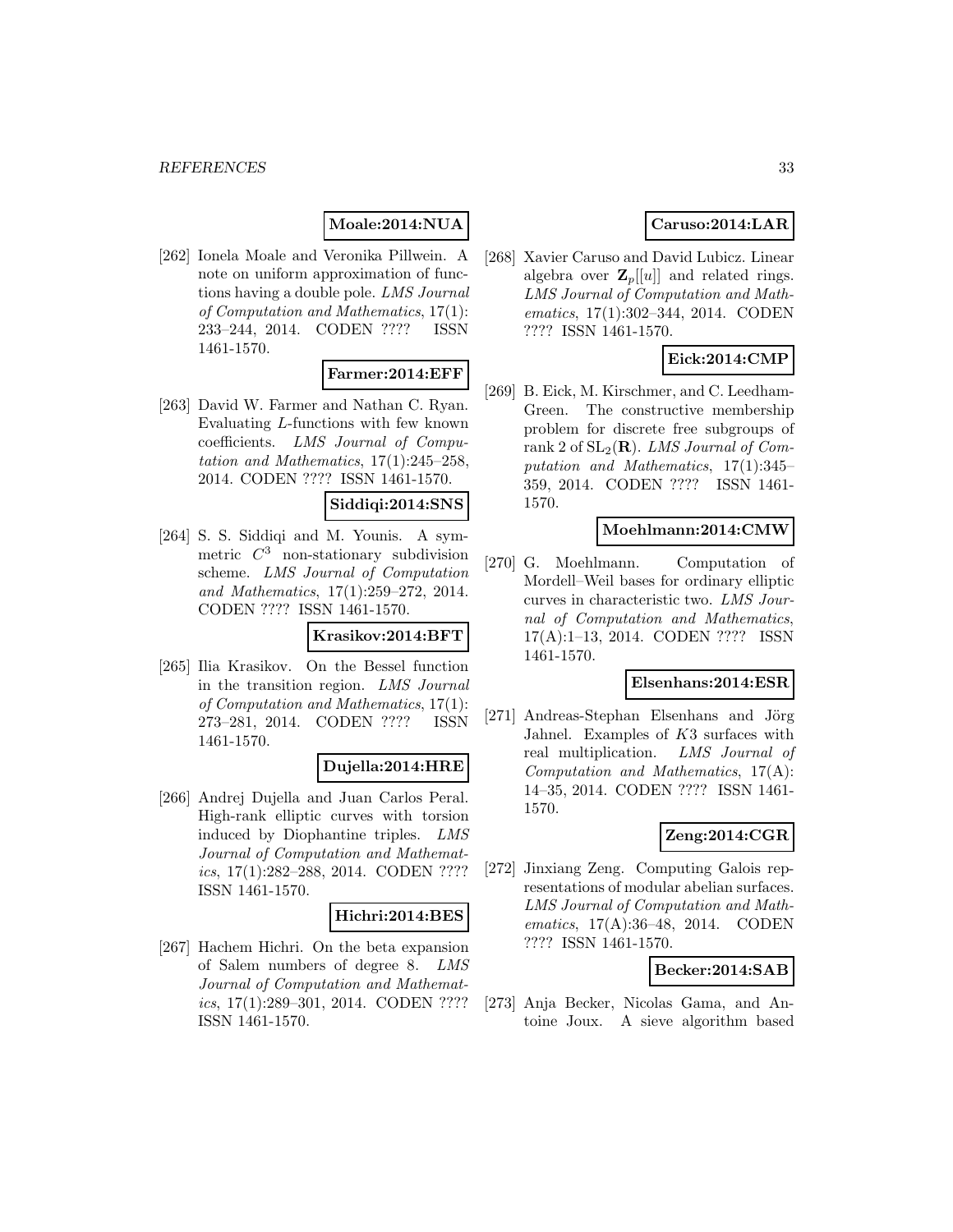**Moale:2014:NUA**

[262] Ionela Moale and Veronika Pillwein. A note on uniform approximation of functions having a double pole. *LMS Journal of Computation and Mathematics*, 17(1): 233–244, 2014. CODEN ???? ISSN 1461-1570.

**Farmer:2014:EFF**

[263] David W. Farmer and Nathan C. Ryan. Evaluating $L$-functions with few known coefficients. *LMS Journal of Computation and Mathematics*, 17(1):245–258, 2014. CODEN ???? ISSN 1461-1570.

**Siddiqi:2014:SNS**

[264] S. S. Siddiqi and M. Younis. A symmetric $C^3$ non-stationary subdivision scheme. *LMS Journal of Computation and Mathematics*, 17(1):259–272, 2014. CODEN ???? ISSN 1461-1570.

**Krasikov:2014:BFT**

[265] Ilia Krasikov. On the Bessel function in the transition region. *LMS Journal of Computation and Mathematics*, 17(1): 273–281, 2014. CODEN ???? ISSN 1461-1570.

**Dujella:2014:HRE**

[266] Andrej Dujella and Juan Carlos Peral. High-rank elliptic curves with torsion induced by Diophantine triples. *LMS Journal of Computation and Mathematics*, 17(1):282–288, 2014. CODEN ???? ISSN 1461-1570.

**Hichri:2014:BES**

[267] Hachem Hichri. On the beta expansion of Salem numbers of degree 8. *LMS Journal of Computation and Mathematics*, 17(1):289–301, 2014. CODEN ???? ISSN 1461-1570.

**Caruso:2014:LAR**

[268] Xavier Caruso and David Lubicz. Linear algebra over $\mathbf{Z}_p[[u]]$ and related rings. *LMS Journal of Computation and Mathematics*, 17(1):302–344, 2014. CODEN ???? ISSN 1461-1570.

**Eick:2014:CMP**

[269] B. Eick, M. Kirschmer, and C. Leedham-Green. The constructive membership problem for discrete free subgroups of rank 2 of $\mathrm{SL}_2(\mathbf{R})$. *LMS Journal of Computation and Mathematics*, 17(1):345–359, 2014. CODEN ???? ISSN 1461-1570.

**Moehlmann:2014:CMW**

[270] G. Moehlmann. Computation of Mordell–Weil bases for ordinary elliptic curves in characteristic two. *LMS Journal of Computation and Mathematics*, 17(A):1–13, 2014. CODEN ???? ISSN 1461-1570.

**Elsenhans:2014:ESR**

[271] Andreas-Stephan Elsenhans and Jörg Jahnel. Examples of $K3$ surfaces with real multiplication. *LMS Journal of Computation and Mathematics*, 17(A): 14–35, 2014. CODEN ???? ISSN 1461-1570.

**Zeng:2014:CGR**

[272] Jinxiang Zeng. Computing Galois representations of modular abelian surfaces. *LMS Journal of Computation and Mathematics*, 17(A):36–48, 2014. CODEN ???? ISSN 1461-1570.

**Becker:2014:SAB**

[273] Anja Becker, Nicolas Gama, and Antoine Joux. A sieve algorithm based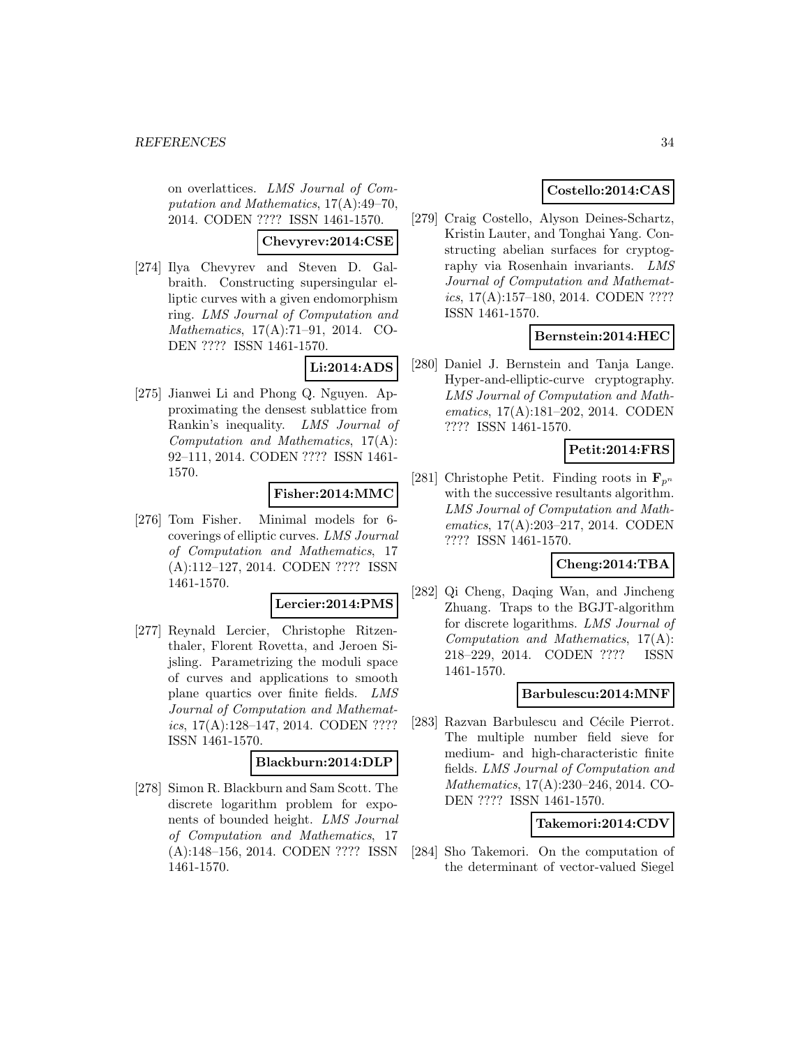on overlattices. *LMS Journal of Computation and Mathematics*, 17(A):49–70, 2014. CODEN ???? ISSN 1461-1570.

**Chevyrev:2014:CSE**

[274] Ilya Chevyrev and Steven D. Galbraith. Constructing supersingular elliptic curves with a given endomorphism ring. *LMS Journal of Computation and Mathematics*, 17(A):71–91, 2014. CODEN ???? ISSN 1461-1570.

**Li:2014:ADS**

[275] Jianwei Li and Phong Q. Nguyen. Approximating the densest sublattice from Rankin's inequality. *LMS Journal of Computation and Mathematics*, 17(A): 92–111, 2014. CODEN ???? ISSN 1461-1570.

**Fisher:2014:MMC**

[276] Tom Fisher. Minimal models for 6-coverings of elliptic curves. *LMS Journal of Computation and Mathematics*, 17 (A):112–127, 2014. CODEN ???? ISSN 1461-1570.

**Lercier:2014:PMS**

[277] Reynald Lercier, Christophe Ritzenthaler, Florent Rovetta, and Jeroen Sijsling. Parametrizing the moduli space of curves and applications to smooth plane quartics over finite fields. *LMS Journal of Computation and Mathematics*, 17(A):128–147, 2014. CODEN ???? ISSN 1461-1570.

**Blackburn:2014:DLP**

[278] Simon R. Blackburn and Sam Scott. The discrete logarithm problem for exponents of bounded height. *LMS Journal of Computation and Mathematics*, 17 (A):148–156, 2014. CODEN ???? ISSN 1461-1570.

**Costello:2014:CAS**

[279] Craig Costello, Alyson Deines-Schartz, Kristin Lauter, and Tonghai Yang. Constructing abelian surfaces for cryptography via Rosenhain invariants. *LMS Journal of Computation and Mathematics*, 17(A):157–180, 2014. CODEN ???? ISSN 1461-1570.

**Bernstein:2014:HEC**

[280] Daniel J. Bernstein and Tanja Lange. Hyper-and-elliptic-curve cryptography. *LMS Journal of Computation and Mathematics*, 17(A):181–202, 2014. CODEN ???? ISSN 1461-1570.

**Petit:2014:FRS**

[281] Christophe Petit. Finding roots in $\mathbf{F}_{p^n}$ with the successive resultants algorithm. *LMS Journal of Computation and Mathematics*, 17(A):203–217, 2014. CODEN ???? ISSN 1461-1570.

**Cheng:2014:TBA**

[282] Qi Cheng, Daqing Wan, and Jincheng Zhuang. Traps to the BGJT-algorithm for discrete logarithms. *LMS Journal of Computation and Mathematics*, 17(A): 218–229, 2014. CODEN ???? ISSN 1461-1570.

**Barbulescu:2014:MNF**

[283] Razvan Barbulescu and Cécile Pierrot. The multiple number field sieve for medium- and high-characteristic finite fields. *LMS Journal of Computation and Mathematics*, 17(A):230–246, 2014. CODEN ???? ISSN 1461-1570.

**Takemori:2014:CDV**

[284] Sho Takemori. On the computation of the determinant of vector-valued Siegel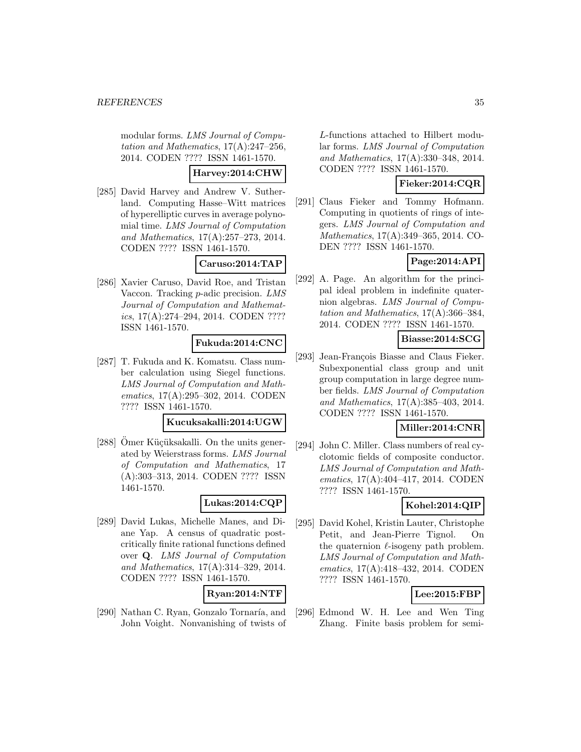modular forms. *LMS Journal of Computation and Mathematics*, 17(A):247–256, 2014. CODEN ???? ISSN 1461-1570.

**Harvey:2014:CHW**

[285] David Harvey and Andrew V. Sutherland. Computing Hasse–Witt matrices of hyperelliptic curves in average polynomial time. *LMS Journal of Computation and Mathematics*, 17(A):257–273, 2014. CODEN ???? ISSN 1461-1570.

**Caruso:2014:TAP**

[286] Xavier Caruso, David Roe, and Tristan Vaccon. Tracking $p$-adic precision. *LMS Journal of Computation and Mathematics*, 17(A):274–294, 2014. CODEN ???? ISSN 1461-1570.

**Fukuda:2014:CNC**

[287] T. Fukuda and K. Komatsu. Class number calculation using Siegel functions. *LMS Journal of Computation and Mathematics*, 17(A):295–302, 2014. CODEN ???? ISSN 1461-1570.

**Kucuksakalli:2014:UGW**

[288] Ömer Küçüksakalli. On the units generated by Weierstrass forms. *LMS Journal of Computation and Mathematics*, 17 (A):303–313, 2014. CODEN ???? ISSN 1461-1570.

**Lukas:2014:CQP**

[289] David Lukas, Michelle Manes, and Diane Yap. A census of quadratic post-critically finite rational functions defined over $\mathbf{Q}$. *LMS Journal of Computation and Mathematics*, 17(A):314–329, 2014. CODEN ???? ISSN 1461-1570.

**Ryan:2014:NTF**

[290] Nathan C. Ryan, Gonzalo Tornaría, and John Voight. Nonvanishing of twists of $L$-functions attached to Hilbert modular forms. *LMS Journal of Computation and Mathematics*, 17(A):330–348, 2014. CODEN ???? ISSN 1461-1570.

**Fieker:2014:CQR**

[291] Claus Fieker and Tommy Hofmann. Computing in quotients of rings of integers. *LMS Journal of Computation and Mathematics*, 17(A):349–365, 2014. CODEN ???? ISSN 1461-1570.

**Page:2014:API**

[292] A. Page. An algorithm for the principal ideal problem in indefinite quaternion algebras. *LMS Journal of Computation and Mathematics*, 17(A):366–384, 2014. CODEN ???? ISSN 1461-1570.

**Biasse:2014:SCG**

[293] Jean-François Biasse and Claus Fieker. Subexponential class group and unit group computation in large degree number fields. *LMS Journal of Computation and Mathematics*, 17(A):385–403, 2014. CODEN ???? ISSN 1461-1570.

**Miller:2014:CNR**

[294] John C. Miller. Class numbers of real cyclotomic fields of composite conductor. *LMS Journal of Computation and Mathematics*, 17(A):404–417, 2014. CODEN ???? ISSN 1461-1570.

**Kohel:2014:QIP**

[295] David Kohel, Kristin Lauter, Christophe Petit, and Jean-Pierre Tignol. On the quaternion $\ell$-isogeny path problem. *LMS Journal of Computation and Mathematics*, 17(A):418–432, 2014. CODEN ???? ISSN 1461-1570.

**Lee:2015:FBP**

[296] Edmond W. H. Lee and Wen Ting Zhang. Finite basis problem for semi-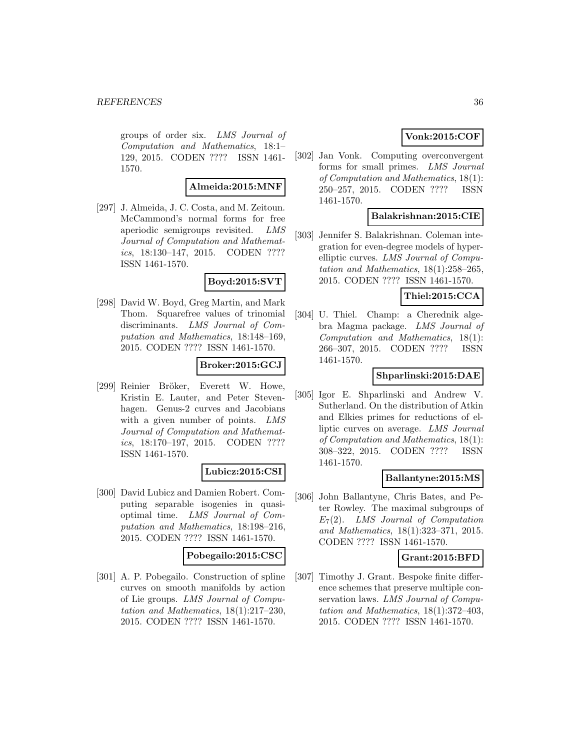groups of order six. *LMS Journal of Computation and Mathematics*, 18:1–129, 2015. CODEN ???? ISSN 1461-1570.

**Almeida:2015:MNF**

[297] J. Almeida, J. C. Costa, and M. Zeitoun. McCammond's normal forms for free aperiodic semigroups revisited. *LMS Journal of Computation and Mathematics*, 18:130–147, 2015. CODEN ???? ISSN 1461-1570.

**Boyd:2015:SVT**

[298] David W. Boyd, Greg Martin, and Mark Thom. Squarefree values of trinomial discriminants. *LMS Journal of Computation and Mathematics*, 18:148–169, 2015. CODEN ???? ISSN 1461-1570.

**Broker:2015:GCJ**

[299] Reinier Bröker, Everett W. Howe, Kristin E. Lauter, and Peter Stevenhagen. Genus-2 curves and Jacobians with a given number of points. *LMS Journal of Computation and Mathematics*, 18:170–197, 2015. CODEN ???? ISSN 1461-1570.

**Lubicz:2015:CSI**

[300] David Lubicz and Damien Robert. Computing separable isogenies in quasi-optimal time. *LMS Journal of Computation and Mathematics*, 18:198–216, 2015. CODEN ???? ISSN 1461-1570.

**Pobegailo:2015:CSC**

[301] A. P. Pobegailo. Construction of spline curves on smooth manifolds by action of Lie groups. *LMS Journal of Computation and Mathematics*, 18(1):217–230, 2015. CODEN ???? ISSN 1461-1570.

**Vonk:2015:COF**

[302] Jan Vonk. Computing overconvergent forms for small primes. *LMS Journal of Computation and Mathematics*, 18(1): 250–257, 2015. CODEN ???? ISSN 1461-1570.

**Balakrishnan:2015:CIE**

[303] Jennifer S. Balakrishnan. Coleman integration for even-degree models of hyperelliptic curves. *LMS Journal of Computation and Mathematics*, 18(1):258–265, 2015. CODEN ???? ISSN 1461-1570.

**Thiel:2015:CCA**

[304] U. Thiel. Champ: a Cherednik algebra Magma package. *LMS Journal of Computation and Mathematics*, 18(1): 266–307, 2015. CODEN ???? ISSN 1461-1570.

**Shparlinski:2015:DAE**

[305] Igor E. Shparlinski and Andrew V. Sutherland. On the distribution of Atkin and Elkies primes for reductions of elliptic curves on average. *LMS Journal of Computation and Mathematics*, 18(1): 308–322, 2015. CODEN ???? ISSN 1461-1570.

**Ballantyne:2015:MS**

[306] John Ballantyne, Chris Bates, and Peter Rowley. The maximal subgroups of $E_7(2)$. *LMS Journal of Computation and Mathematics*, 18(1):323–371, 2015. CODEN ???? ISSN 1461-1570.

**Grant:2015:BFD**

[307] Timothy J. Grant. Bespoke finite difference schemes that preserve multiple conservation laws. *LMS Journal of Computation and Mathematics*, 18(1):372–403, 2015. CODEN ???? ISSN 1461-1570.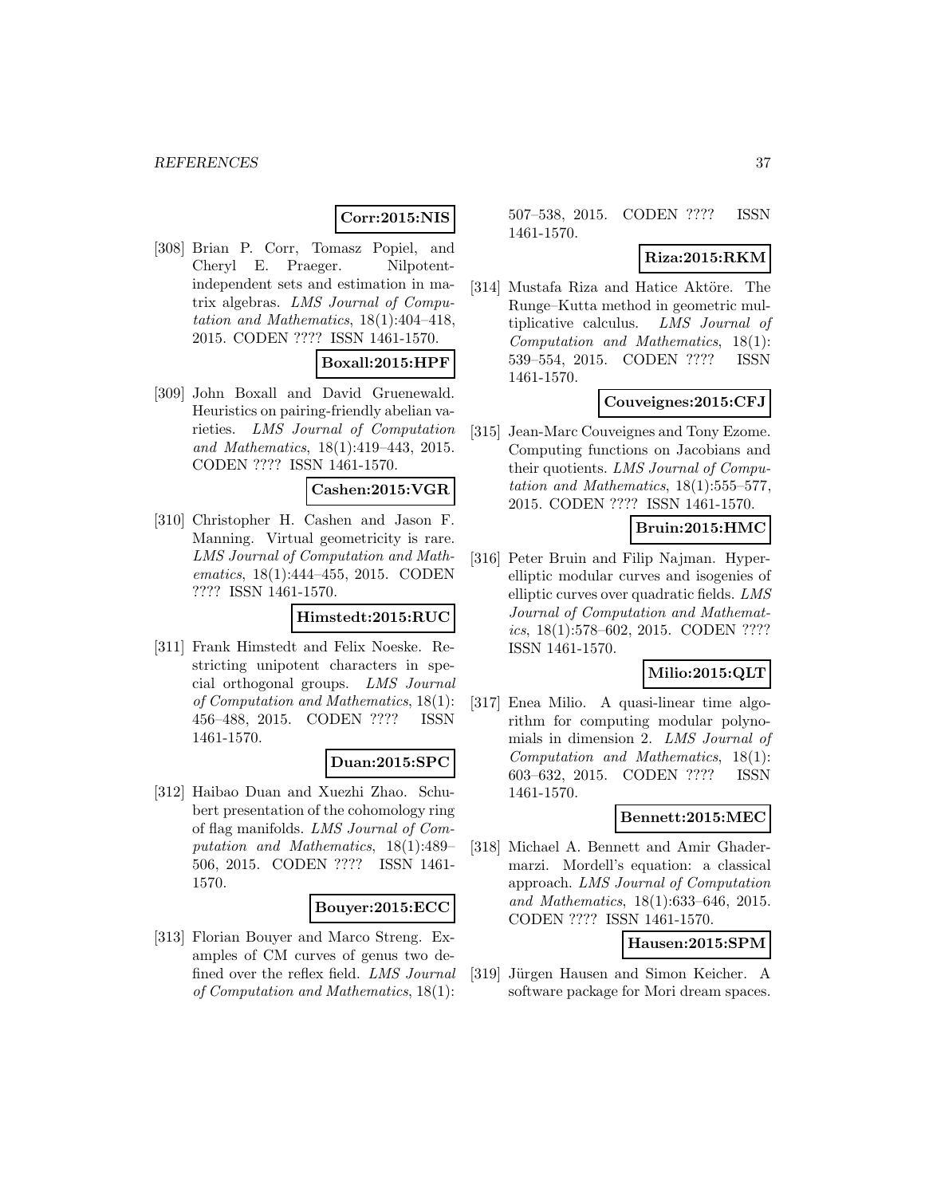**Corr:2015:NIS**

[308] Brian P. Corr, Tomasz Popiel, and Cheryl E. Praeger. Nilpotent-independent sets and estimation in matrix algebras. *LMS Journal of Computation and Mathematics*, 18(1):404–418, 2015. CODEN ???? ISSN 1461-1570.

**Boxall:2015:HPF**

[309] John Boxall and David Gruenewald. Heuristics on pairing-friendly abelian varieties. *LMS Journal of Computation and Mathematics*, 18(1):419–443, 2015. CODEN ???? ISSN 1461-1570.

**Cashen:2015:VGR**

[310] Christopher H. Cashen and Jason F. Manning. Virtual geometricity is rare. *LMS Journal of Computation and Mathematics*, 18(1):444–455, 2015. CODEN ???? ISSN 1461-1570.

**Himstedt:2015:RUC**

[311] Frank Himstedt and Felix Noeske. Restricting unipotent characters in special orthogonal groups. *LMS Journal of Computation and Mathematics*, 18(1): 456–488, 2015. CODEN ???? ISSN 1461-1570.

**Duan:2015:SPC**

[312] Haibao Duan and Xuezhi Zhao. Schubert presentation of the cohomology ring of flag manifolds. *LMS Journal of Computation and Mathematics*, 18(1):489–506, 2015. CODEN ???? ISSN 1461-1570.

**Bouyer:2015:ECC**

[313] Florian Bouyer and Marco Streng. Examples of CM curves of genus two defined over the reflex field. *LMS Journal of Computation and Mathematics*, 18(1): 507–538, 2015. CODEN ???? ISSN 1461-1570.

**Riza:2015:RKM**

[314] Mustafa Riza and Hatice Aktöre. The Runge–Kutta method in geometric multiplicative calculus. *LMS Journal of Computation and Mathematics*, 18(1): 539–554, 2015. CODEN ???? ISSN 1461-1570.

**Couveignes:2015:CFJ**

[315] Jean-Marc Couveignes and Tony Ezome. Computing functions on Jacobians and their quotients. *LMS Journal of Computation and Mathematics*, 18(1):555–577, 2015. CODEN ???? ISSN 1461-1570.

**Bruin:2015:HMC**

[316] Peter Bruin and Filip Najman. Hyperelliptic modular curves and isogenies of elliptic curves over quadratic fields. *LMS Journal of Computation and Mathematics*, 18(1):578–602, 2015. CODEN ???? ISSN 1461-1570.

**Milio:2015:QLT**

[317] Enea Milio. A quasi-linear time algorithm for computing modular polynomials in dimension 2. *LMS Journal of Computation and Mathematics*, 18(1): 603–632, 2015. CODEN ???? ISSN 1461-1570.

**Bennett:2015:MEC**

[318] Michael A. Bennett and Amir Ghadermarzi. Mordell's equation: a classical approach. *LMS Journal of Computation and Mathematics*, 18(1):633–646, 2015. CODEN ???? ISSN 1461-1570.

**Hausen:2015:SPM**

[319] Jürgen Hausen and Simon Keicher. A software package for Mori dream spaces.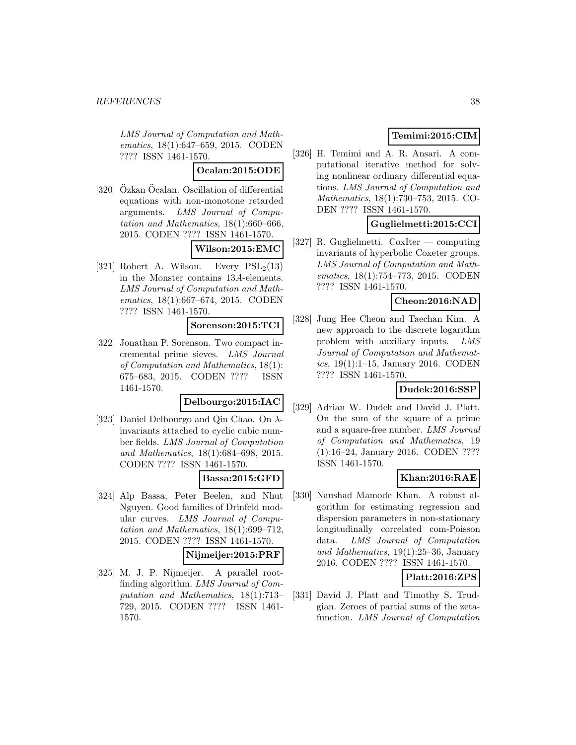*LMS Journal of Computation and Mathematics*, 18(1):647–659, 2015. CODEN ???? ISSN 1461-1570.

**Ocalan:2015:ODE**

[320] Özkan Öcalan. Oscillation of differential equations with non-monotone retarded arguments. *LMS Journal of Computation and Mathematics*, 18(1):660–666, 2015. CODEN ???? ISSN 1461-1570.

**Wilson:2015:EMC**

[321] Robert A. Wilson. Every $\mathrm{PSL}_2(13)$ in the Monster contains $13A$-elements. *LMS Journal of Computation and Mathematics*, 18(1):667–674, 2015. CODEN ???? ISSN 1461-1570.

**Sorenson:2015:TCI**

[322] Jonathan P. Sorenson. Two compact incremental prime sieves. *LMS Journal of Computation and Mathematics*, 18(1): 675–683, 2015. CODEN ???? ISSN 1461-1570.

**Delbourgo:2015:IAC**

[323] Daniel Delbourgo and Qin Chao. On $\lambda$-invariants attached to cyclic cubic number fields. *LMS Journal of Computation and Mathematics*, 18(1):684–698, 2015. CODEN ???? ISSN 1461-1570.

**Bassa:2015:GFD**

[324] Alp Bassa, Peter Beelen, and Nhut Nguyen. Good families of Drinfeld modular curves. *LMS Journal of Computation and Mathematics*, 18(1):699–712, 2015. CODEN ???? ISSN 1461-1570.

**Nijmeijer:2015:PRF**

[325] M. J. P. Nijmeijer. A parallel root-finding algorithm. *LMS Journal of Computation and Mathematics*, 18(1):713–729, 2015. CODEN ???? ISSN 1461-1570.

**Temimi:2015:CIM**

[326] H. Temimi and A. R. Ansari. A computational iterative method for solving nonlinear ordinary differential equations. *LMS Journal of Computation and Mathematics*, 18(1):730–753, 2015. CODEN ???? ISSN 1461-1570.

**Guglielmetti:2015:CCI**

[327] R. Guglielmetti. CoxIter — computing invariants of hyperbolic Coxeter groups. *LMS Journal of Computation and Mathematics*, 18(1):754–773, 2015. CODEN ???? ISSN 1461-1570.

**Cheon:2016:NAD**

[328] Jung Hee Cheon and Taechan Kim. A new approach to the discrete logarithm problem with auxiliary inputs. *LMS Journal of Computation and Mathematics*, 19(1):1–15, January 2016. CODEN ???? ISSN 1461-1570.

**Dudek:2016:SSP**

[329] Adrian W. Dudek and David J. Platt. On the sum of the square of a prime and a square-free number. *LMS Journal of Computation and Mathematics*, 19 (1):16–24, January 2016. CODEN ???? ISSN 1461-1570.

**Khan:2016:RAE**

[330] Naushad Mamode Khan. A robust algorithm for estimating regression and dispersion parameters in non-stationary longitudinally correlated com-Poisson data. *LMS Journal of Computation and Mathematics*, 19(1):25–36, January 2016. CODEN ???? ISSN 1461-1570.

**Platt:2016:ZPS**

[331] David J. Platt and Timothy S. Trudgian. Zeroes of partial sums of the zeta-function. *LMS Journal of Computation*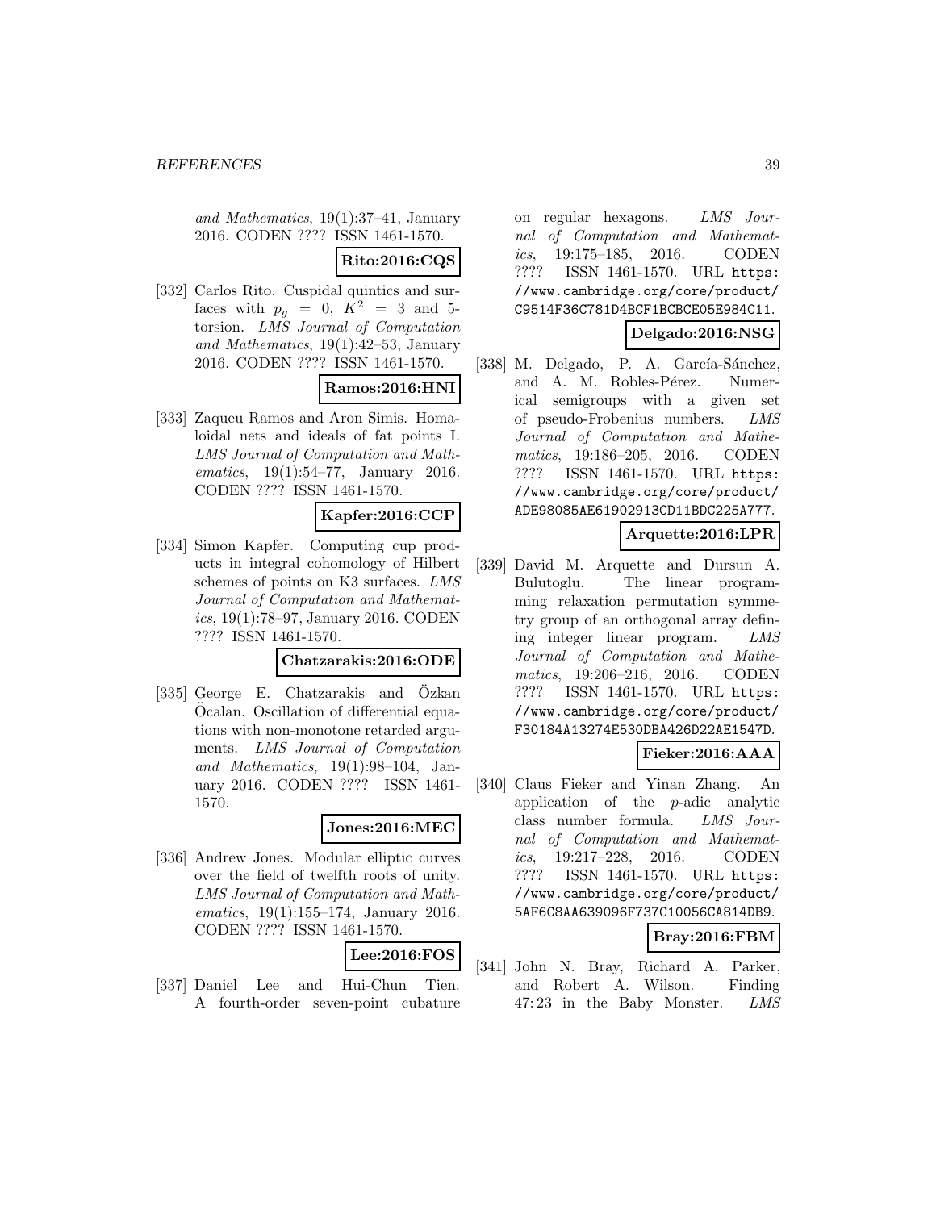*and Mathematics*, 19(1):37–41, January 2016. CODEN ???? ISSN 1461-1570.

**Rito:2016:CQS**

[332] Carlos Rito. Cuspidal quintics and surfaces with $p_g = 0$, $K^2 = 3$ and 5-torsion. *LMS Journal of Computation and Mathematics*, 19(1):42–53, January 2016. CODEN ???? ISSN 1461-1570.

**Ramos:2016:HNI**

[333] Zaqueu Ramos and Aron Simis. Homaloidal nets and ideals of fat points I. *LMS Journal of Computation and Mathematics*, 19(1):54–77, January 2016. CODEN ???? ISSN 1461-1570.

**Kapfer:2016:CCP**

[334] Simon Kapfer. Computing cup products in integral cohomology of Hilbert schemes of points on K3 surfaces. *LMS Journal of Computation and Mathematics*, 19(1):78–97, January 2016. CODEN ???? ISSN 1461-1570.

**Chatzarakis:2016:ODE**

[335] George E. Chatzarakis and Özkan Öcalan. Oscillation of differential equations with non-monotone retarded arguments. *LMS Journal of Computation and Mathematics*, 19(1):98–104, January 2016. CODEN ???? ISSN 1461-1570.

**Jones:2016:MEC**

[336] Andrew Jones. Modular elliptic curves over the field of twelfth roots of unity. *LMS Journal of Computation and Mathematics*, 19(1):155–174, January 2016. CODEN ???? ISSN 1461-1570.

**Lee:2016:FOS**

[337] Daniel Lee and Hui-Chun Tien. A fourth-order seven-point cubature on regular hexagons. *LMS Journal of Computation and Mathematics*, 19:175–185, 2016. CODEN ???? ISSN 1461-1570. URL https://www.cambridge.org/core/product/C9514F36C781D4BCF1BCBCE05E984C11.

**Delgado:2016:NSG**

[338] M. Delgado, P. A. García-Sánchez, and A. M. Robles-Pérez. Numerical semigroups with a given set of pseudo-Frobenius numbers. *LMS Journal of Computation and Mathematics*, 19:186–205, 2016. CODEN ???? ISSN 1461-1570. URL https://www.cambridge.org/core/product/ADE98085AE61902913CD11BDC225A777.

**Arquette:2016:LPR**

[339] David M. Arquette and Dursun A. Bulutoglu. The linear programming relaxation permutation symmetry group of an orthogonal array defining integer linear program. *LMS Journal of Computation and Mathematics*, 19:206–216, 2016. CODEN ???? ISSN 1461-1570. URL https://www.cambridge.org/core/product/F30184A13274E530DBA426D22AE1547D.

**Fieker:2016:AAA**

[340] Claus Fieker and Yinan Zhang. An application of the $p$-adic analytic class number formula. *LMS Journal of Computation and Mathematics*, 19:217–228, 2016. CODEN ???? ISSN 1461-1570. URL https://www.cambridge.org/core/product/5AF6C8AA639096F737C10056CA814DB9.

**Bray:2016:FBM**

[341] John N. Bray, Richard A. Parker, and Robert A. Wilson. Finding $47{:}23$ in the Baby Monster. *LMS*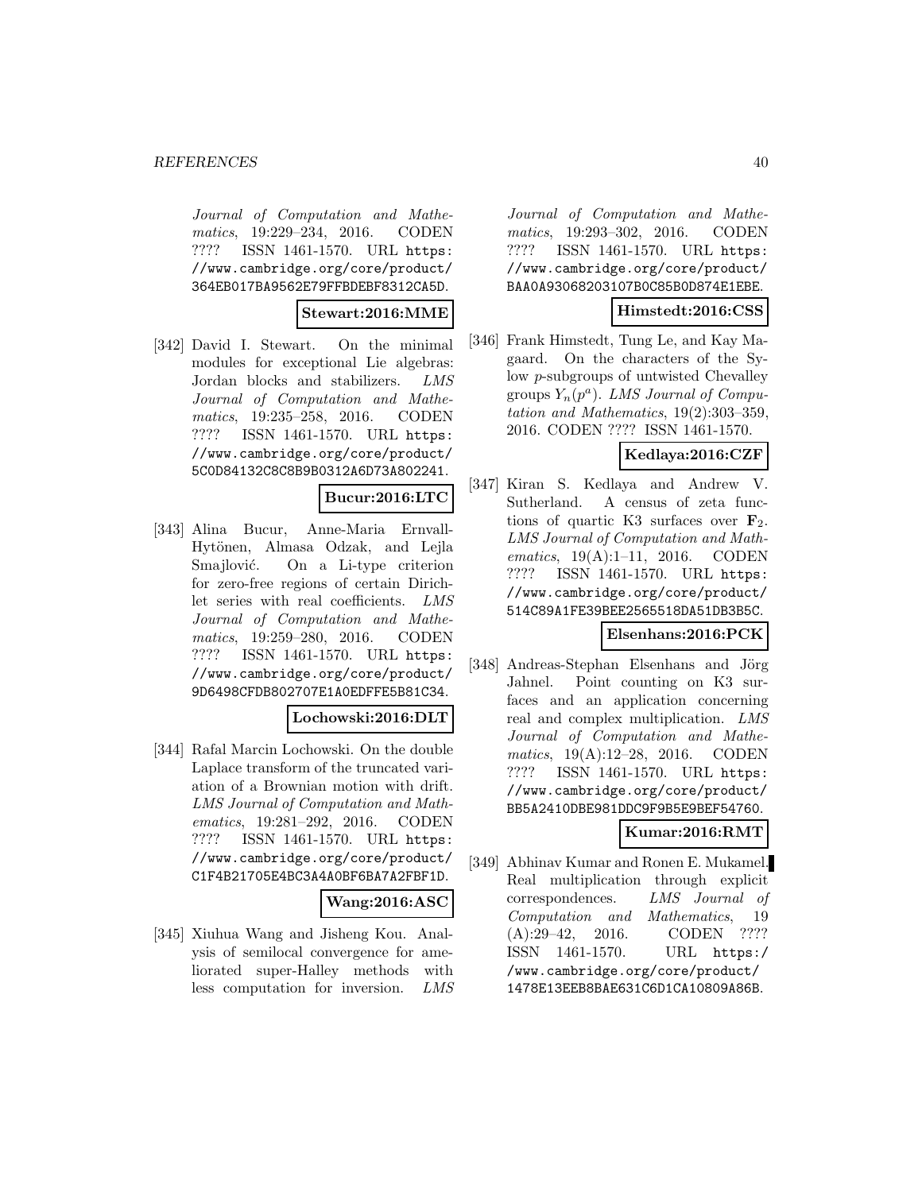*Journal of Computation and Mathematics*, 19:229–234, 2016. CODEN ???? ISSN 1461-1570. URL https://www.cambridge.org/core/product/364EB017BA9562E79FFBDEBF8312CA5D.

**Stewart:2016:MME**

[342] David I. Stewart. On the minimal modules for exceptional Lie algebras: Jordan blocks and stabilizers. *LMS Journal of Computation and Mathematics*, 19:235–258, 2016. CODEN ???? ISSN 1461-1570. URL https://www.cambridge.org/core/product/5C0D84132C8C8B9B0312A6D73A802241.

**Bucur:2016:LTC**

[343] Alina Bucur, Anne-Maria Ernvall-Hytönen, Almasa Odzak, and Lejla Smajlović. On a Li-type criterion for zero-free regions of certain Dirichlet series with real coefficients. *LMS Journal of Computation and Mathematics*, 19:259–280, 2016. CODEN ???? ISSN 1461-1570. URL https://www.cambridge.org/core/product/9D6498CFDB802707E1A0EDFFE5B81C34.

**Lochowski:2016:DLT**

[344] Rafal Marcin Lochowski. On the double Laplace transform of the truncated variation of a Brownian motion with drift. *LMS Journal of Computation and Mathematics*, 19:281–292, 2016. CODEN ???? ISSN 1461-1570. URL https://www.cambridge.org/core/product/C1F4B21705E4BC3A4A0BF6BA7A2FBF1D.

**Wang:2016:ASC**

[345] Xiuhua Wang and Jisheng Kou. Analysis of semilocal convergence for ameliorated super-Halley methods with less computation for inversion. *LMS Journal of Computation and Mathematics*, 19:293–302, 2016. CODEN ???? ISSN 1461-1570. URL https://www.cambridge.org/core/product/BAA0A93068203107B0C85B0D874E1EBE.

**Himstedt:2016:CSS**

[346] Frank Himstedt, Tung Le, and Kay Magaard. On the characters of the Sylow $p$-subgroups of untwisted Chevalley groups $Y_n(p^a)$. *LMS Journal of Computation and Mathematics*, 19(2):303–359, 2016. CODEN ???? ISSN 1461-1570.

**Kedlaya:2016:CZF**

[347] Kiran S. Kedlaya and Andrew V. Sutherland. A census of zeta functions of quartic K3 surfaces over $\mathbf{F}_2$. *LMS Journal of Computation and Mathematics*, 19(A):1–11, 2016. CODEN ???? ISSN 1461-1570. URL https://www.cambridge.org/core/product/514C89A1FE39BEE2565518DA51DB3B5C.

**Elsenhans:2016:PCK**

[348] Andreas-Stephan Elsenhans and Jörg Jahnel. Point counting on K3 surfaces and an application concerning real and complex multiplication. *LMS Journal of Computation and Mathematics*, 19(A):12–28, 2016. CODEN ???? ISSN 1461-1570. URL https://www.cambridge.org/core/product/BB5A2410DBE981DDC9F9B5E9BEF54760.

**Kumar:2016:RMT**

[349] Abhinav Kumar and Ronen E. Mukamel. Real multiplication through explicit correspondences. *LMS Journal of Computation and Mathematics*, 19 (A):29–42, 2016. CODEN ???? ISSN 1461-1570. URL https://www.cambridge.org/core/product/1478E13EEB8BAE631C6D1CA10809A86B.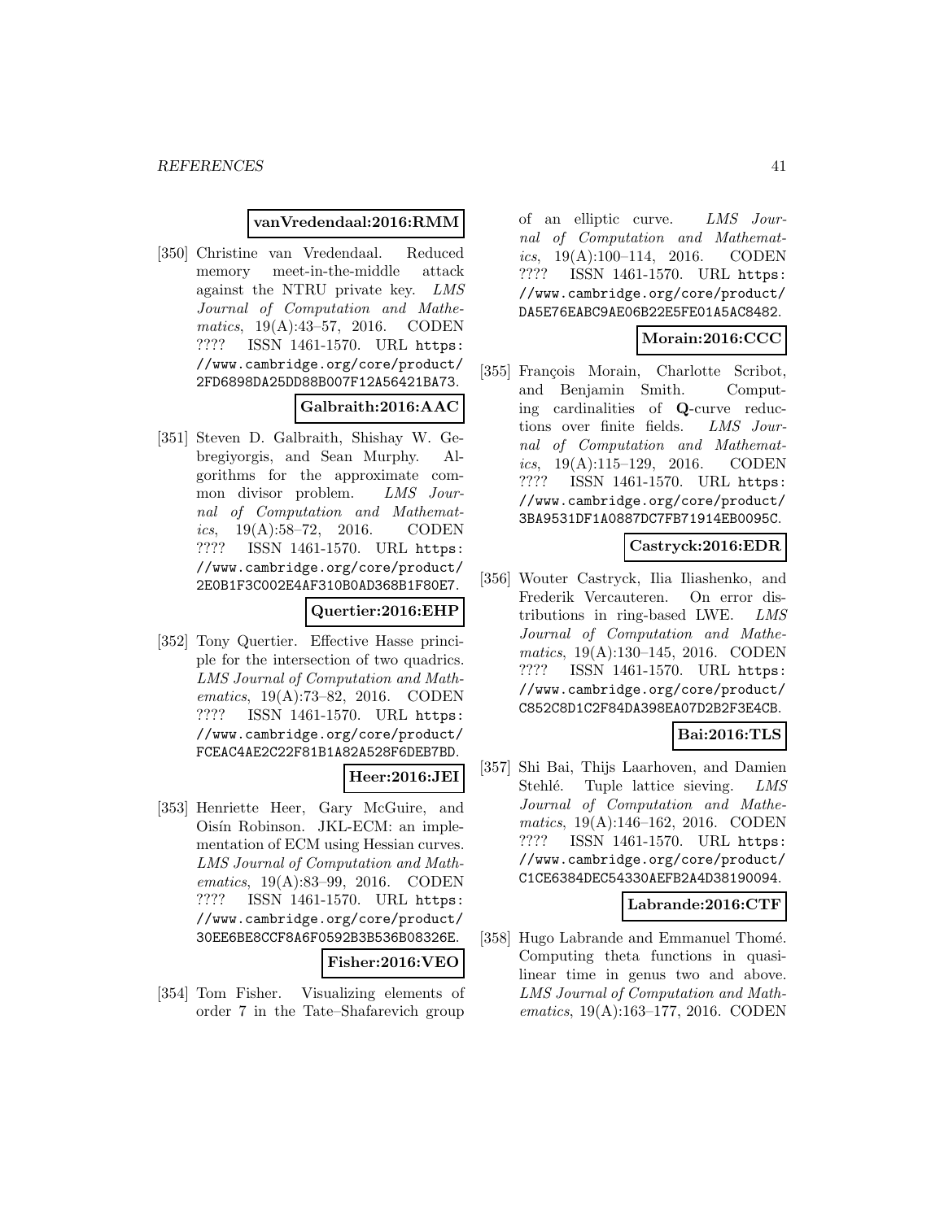**vanVredendaal:2016:RMM**

[350] Christine van Vredendaal. Reduced memory meet-in-the-middle attack against the NTRU private key. *LMS Journal of Computation and Mathematics*, 19(A):43–57, 2016. CODEN ???? ISSN 1461-1570. URL `https://www.cambridge.org/core/product/2FD6898DA25DD88B007F12A56421BA73`.

**Galbraith:2016:AAC**

[351] Steven D. Galbraith, Shishay W. Gebregiyorgis, and Sean Murphy. Algorithms for the approximate common divisor problem. *LMS Journal of Computation and Mathematics*, 19(A):58–72, 2016. CODEN ???? ISSN 1461-1570. URL `https://www.cambridge.org/core/product/2E0B1F3C002E4AF310B0AD368B1F80E7`.

**Quertier:2016:EHP**

[352] Tony Quertier. Effective Hasse principle for the intersection of two quadrics. *LMS Journal of Computation and Mathematics*, 19(A):73–82, 2016. CODEN ???? ISSN 1461-1570. URL `https://www.cambridge.org/core/product/FCEAC4AE2C22F81B1A82A528F6DEB7BD`.

**Heer:2016:JEI**

[353] Henriette Heer, Gary McGuire, and Oisín Robinson. JKL-ECM: an implementation of ECM using Hessian curves. *LMS Journal of Computation and Mathematics*, 19(A):83–99, 2016. CODEN ???? ISSN 1461-1570. URL `https://www.cambridge.org/core/product/30EE6BE8CCF8A6F0592B3B536B08326E`.

**Fisher:2016:VEO**

[354] Tom Fisher. Visualizing elements of order 7 in the Tate–Shafarevich group of an elliptic curve. *LMS Journal of Computation and Mathematics*, 19(A):100–114, 2016. CODEN ???? ISSN 1461-1570. URL `https://www.cambridge.org/core/product/DA5E76EABC9AE06B22E5FE01A5AC8482`.

**Morain:2016:CCC**

[355] François Morain, Charlotte Scribot, and Benjamin Smith. Computing cardinalities of **Q**-curve reductions over finite fields. *LMS Journal of Computation and Mathematics*, 19(A):115–129, 2016. CODEN ???? ISSN 1461-1570. URL `https://www.cambridge.org/core/product/3BA9531DF1A0887DC7FB71914EB0095C`.

**Castryck:2016:EDR**

[356] Wouter Castryck, Ilia Iliashenko, and Frederik Vercauteren. On error distributions in ring-based LWE. *LMS Journal of Computation and Mathematics*, 19(A):130–145, 2016. CODEN ???? ISSN 1461-1570. URL `https://www.cambridge.org/core/product/C852C8D1C2F84DA398EA07D2B2F3E4CB`.

**Bai:2016:TLS**

[357] Shi Bai, Thijs Laarhoven, and Damien Stehlé. Tuple lattice sieving. *LMS Journal of Computation and Mathematics*, 19(A):146–162, 2016. CODEN ???? ISSN 1461-1570. URL `https://www.cambridge.org/core/product/C1CE6384DEC54330AEFB2A4D38190094`.

**Labrande:2016:CTF**

[358] Hugo Labrande and Emmanuel Thomé. Computing theta functions in quasi-linear time in genus two and above. *LMS Journal of Computation and Mathematics*, 19(A):163–177, 2016. CODEN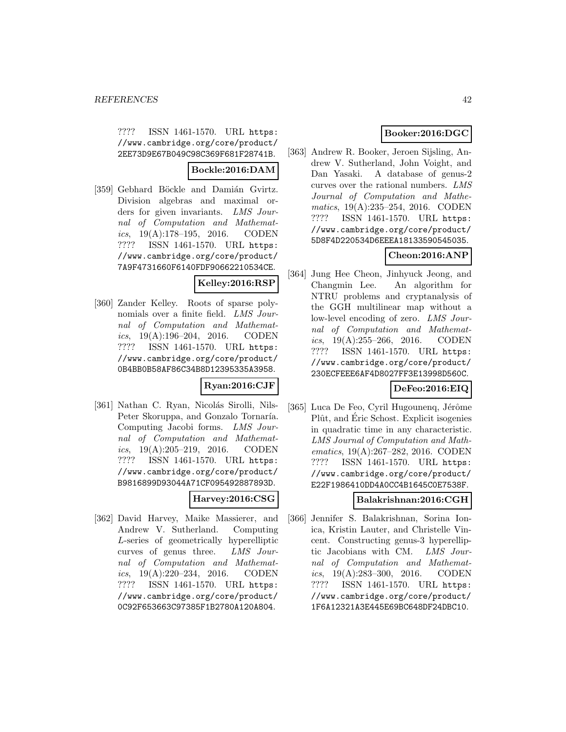???? ISSN 1461-1570. URL https://www.cambridge.org/core/product/2EE73D9E67B049C98C369F681F28741B.

**Bockle:2016:DAM**

[359] Gebhard Böckle and Damián Gvirtz. Division algebras and maximal orders for given invariants. *LMS Journal of Computation and Mathematics*, 19(A):178–195, 2016. CODEN ???? ISSN 1461-1570. URL https://www.cambridge.org/core/product/7A9F4731660F6140FDF90662210534CE.

**Kelley:2016:RSP**

[360] Zander Kelley. Roots of sparse polynomials over a finite field. *LMS Journal of Computation and Mathematics*, 19(A):196–204, 2016. CODEN ???? ISSN 1461-1570. URL https://www.cambridge.org/core/product/0B4BB0B58AF86C34B8D12395335A3958.

**Ryan:2016:CJF**

[361] Nathan C. Ryan, Nicolás Sirolli, Nils-Peter Skoruppa, and Gonzalo Tornaría. Computing Jacobi forms. *LMS Journal of Computation and Mathematics*, 19(A):205–219, 2016. CODEN ???? ISSN 1461-1570. URL https://www.cambridge.org/core/product/B9816899D93044A71CF095492887893D.

**Harvey:2016:CSG**

[362] David Harvey, Maike Massierer, and Andrew V. Sutherland. Computing $L$-series of geometrically hyperelliptic curves of genus three. *LMS Journal of Computation and Mathematics*, 19(A):220–234, 2016. CODEN ???? ISSN 1461-1570. URL https://www.cambridge.org/core/product/0C92F653663C97385F1B2780A120A804.

**Booker:2016:DGC**

[363] Andrew R. Booker, Jeroen Sijsling, Andrew V. Sutherland, John Voight, and Dan Yasaki. A database of genus-2 curves over the rational numbers. *LMS Journal of Computation and Mathematics*, 19(A):235–254, 2016. CODEN ???? ISSN 1461-1570. URL https://www.cambridge.org/core/product/5D8F4D220534D6EEEA18133590545035.

**Cheon:2016:ANP**

[364] Jung Hee Cheon, Jinhyuck Jeong, and Changmin Lee. An algorithm for NTRU problems and cryptanalysis of the GGH multilinear map without a low-level encoding of zero. *LMS Journal of Computation and Mathematics*, 19(A):255–266, 2016. CODEN ???? ISSN 1461-1570. URL https://www.cambridge.org/core/product/230ECFEEE6AF4D8027FF3E13998D560C.

**DeFeo:2016:EIQ**

[365] Luca De Feo, Cyril Hugounenq, Jérôme Plût, and Éric Schost. Explicit isogenies in quadratic time in any characteristic. *LMS Journal of Computation and Mathematics*, 19(A):267–282, 2016. CODEN ???? ISSN 1461-1570. URL https://www.cambridge.org/core/product/E22F1986410DD4A0CC4B1645C0E7538F.

**Balakrishnan:2016:CGH**

[366] Jennifer S. Balakrishnan, Sorina Ionica, Kristin Lauter, and Christelle Vincent. Constructing genus-3 hyperelliptic Jacobians with CM. *LMS Journal of Computation and Mathematics*, 19(A):283–300, 2016. CODEN ???? ISSN 1461-1570. URL https://www.cambridge.org/core/product/1F6A12321A3E445E69BC648DF24DBC10.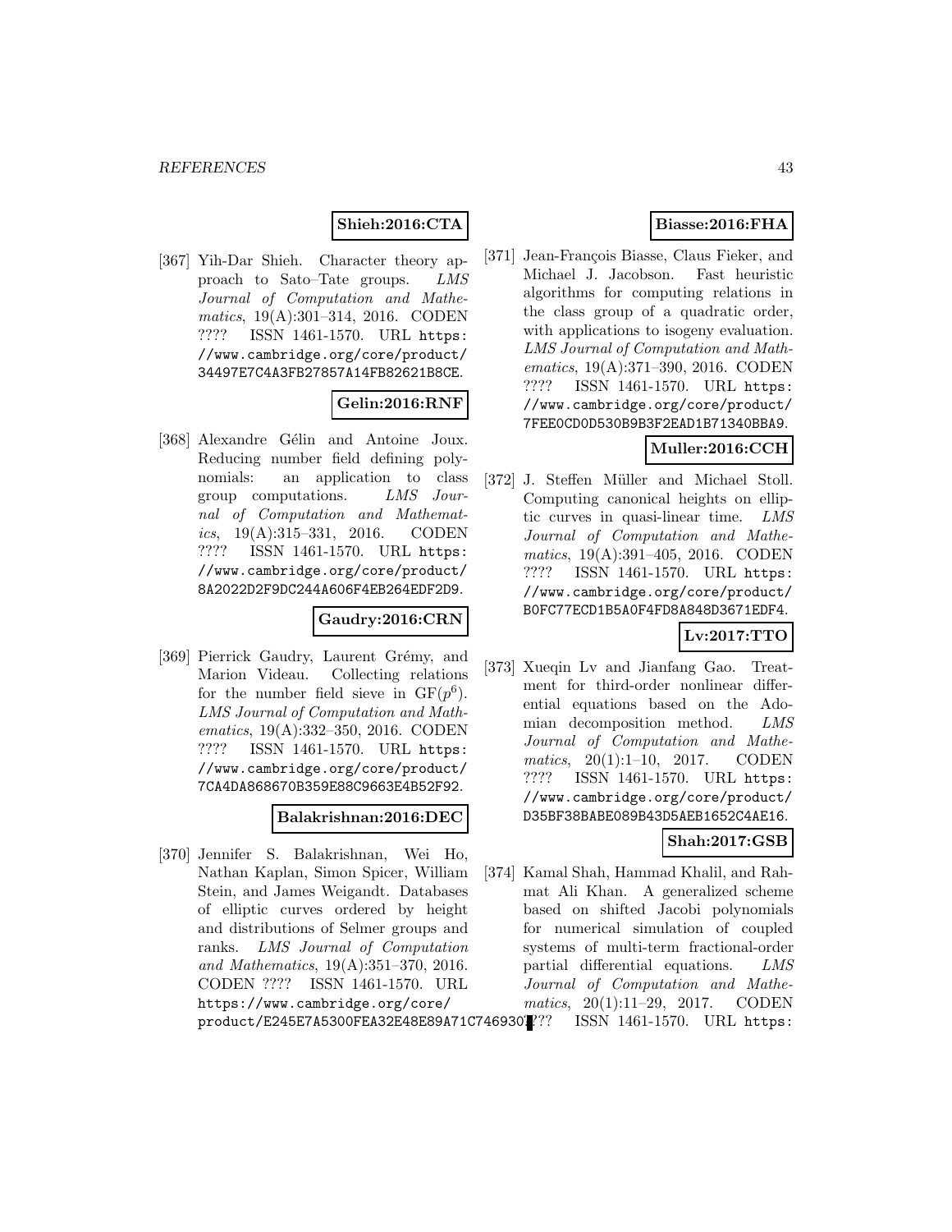**Shieh:2016:CTA**

[367] Yih-Dar Shieh. Character theory approach to Sato–Tate groups. *LMS Journal of Computation and Mathematics*, 19(A):301–314, 2016. CODEN ???? ISSN 1461-1570. URL https://www.cambridge.org/core/product/34497E7C4A3FB27857A14FB82621B8CE.

**Gelin:2016:RNF**

[368] Alexandre Gélin and Antoine Joux. Reducing number field defining polynomials: an application to class group computations. *LMS Journal of Computation and Mathematics*, 19(A):315–331, 2016. CODEN ???? ISSN 1461-1570. URL https://www.cambridge.org/core/product/8A2022D2F9DC244A606F4EB264EDF2D9.

**Gaudry:2016:CRN**

[369] Pierrick Gaudry, Laurent Grémy, and Marion Videau. Collecting relations for the number field sieve in $GF(p^6)$. *LMS Journal of Computation and Mathematics*, 19(A):332–350, 2016. CODEN ???? ISSN 1461-1570. URL https://www.cambridge.org/core/product/7CA4DA868670B359E88C9663E4B52F92.

**Balakrishnan:2016:DEC**

[370] Jennifer S. Balakrishnan, Wei Ho, Nathan Kaplan, Simon Spicer, William Stein, and James Weigandt. Databases of elliptic curves ordered by height and distributions of Selmer groups and ranks. *LMS Journal of Computation and Mathematics*, 19(A):351–370, 2016. CODEN ???? ISSN 1461-1570. URL https://www.cambridge.org/core/product/E245E7A5300FEA32E48E89A71C746930.

**Biasse:2016:FHA**

[371] Jean-François Biasse, Claus Fieker, and Michael J. Jacobson. Fast heuristic algorithms for computing relations in the class group of a quadratic order, with applications to isogeny evaluation. *LMS Journal of Computation and Mathematics*, 19(A):371–390, 2016. CODEN ???? ISSN 1461-1570. URL https://www.cambridge.org/core/product/7FEE0CD0D530B9B3F2EAD1B71340BBA9.

**Muller:2016:CCH**

[372] J. Steffen Müller and Michael Stoll. Computing canonical heights on elliptic curves in quasi-linear time. *LMS Journal of Computation and Mathematics*, 19(A):391–405, 2016. CODEN ???? ISSN 1461-1570. URL https://www.cambridge.org/core/product/B0FC77ECD1B5A0F4FD8A848D3671EDF4.

**Lv:2017:TTO**

[373] Xueqin Lv and Jianfang Gao. Treatment for third-order nonlinear differential equations based on the Adomian decomposition method. *LMS Journal of Computation and Mathematics*, 20(1):1–10, 2017. CODEN ???? ISSN 1461-1570. URL https://www.cambridge.org/core/product/D35BF38BABE089B43D5AEB1652C4AE16.

**Shah:2017:GSB**

[374] Kamal Shah, Hammad Khalil, and Rahmat Ali Khan. A generalized scheme based on shifted Jacobi polynomials for numerical simulation of coupled systems of multi-term fractional-order partial differential equations. *LMS Journal of Computation and Mathematics*, 20(1):11–29, 2017. CODEN ???? ISSN 1461-1570. URL https: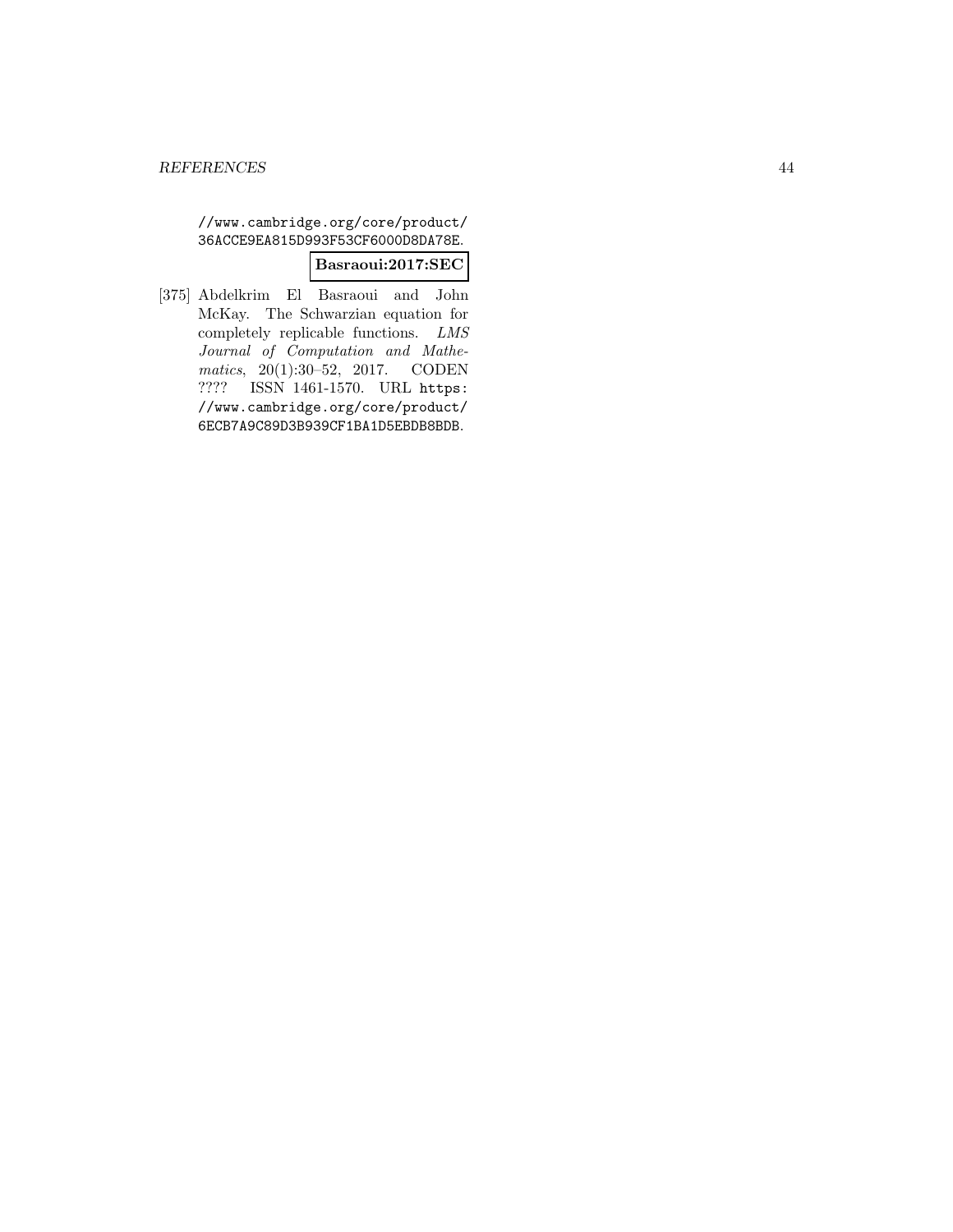//www.cambridge.org/core/product/36ACCE9EA815D993F53CF6000D8DA78E.

**Basraoui:2017:SEC**

[375] Abdelkrim El Basraoui and John McKay. The Schwarzian equation for completely replicable functions. *LMS Journal of Computation and Mathematics*, 20(1):30–52, 2017. CODEN ???? ISSN 1461-1570. URL https://www.cambridge.org/core/product/6ECB7A9C89D3B939CF1BA1D5EBDB8BDB.